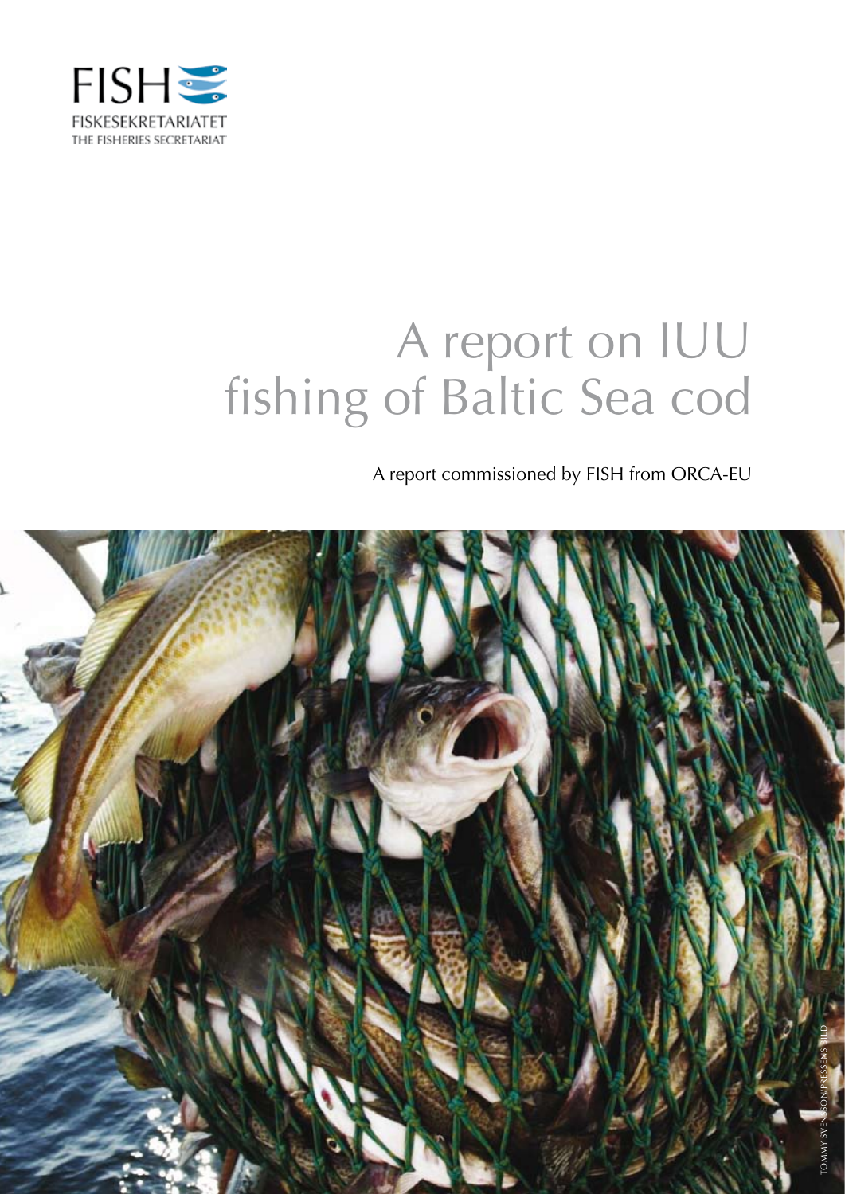FISH

FISKESEKRETARIATET

THE FISHERIES SECRETARIAT

# A report on IUU fishing of Baltic Sea cod

A report commissioned by FISH from ORCA-EU

TOMMY SVENSSON/PRESSENS BILD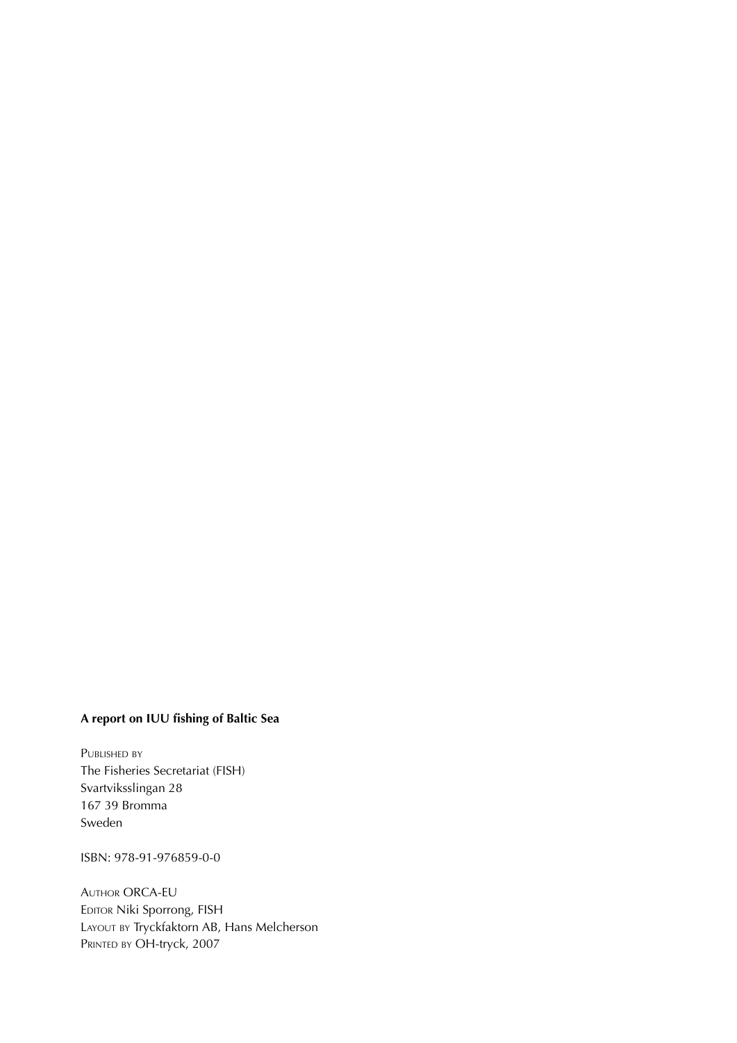**A report on IUU fishing of Baltic Sea**

Published by
The Fisheries Secretariat (FISH)
Svartviksslingan 28
167 39 Bromma
Sweden

ISBN: 978-91-976859-0-0

Author ORCA-EU
Editor Niki Sporrong, FISH
Layout by Tryckfaktorn AB, Hans Melcherson
Printed by OH-tryck, 2007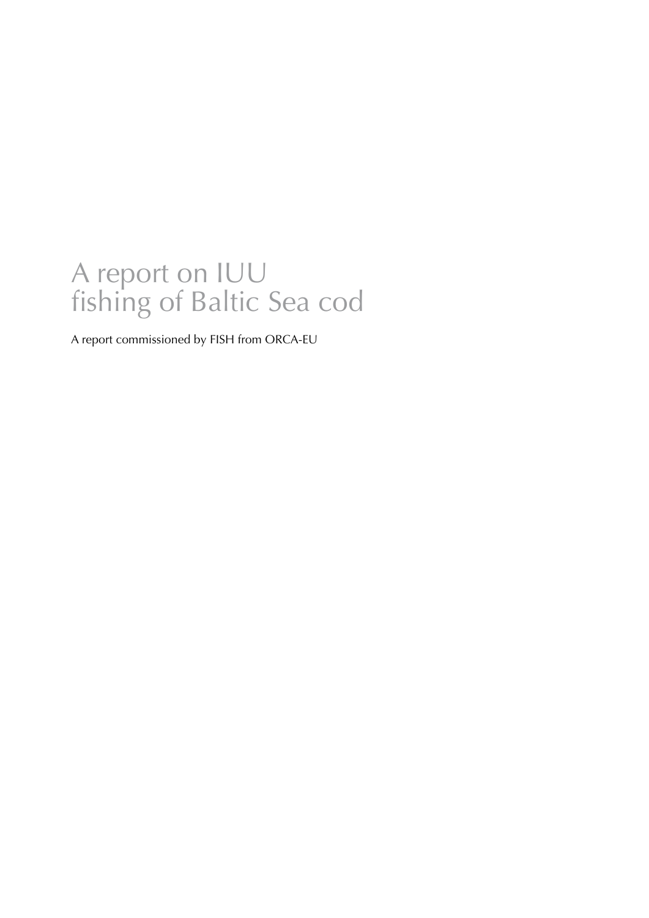# A report on IUU fishing of Baltic Sea cod

A report commissioned by FISH from ORCA-EU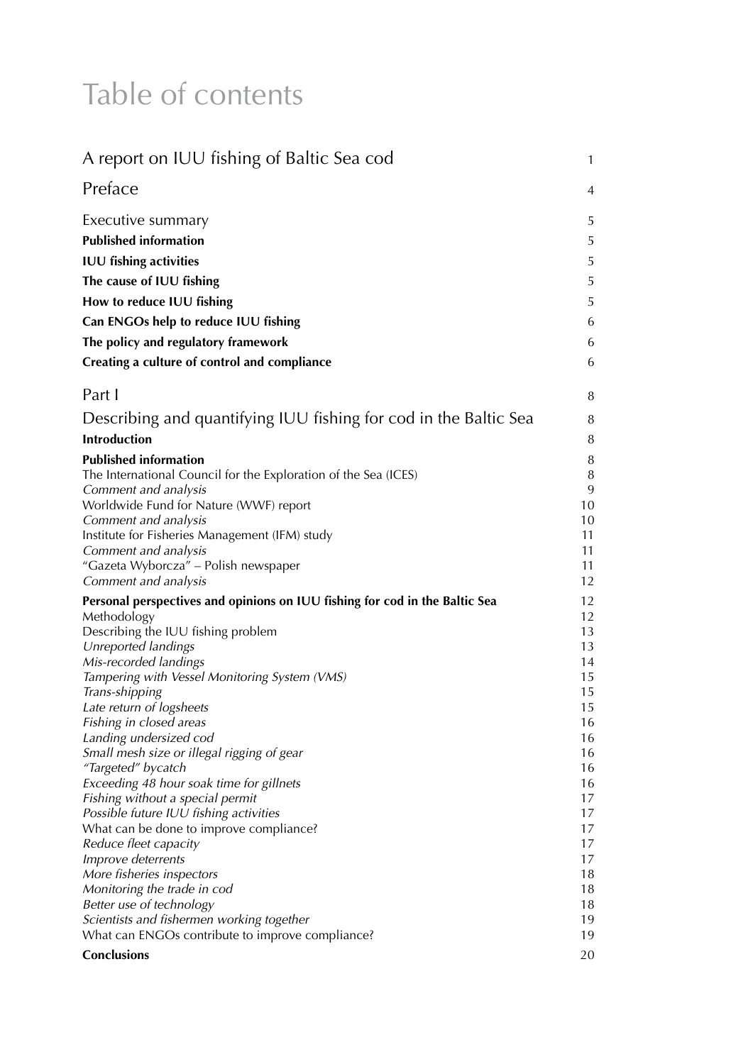# Table of contents

| | |
|---|---|
| A report on IUU fishing of Baltic Sea cod | 1 |
| Preface | 4 |
| Executive summary | 5 |
| **Published information** | 5 |
| **IUU fishing activities** | 5 |
| **The cause of IUU fishing** | 5 |
| **How to reduce IUU fishing** | 5 |
| **Can ENGOs help to reduce IUU fishing** | 6 |
| **The policy and regulatory framework** | 6 |
| **Creating a culture of control and compliance** | 6 |
| Part I | 8 |
| Describing and quantifying IUU fishing for cod in the Baltic Sea | 8 |
| **Introduction** | 8 |
| **Published information** | 8 |
| The International Council for the Exploration of the Sea (ICES) | 8 |
| *Comment and analysis* | 9 |
| Worldwide Fund for Nature (WWF) report | 10 |
| *Comment and analysis* | 10 |
| Institute for Fisheries Management (IFM) study | 11 |
| *Comment and analysis* | 11 |
| "Gazeta Wyborcza" – Polish newspaper | 11 |
| *Comment and analysis* | 12 |
| **Personal perspectives and opinions on IUU fishing for cod in the Baltic Sea** | 12 |
| Methodology | 12 |
| Describing the IUU fishing problem | 13 |
| *Unreported landings* | 13 |
| *Mis-recorded landings* | 14 |
| *Tampering with Vessel Monitoring System (VMS)* | 15 |
| *Trans-shipping* | 15 |
| *Late return of logsheets* | 15 |
| *Fishing in closed areas* | 16 |
| *Landing undersized cod* | 16 |
| *Small mesh size or illegal rigging of gear* | 16 |
| *"Targeted" bycatch* | 16 |
| *Exceeding 48 hour soak time for gillnets* | 16 |
| *Fishing without a special permit* | 17 |
| *Possible future IUU fishing activities* | 17 |
| What can be done to improve compliance? | 17 |
| *Reduce fleet capacity* | 17 |
| *Improve deterrents* | 17 |
| *More fisheries inspectors* | 18 |
| *Monitoring the trade in cod* | 18 |
| *Better use of technology* | 18 |
| *Scientists and fishermen working together* | 19 |
| What can ENGOs contribute to improve compliance? | 19 |
| **Conclusions** | 20 |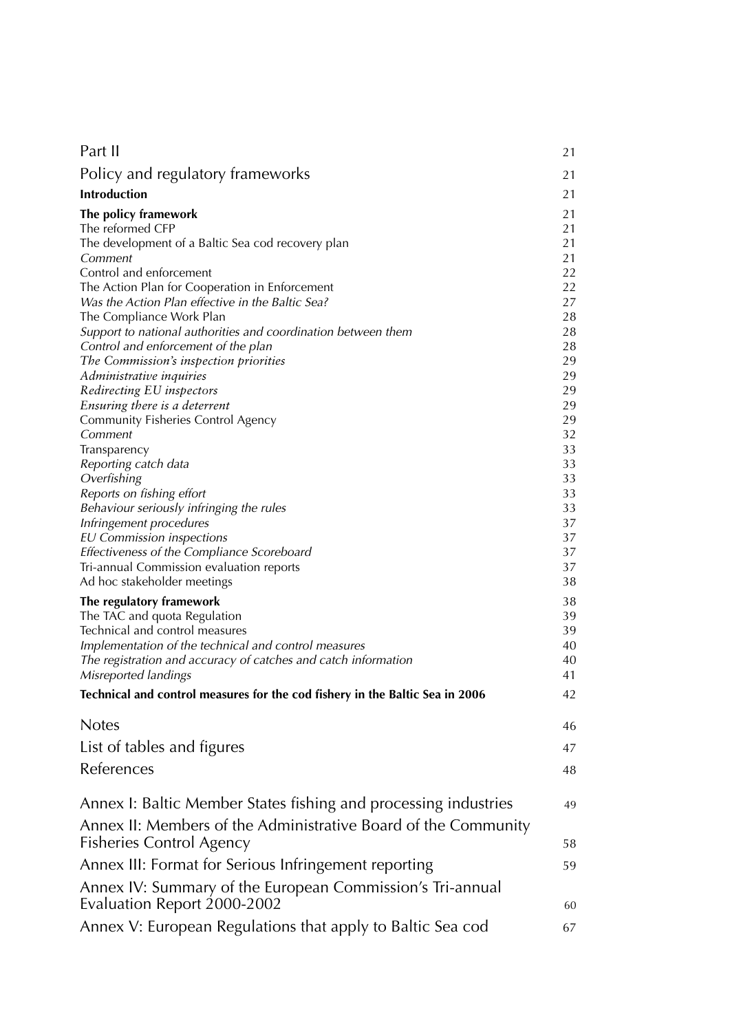| | |
|---|---|
| Part II | 21 |
| Policy and regulatory frameworks | 21 |
| **Introduction** | 21 |
| **The policy framework** | 21 |
| The reformed CFP | 21 |
| The development of a Baltic Sea cod recovery plan | 21 |
| *Comment* | 21 |
| Control and enforcement | 22 |
| The Action Plan for Cooperation in Enforcement | 22 |
| *Was the Action Plan effective in the Baltic Sea?* | 27 |
| The Compliance Work Plan | 28 |
| *Support to national authorities and coordination between them* | 28 |
| *Control and enforcement of the plan* | 28 |
| *The Commission's inspection priorities* | 29 |
| *Administrative inquiries* | 29 |
| *Redirecting EU inspectors* | 29 |
| *Ensuring there is a deterrent* | 29 |
| Community Fisheries Control Agency | 29 |
| *Comment* | 32 |
| Transparency | 33 |
| *Reporting catch data* | 33 |
| *Overfishing* | 33 |
| *Reports on fishing effort* | 33 |
| *Behaviour seriously infringing the rules* | 33 |
| *Infringement procedures* | 37 |
| *EU Commission inspections* | 37 |
| *Effectiveness of the Compliance Scoreboard* | 37 |
| Tri-annual Commission evaluation reports | 37 |
| Ad hoc stakeholder meetings | 38 |
| **The regulatory framework** | 38 |
| The TAC and quota Regulation | 39 |
| Technical and control measures | 39 |
| *Implementation of the technical and control measures* | 40 |
| *The registration and accuracy of catches and catch information* | 40 |
| *Misreported landings* | 41 |
| **Technical and control measures for the cod fishery in the Baltic Sea in 2006** | 42 |
| Notes | 46 |
| List of tables and figures | 47 |
| References | 48 |
| Annex I: Baltic Member States fishing and processing industries | 49 |
| Annex II: Members of the Administrative Board of the Community Fisheries Control Agency | 58 |
| Annex III: Format for Serious Infringement reporting | 59 |
| Annex IV: Summary of the European Commission's Tri-annual Evaluation Report 2000-2002 | 60 |
| Annex V: European Regulations that apply to Baltic Sea cod | 67 |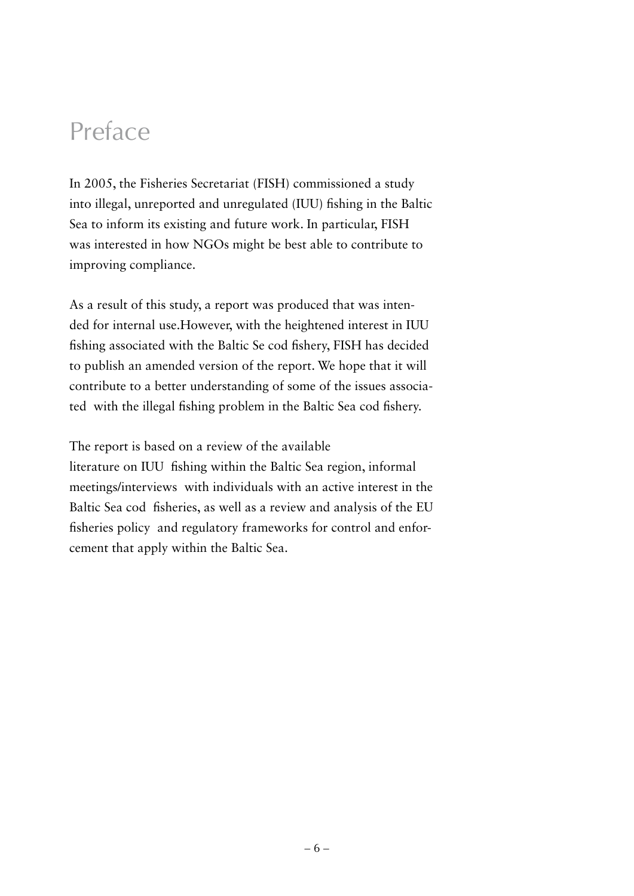# Preface

In 2005, the Fisheries Secretariat (FISH) commissioned a study into illegal, unreported and unregulated (IUU) fishing in the Baltic Sea to inform its existing and future work. In particular, FISH was interested in how NGOs might be best able to contribute to improving compliance.

As a result of this study, a report was produced that was intended for internal use.However, with the heightened interest in IUU fishing associated with the Baltic Se cod fishery, FISH has decided to publish an amended version of the report. We hope that it will contribute to a better understanding of some of the issues associated with the illegal fishing problem in the Baltic Sea cod fishery.

The report is based on a review of the available literature on IUU fishing within the Baltic Sea region, informal meetings/interviews with individuals with an active interest in the Baltic Sea cod fisheries, as well as a review and analysis of the EU fisheries policy and regulatory frameworks for control and enforcement that apply within the Baltic Sea.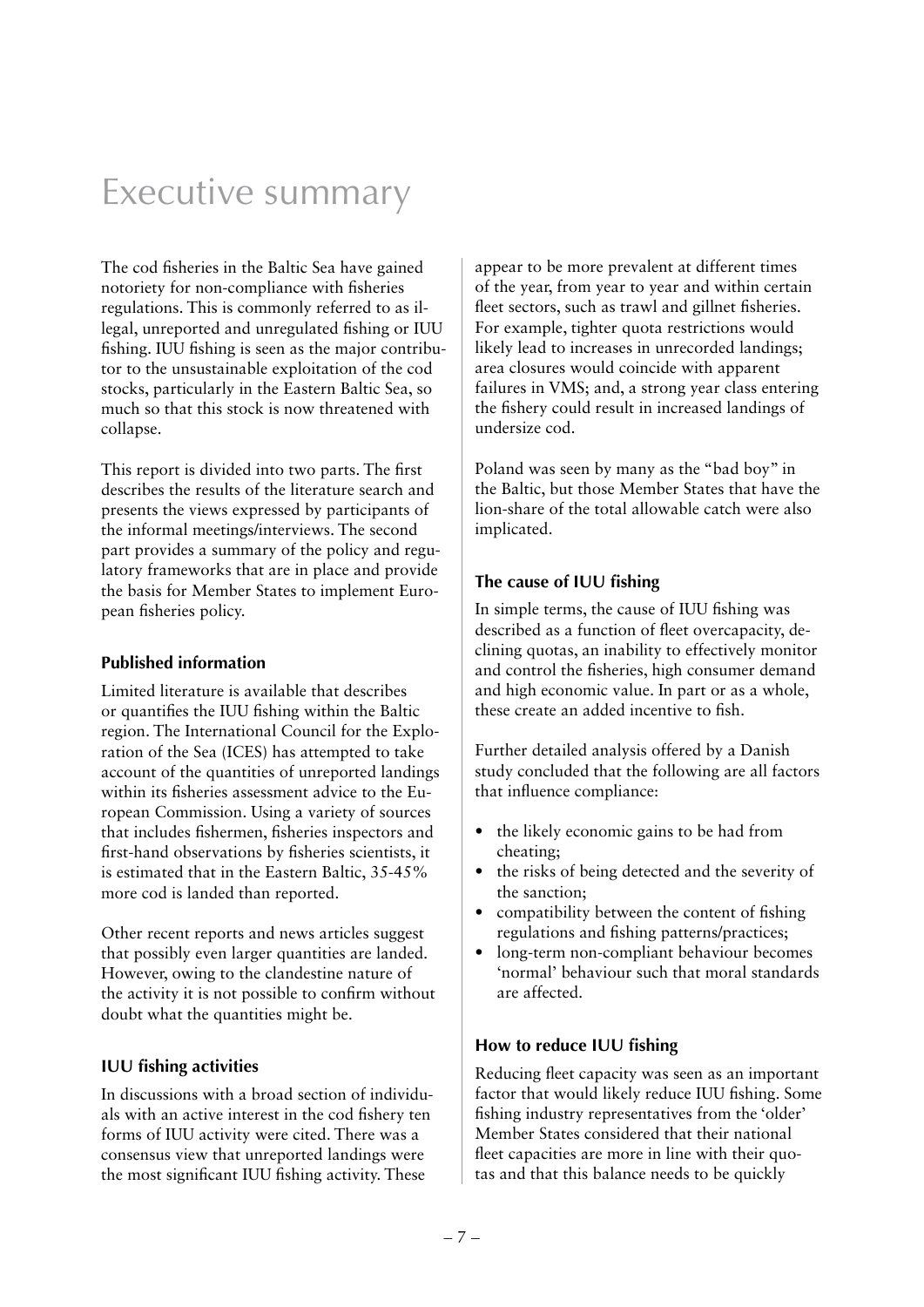# Executive summary

The cod fisheries in the Baltic Sea have gained notoriety for non-compliance with fisheries regulations. This is commonly referred to as illegal, unreported and unregulated fishing or IUU fishing. IUU fishing is seen as the major contributor to the unsustainable exploitation of the cod stocks, particularly in the Eastern Baltic Sea, so much so that this stock is now threatened with collapse.

This report is divided into two parts. The first describes the results of the literature search and presents the views expressed by participants of the informal meetings/interviews. The second part provides a summary of the policy and regulatory frameworks that are in place and provide the basis for Member States to implement European fisheries policy.

### Published information

Limited literature is available that describes or quantifies the IUU fishing within the Baltic region. The International Council for the Exploration of the Sea (ICES) has attempted to take account of the quantities of unreported landings within its fisheries assessment advice to the European Commission. Using a variety of sources that includes fishermen, fisheries inspectors and first-hand observations by fisheries scientists, it is estimated that in the Eastern Baltic, 35-45% more cod is landed than reported.

Other recent reports and news articles suggest that possibly even larger quantities are landed. However, owing to the clandestine nature of the activity it is not possible to confirm without doubt what the quantities might be.

### IUU fishing activities

In discussions with a broad section of individuals with an active interest in the cod fishery ten forms of IUU activity were cited. There was a consensus view that unreported landings were the most significant IUU fishing activity. These appear to be more prevalent at different times of the year, from year to year and within certain fleet sectors, such as trawl and gillnet fisheries. For example, tighter quota restrictions would likely lead to increases in unrecorded landings; area closures would coincide with apparent failures in VMS; and, a strong year class entering the fishery could result in increased landings of undersize cod.

Poland was seen by many as the "bad boy" in the Baltic, but those Member States that have the lion-share of the total allowable catch were also implicated.

### The cause of IUU fishing

In simple terms, the cause of IUU fishing was described as a function of fleet overcapacity, declining quotas, an inability to effectively monitor and control the fisheries, high consumer demand and high economic value. In part or as a whole, these create an added incentive to fish.

Further detailed analysis offered by a Danish study concluded that the following are all factors that influence compliance:

- the likely economic gains to be had from cheating;
- the risks of being detected and the severity of the sanction;
- compatibility between the content of fishing regulations and fishing patterns/practices;
- long-term non-compliant behaviour becomes 'normal' behaviour such that moral standards are affected.

### How to reduce IUU fishing

Reducing fleet capacity was seen as an important factor that would likely reduce IUU fishing. Some fishing industry representatives from the 'older' Member States considered that their national fleet capacities are more in line with their quotas and that this balance needs to be quickly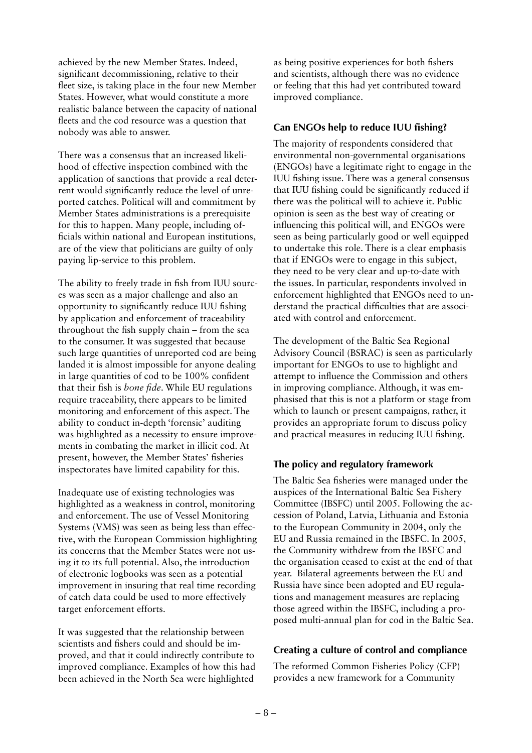achieved by the new Member States. Indeed, significant decommissioning, relative to their fleet size, is taking place in the four new Member States. However, what would constitute a more realistic balance between the capacity of national fleets and the cod resource was a question that nobody was able to answer.

There was a consensus that an increased likelihood of effective inspection combined with the application of sanctions that provide a real deterrent would significantly reduce the level of unreported catches. Political will and commitment by Member States administrations is a prerequisite for this to happen. Many people, including officials within national and European institutions, are of the view that politicians are guilty of only paying lip-service to this problem.

The ability to freely trade in fish from IUU sources was seen as a major challenge and also an opportunity to significantly reduce IUU fishing by application and enforcement of traceability throughout the fish supply chain – from the sea to the consumer. It was suggested that because such large quantities of unreported cod are being landed it is almost impossible for anyone dealing in large quantities of cod to be 100% confident that their fish is *bone fide*. While EU regulations require traceability, there appears to be limited monitoring and enforcement of this aspect. The ability to conduct in-depth 'forensic' auditing was highlighted as a necessity to ensure improvements in combating the market in illicit cod. At present, however, the Member States' fisheries inspectorates have limited capability for this.

Inadequate use of existing technologies was highlighted as a weakness in control, monitoring and enforcement. The use of Vessel Monitoring Systems (VMS) was seen as being less than effective, with the European Commission highlighting its concerns that the Member States were not using it to its full potential. Also, the introduction of electronic logbooks was seen as a potential improvement in insuring that real time recording of catch data could be used to more effectively target enforcement efforts.

It was suggested that the relationship between scientists and fishers could and should be improved, and that it could indirectly contribute to improved compliance. Examples of how this had been achieved in the North Sea were highlighted as being positive experiences for both fishers and scientists, although there was no evidence or feeling that this had yet contributed toward improved compliance.

### Can ENGOs help to reduce IUU fishing?

The majority of respondents considered that environmental non-governmental organisations (ENGOs) have a legitimate right to engage in the IUU fishing issue. There was a general consensus that IUU fishing could be significantly reduced if there was the political will to achieve it. Public opinion is seen as the best way of creating or influencing this political will, and ENGOs were seen as being particularly good or well equipped to undertake this role. There is a clear emphasis that if ENGOs were to engage in this subject, they need to be very clear and up-to-date with the issues. In particular, respondents involved in enforcement highlighted that ENGOs need to understand the practical difficulties that are associated with control and enforcement.

The development of the Baltic Sea Regional Advisory Council (BSRAC) is seen as particularly important for ENGOs to use to highlight and attempt to influence the Commission and others in improving compliance. Although, it was emphasised that this is not a platform or stage from which to launch or present campaigns, rather, it provides an appropriate forum to discuss policy and practical measures in reducing IUU fishing.

### The policy and regulatory framework

The Baltic Sea fisheries were managed under the auspices of the International Baltic Sea Fishery Committee (IBSFC) until 2005. Following the accession of Poland, Latvia, Lithuania and Estonia to the European Community in 2004, only the EU and Russia remained in the IBSFC. In 2005, the Community withdrew from the IBSFC and the organisation ceased to exist at the end of that year. Bilateral agreements between the EU and Russia have since been adopted and EU regulations and management measures are replacing those agreed within the IBSFC, including a proposed multi-annual plan for cod in the Baltic Sea.

### Creating a culture of control and compliance

The reformed Common Fisheries Policy (CFP) provides a new framework for a Community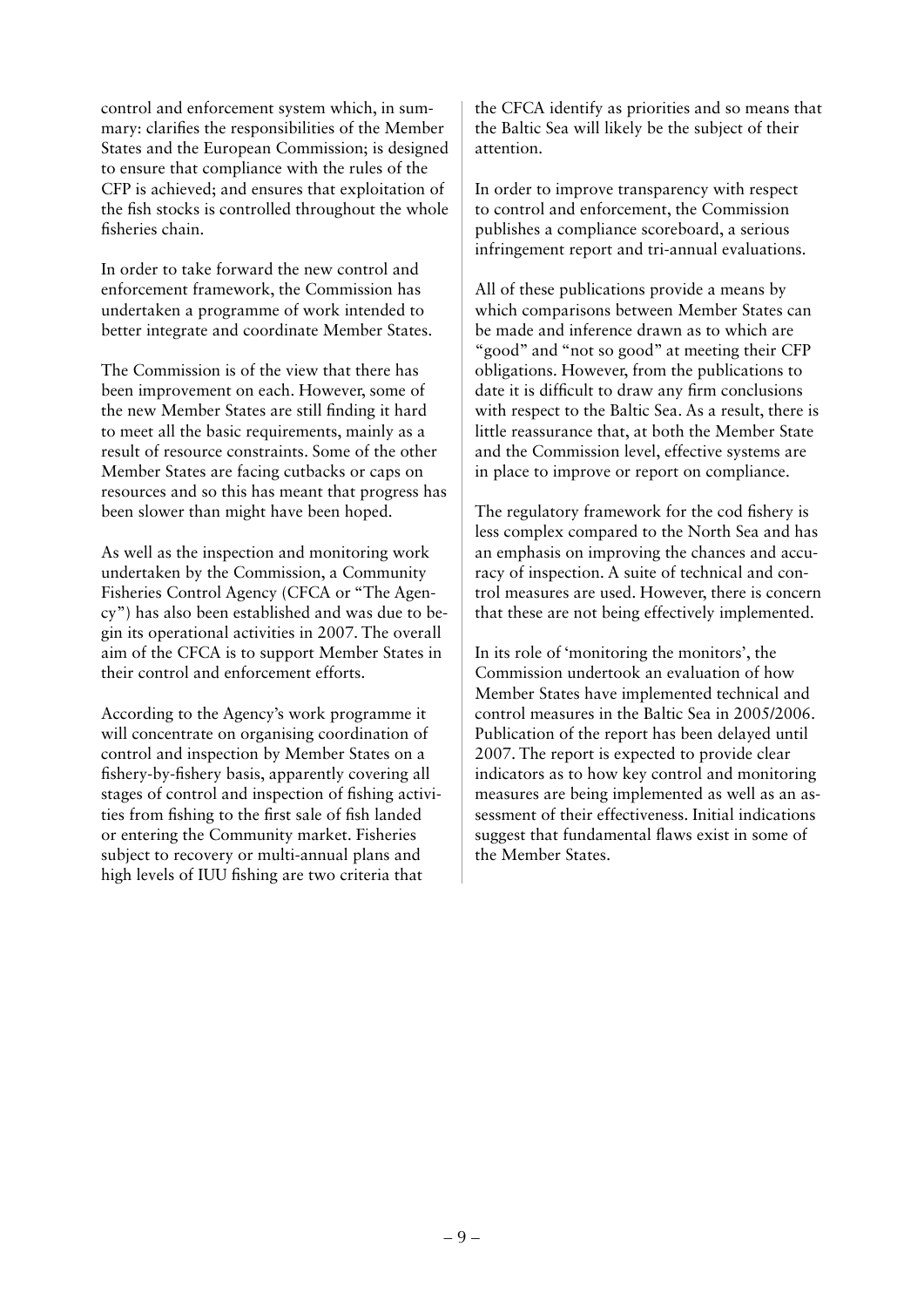control and enforcement system which, in summary: clarifies the responsibilities of the Member States and the European Commission; is designed to ensure that compliance with the rules of the CFP is achieved; and ensures that exploitation of the fish stocks is controlled throughout the whole fisheries chain.

In order to take forward the new control and enforcement framework, the Commission has undertaken a programme of work intended to better integrate and coordinate Member States.

The Commission is of the view that there has been improvement on each. However, some of the new Member States are still finding it hard to meet all the basic requirements, mainly as a result of resource constraints. Some of the other Member States are facing cutbacks or caps on resources and so this has meant that progress has been slower than might have been hoped.

As well as the inspection and monitoring work undertaken by the Commission, a Community Fisheries Control Agency (CFCA or "The Agency") has also been established and was due to begin its operational activities in 2007. The overall aim of the CFCA is to support Member States in their control and enforcement efforts.

According to the Agency's work programme it will concentrate on organising coordination of control and inspection by Member States on a fishery-by-fishery basis, apparently covering all stages of control and inspection of fishing activities from fishing to the first sale of fish landed or entering the Community market. Fisheries subject to recovery or multi-annual plans and high levels of IUU fishing are two criteria that the CFCA identify as priorities and so means that the Baltic Sea will likely be the subject of their attention.

In order to improve transparency with respect to control and enforcement, the Commission publishes a compliance scoreboard, a serious infringement report and tri-annual evaluations.

All of these publications provide a means by which comparisons between Member States can be made and inference drawn as to which are "good" and "not so good" at meeting their CFP obligations. However, from the publications to date it is difficult to draw any firm conclusions with respect to the Baltic Sea. As a result, there is little reassurance that, at both the Member State and the Commission level, effective systems are in place to improve or report on compliance.

The regulatory framework for the cod fishery is less complex compared to the North Sea and has an emphasis on improving the chances and accuracy of inspection. A suite of technical and control measures are used. However, there is concern that these are not being effectively implemented.

In its role of 'monitoring the monitors', the Commission undertook an evaluation of how Member States have implemented technical and control measures in the Baltic Sea in 2005/2006. Publication of the report has been delayed until 2007. The report is expected to provide clear indicators as to how key control and monitoring measures are being implemented as well as an assessment of their effectiveness. Initial indications suggest that fundamental flaws exist in some of the Member States.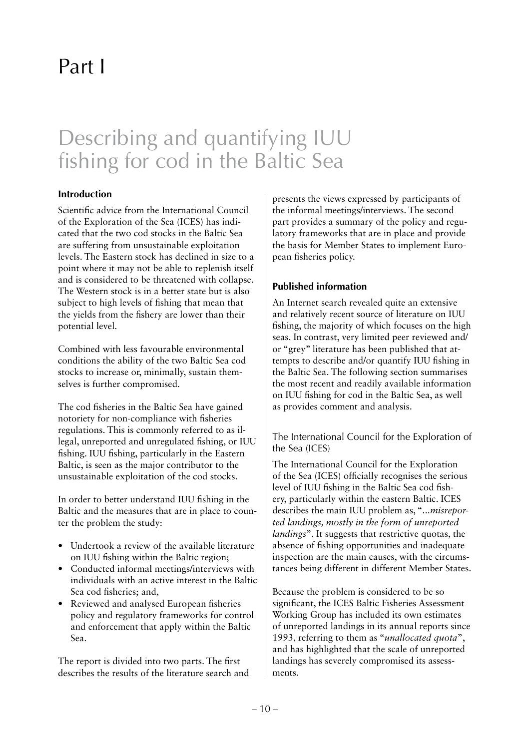# Part I

## Describing and quantifying IUU fishing for cod in the Baltic Sea

### Introduction

Scientific advice from the International Council of the Exploration of the Sea (ICES) has indicated that the two cod stocks in the Baltic Sea are suffering from unsustainable exploitation levels. The Eastern stock has declined in size to a point where it may not be able to replenish itself and is considered to be threatened with collapse. The Western stock is in a better state but is also subject to high levels of fishing that mean that the yields from the fishery are lower than their potential level.

Combined with less favourable environmental conditions the ability of the two Baltic Sea cod stocks to increase or, minimally, sustain themselves is further compromised.

The cod fisheries in the Baltic Sea have gained notoriety for non-compliance with fisheries regulations. This is commonly referred to as illegal, unreported and unregulated fishing, or IUU fishing. IUU fishing, particularly in the Eastern Baltic, is seen as the major contributor to the unsustainable exploitation of the cod stocks.

In order to better understand IUU fishing in the Baltic and the measures that are in place to counter the problem the study:

- Undertook a review of the available literature on IUU fishing within the Baltic region;
- Conducted informal meetings/interviews with individuals with an active interest in the Baltic Sea cod fisheries; and,
- Reviewed and analysed European fisheries policy and regulatory frameworks for control and enforcement that apply within the Baltic Sea.

The report is divided into two parts. The first describes the results of the literature search and presents the views expressed by participants of the informal meetings/interviews. The second part provides a summary of the policy and regulatory frameworks that are in place and provide the basis for Member States to implement European fisheries policy.

### Published information

An Internet search revealed quite an extensive and relatively recent source of literature on IUU fishing, the majority of which focuses on the high seas. In contrast, very limited peer reviewed and/or "grey" literature has been published that attempts to describe and/or quantify IUU fishing in the Baltic Sea. The following section summarises the most recent and readily available information on IUU fishing for cod in the Baltic Sea, as well as provides comment and analysis.

#### The International Council for the Exploration of the Sea (ICES)

The International Council for the Exploration of the Sea (ICES) officially recognises the serious level of IUU fishing in the Baltic Sea cod fishery, particularly within the eastern Baltic. ICES describes the main IUU problem as, "*...misreported landings, mostly in the form of unreported landings*". It suggests that restrictive quotas, the absence of fishing opportunities and inadequate inspection are the main causes, with the circumstances being different in different Member States.

Because the problem is considered to be so significant, the ICES Baltic Fisheries Assessment Working Group has included its own estimates of unreported landings in its annual reports since 1993, referring to them as "*unallocated quota*", and has highlighted that the scale of unreported landings has severely compromised its assessments.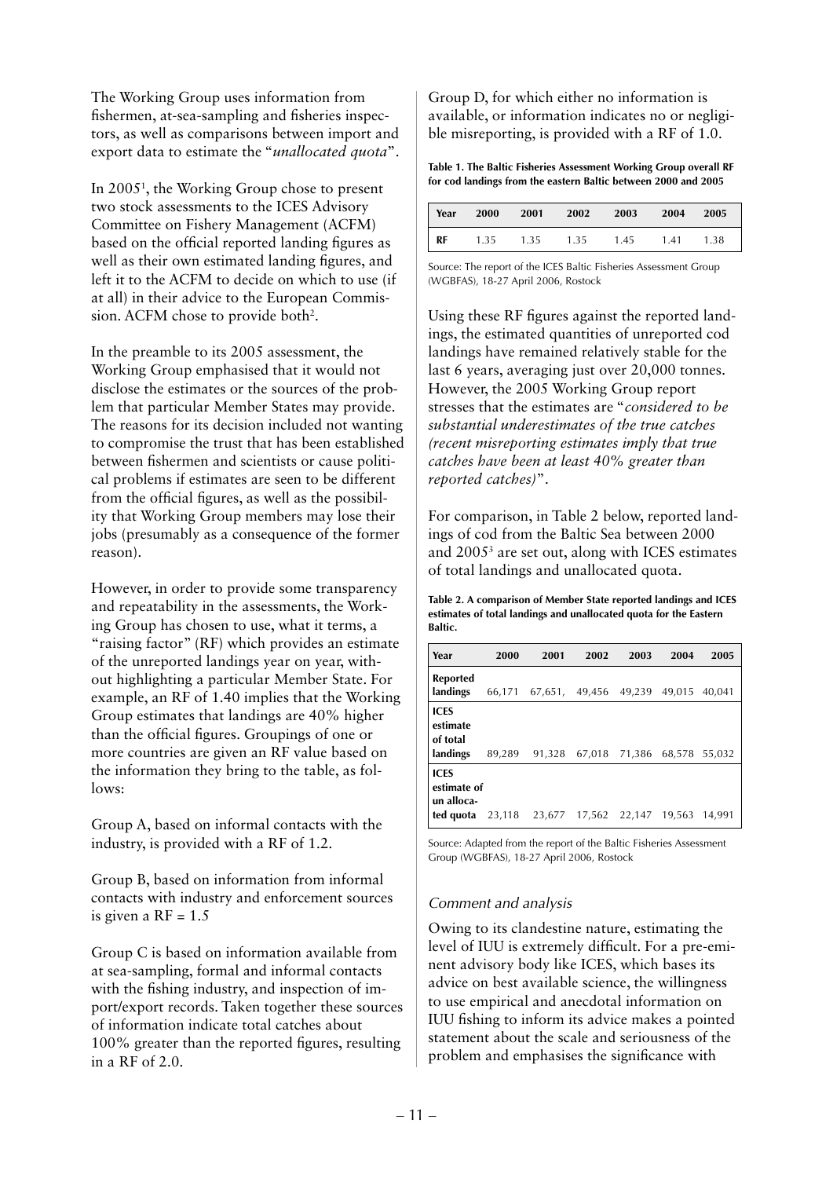The Working Group uses information from fishermen, at-sea-sampling and fisheries inspectors, as well as comparisons between import and export data to estimate the "*unallocated quota*".

In 2005[1], the Working Group chose to present two stock assessments to the ICES Advisory Committee on Fishery Management (ACFM) based on the official reported landing figures as well as their own estimated landing figures, and left it to the ACFM to decide on which to use (if at all) in their advice to the European Commission. ACFM chose to provide both[2].

In the preamble to its 2005 assessment, the Working Group emphasised that it would not disclose the estimates or the sources of the problem that particular Member States may provide. The reasons for its decision included not wanting to compromise the trust that has been established between fishermen and scientists or cause political problems if estimates are seen to be different from the official figures, as well as the possibility that Working Group members may lose their jobs (presumably as a consequence of the former reason).

However, in order to provide some transparency and repeatability in the assessments, the Working Group has chosen to use, what it terms, a "raising factor" (RF) which provides an estimate of the unreported landings year on year, without highlighting a particular Member State. For example, an RF of 1.40 implies that the Working Group estimates that landings are 40% higher than the official figures. Groupings of one or more countries are given an RF value based on the information they bring to the table, as follows:

Group A, based on informal contacts with the industry, is provided with a RF of 1.2.

Group B, based on information from informal contacts with industry and enforcement sources is given a RF = 1.5

Group C is based on information available from at sea-sampling, formal and informal contacts with the fishing industry, and inspection of import/export records. Taken together these sources of information indicate total catches about 100% greater than the reported figures, resulting in a RF of 2.0.

Group D, for which either no information is available, or information indicates no or negligible misreporting, is provided with a RF of 1.0.

**Table 1. The Baltic Fisheries Assessment Working Group overall RF for cod landings from the eastern Baltic between 2000 and 2005**

| Year | 2000 | 2001 | 2002 | 2003 | 2004 | 2005 |
|---|---|---|---|---|---|---|
| RF | 1.35 | 1.35 | 1.35 | 1.45 | 1.41 | 1.38 |

Source: The report of the ICES Baltic Fisheries Assessment Group (WGBFAS), 18-27 April 2006, Rostock

Using these RF figures against the reported landings, the estimated quantities of unreported cod landings have remained relatively stable for the last 6 years, averaging just over 20,000 tonnes. However, the 2005 Working Group report stresses that the estimates are "*considered to be substantial underestimates of the true catches (recent misreporting estimates imply that true catches have been at least 40% greater than reported catches)*".

For comparison, in Table 2 below, reported landings of cod from the Baltic Sea between 2000 and 2005[3] are set out, along with ICES estimates of total landings and unallocated quota.

**Table 2. A comparison of Member State reported landings and ICES estimates of total landings and unallocated quota for the Eastern Baltic.**

| Year | 2000 | 2001 | 2002 | 2003 | 2004 | 2005 |
|---|---|---|---|---|---|---|
| Reported landings | 66,171 | 67,651, | 49,456 | 49,239 | 49,015 | 40,041 |
| ICES estimate of total landings | 89,289 | 91,328 | 67,018 | 71,386 | 68,578 | 55,032 |
| ICES estimate of un allocated quota | 23,118 | 23,677 | 17,562 | 22,147 | 19,563 | 14,991 |

Source: Adapted from the report of the Baltic Fisheries Assessment Group (WGBFAS), 18-27 April 2006, Rostock

### *Comment and analysis*

Owing to its clandestine nature, estimating the level of IUU is extremely difficult. For a pre-eminent advisory body like ICES, which bases its advice on best available science, the willingness to use empirical and anecdotal information on IUU fishing to inform its advice makes a pointed statement about the scale and seriousness of the problem and emphasises the significance with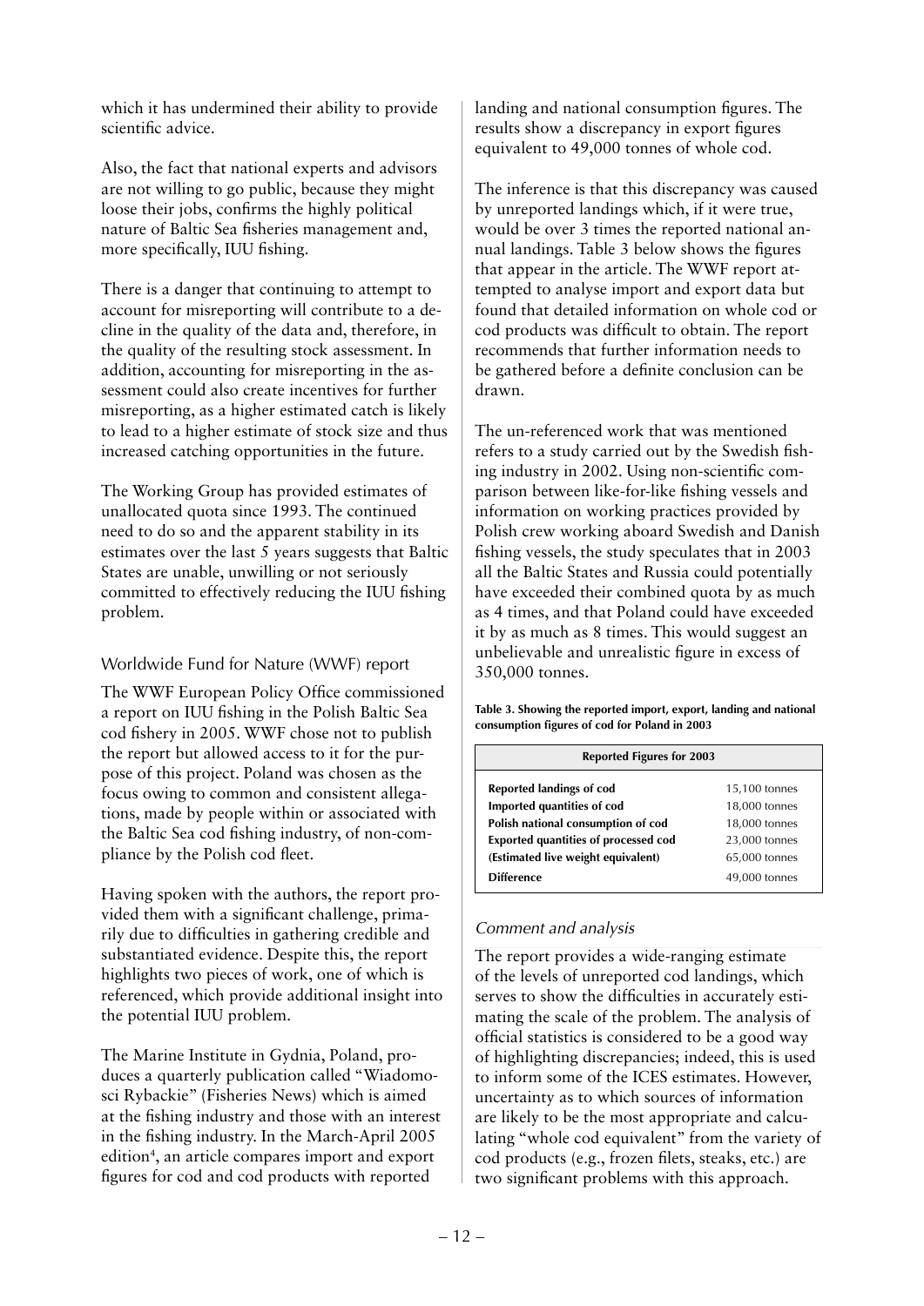which it has undermined their ability to provide scientific advice.

Also, the fact that national experts and advisors are not willing to go public, because they might loose their jobs, confirms the highly political nature of Baltic Sea fisheries management and, more specifically, IUU fishing.

There is a danger that continuing to attempt to account for misreporting will contribute to a decline in the quality of the data and, therefore, in the quality of the resulting stock assessment. In addition, accounting for misreporting in the assessment could also create incentives for further misreporting, as a higher estimated catch is likely to lead to a higher estimate of stock size and thus increased catching opportunities in the future.

The Working Group has provided estimates of unallocated quota since 1993. The continued need to do so and the apparent stability in its estimates over the last 5 years suggests that Baltic States are unable, unwilling or not seriously committed to effectively reducing the IUU fishing problem.

## Worldwide Fund for Nature (WWF) report

The WWF European Policy Office commissioned a report on IUU fishing in the Polish Baltic Sea cod fishery in 2005. WWF chose not to publish the report but allowed access to it for the purpose of this project. Poland was chosen as the focus owing to common and consistent allegations, made by people within or associated with the Baltic Sea cod fishing industry, of non-compliance by the Polish cod fleet.

Having spoken with the authors, the report provided them with a significant challenge, primarily due to difficulties in gathering credible and substantiated evidence. Despite this, the report highlights two pieces of work, one of which is referenced, which provide additional insight into the potential IUU problem.

The Marine Institute in Gydnia, Poland, produces a quarterly publication called "Wiadomosci Rybackie" (Fisheries News) which is aimed at the fishing industry and those with an interest in the fishing industry. In the March-April 2005 edition[4], an article compares import and export figures for cod and cod products with reported landing and national consumption figures. The results show a discrepancy in export figures equivalent to 49,000 tonnes of whole cod.

The inference is that this discrepancy was caused by unreported landings which, if it were true, would be over 3 times the reported national annual landings. Table 3 below shows the figures that appear in the article. The WWF report attempted to analyse import and export data but found that detailed information on whole cod or cod products was difficult to obtain. The report recommends that further information needs to be gathered before a definite conclusion can be drawn.

The un-referenced work that was mentioned refers to a study carried out by the Swedish fishing industry in 2002. Using non-scientific comparison between like-for-like fishing vessels and information on working practices provided by Polish crew working aboard Swedish and Danish fishing vessels, the study speculates that in 2003 all the Baltic States and Russia could potentially have exceeded their combined quota by as much as 4 times, and that Poland could have exceeded it by as much as 8 times. This would suggest an unbelievable and unrealistic figure in excess of 350,000 tonnes.

**Table 3. Showing the reported import, export, landing and national consumption figures of cod for Poland in 2003**

| Reported Figures for 2003 | |
|---|---|
| **Reported landings of cod** | 15,100 tonnes |
| **Imported quantities of cod** | 18,000 tonnes |
| **Polish national consumption of cod** | 18,000 tonnes |
| **Exported quantities of processed cod** | 23,000 tonnes |
| **(Estimated live weight equivalent)** | 65,000 tonnes |
| **Difference** | 49,000 tonnes |

### *Comment and analysis*

The report provides a wide-ranging estimate of the levels of unreported cod landings, which serves to show the difficulties in accurately estimating the scale of the problem. The analysis of official statistics is considered to be a good way of highlighting discrepancies; indeed, this is used to inform some of the ICES estimates. However, uncertainty as to which sources of information are likely to be the most appropriate and calculating "whole cod equivalent" from the variety of cod products (e.g., frozen filets, steaks, etc.) are two significant problems with this approach.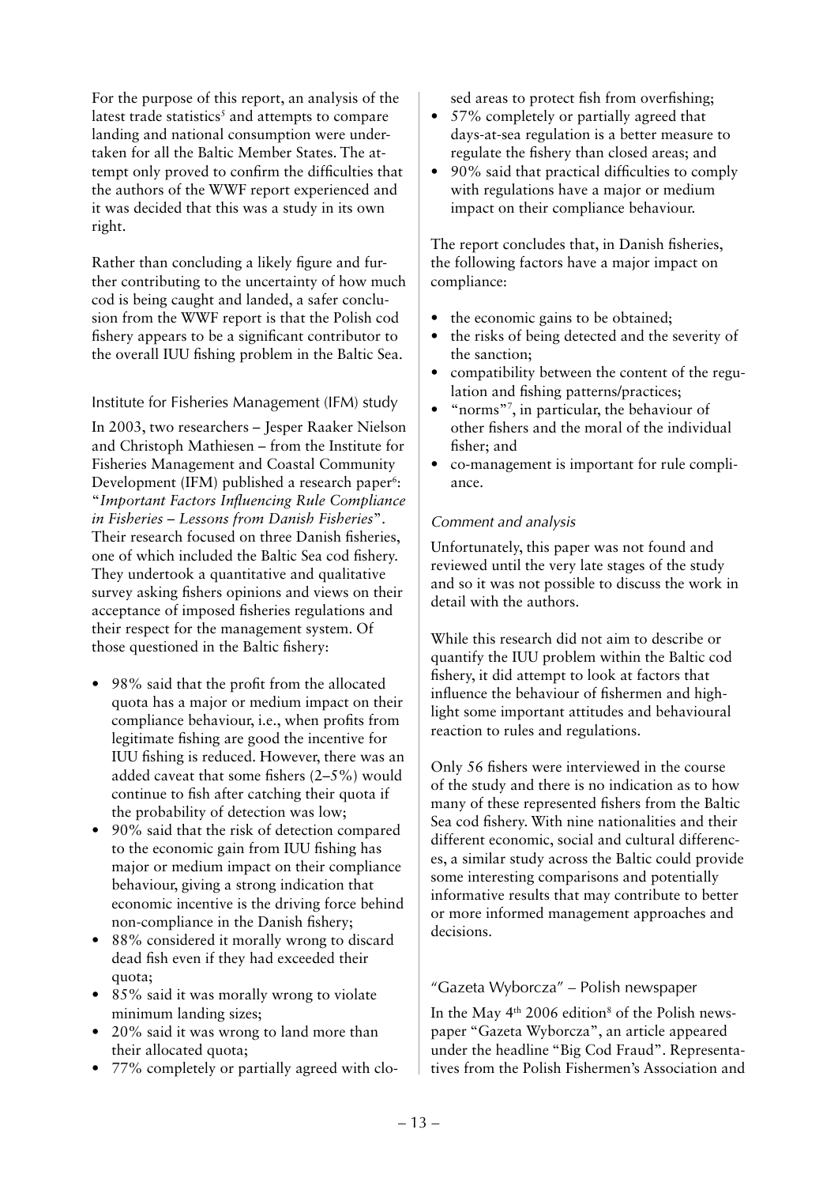For the purpose of this report, an analysis of the latest trade statistics[5] and attempts to compare landing and national consumption were undertaken for all the Baltic Member States. The attempt only proved to confirm the difficulties that the authors of the WWF report experienced and it was decided that this was a study in its own right.

Rather than concluding a likely figure and further contributing to the uncertainty of how much cod is being caught and landed, a safer conclusion from the WWF report is that the Polish cod fishery appears to be a significant contributor to the overall IUU fishing problem in the Baltic Sea.

### Institute for Fisheries Management (IFM) study

In 2003, two researchers – Jesper Raaker Nielson and Christoph Mathiesen – from the Institute for Fisheries Management and Coastal Community Development (IFM) published a research paper[6]: "*Important Factors Influencing Rule Compliance in Fisheries – Lessons from Danish Fisheries*". Their research focused on three Danish fisheries, one of which included the Baltic Sea cod fishery. They undertook a quantitative and qualitative survey asking fishers opinions and views on their acceptance of imposed fisheries regulations and their respect for the management system. Of those questioned in the Baltic fishery:

- 98% said that the profit from the allocated quota has a major or medium impact on their compliance behaviour, i.e., when profits from legitimate fishing are good the incentive for IUU fishing is reduced. However, there was an added caveat that some fishers (2–5%) would continue to fish after catching their quota if the probability of detection was low;
- 90% said that the risk of detection compared to the economic gain from IUU fishing has major or medium impact on their compliance behaviour, giving a strong indication that economic incentive is the driving force behind non-compliance in the Danish fishery;
- 88% considered it morally wrong to discard dead fish even if they had exceeded their quota;
- 85% said it was morally wrong to violate minimum landing sizes;
- 20% said it was wrong to land more than their allocated quota;
- 77% completely or partially agreed with closed areas to protect fish from overfishing;
- 57% completely or partially agreed that days-at-sea regulation is a better measure to regulate the fishery than closed areas; and
- 90% said that practical difficulties to comply with regulations have a major or medium impact on their compliance behaviour.

The report concludes that, in Danish fisheries, the following factors have a major impact on compliance:

- the economic gains to be obtained;
- the risks of being detected and the severity of the sanction;
- compatibility between the content of the regulation and fishing patterns/practices;
- "norms"[7], in particular, the behaviour of other fishers and the moral of the individual fisher; and
- co-management is important for rule compliance.

#### *Comment and analysis*

Unfortunately, this paper was not found and reviewed until the very late stages of the study and so it was not possible to discuss the work in detail with the authors.

While this research did not aim to describe or quantify the IUU problem within the Baltic cod fishery, it did attempt to look at factors that influence the behaviour of fishermen and highlight some important attitudes and behavioural reaction to rules and regulations.

Only 56 fishers were interviewed in the course of the study and there is no indication as to how many of these represented fishers from the Baltic Sea cod fishery. With nine nationalities and their different economic, social and cultural differences, a similar study across the Baltic could provide some interesting comparisons and potentially informative results that may contribute to better or more informed management approaches and decisions.

### "Gazeta Wyborcza" – Polish newspaper

In the May 4th 2006 edition[8] of the Polish newspaper "Gazeta Wyborcza", an article appeared under the headline "Big Cod Fraud". Representatives from the Polish Fishermen's Association and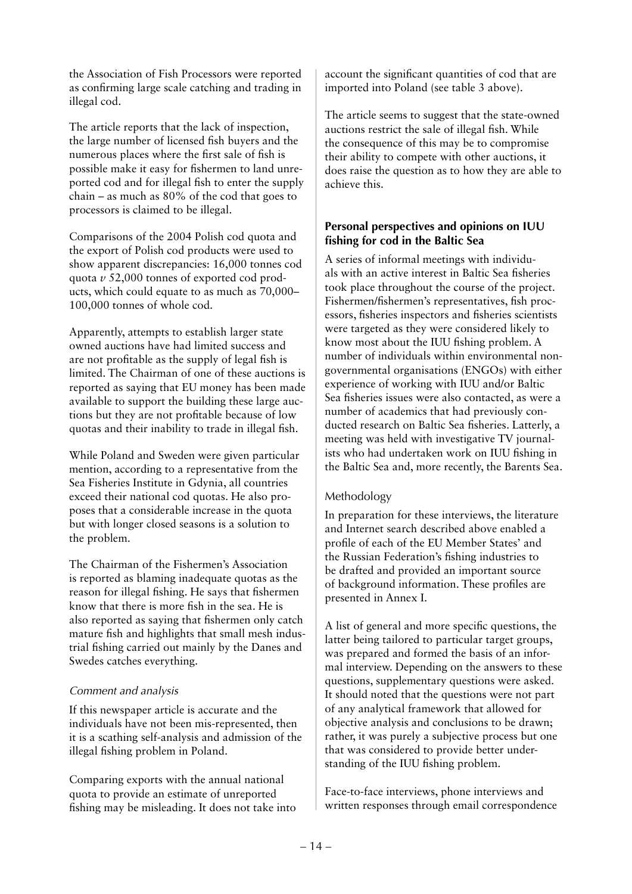the Association of Fish Processors were reported as confirming large scale catching and trading in illegal cod.

The article reports that the lack of inspection, the large number of licensed fish buyers and the numerous places where the first sale of fish is possible make it easy for fishermen to land unreported cod and for illegal fish to enter the supply chain – as much as 80% of the cod that goes to processors is claimed to be illegal.

Comparisons of the 2004 Polish cod quota and the export of Polish cod products were used to show apparent discrepancies: 16,000 tonnes cod quota *v* 52,000 tonnes of exported cod products, which could equate to as much as 70,000–100,000 tonnes of whole cod.

Apparently, attempts to establish larger state owned auctions have had limited success and are not profitable as the supply of legal fish is limited. The Chairman of one of these auctions is reported as saying that EU money has been made available to support the building these large auctions but they are not profitable because of low quotas and their inability to trade in illegal fish.

While Poland and Sweden were given particular mention, according to a representative from the Sea Fisheries Institute in Gdynia, all countries exceed their national cod quotas. He also proposes that a considerable increase in the quota but with longer closed seasons is a solution to the problem.

The Chairman of the Fishermen's Association is reported as blaming inadequate quotas as the reason for illegal fishing. He says that fishermen know that there is more fish in the sea. He is also reported as saying that fishermen only catch mature fish and highlights that small mesh industrial fishing carried out mainly by the Danes and Swedes catches everything.

#### *Comment and analysis*

If this newspaper article is accurate and the individuals have not been mis-represented, then it is a scathing self-analysis and admission of the illegal fishing problem in Poland.

Comparing exports with the annual national quota to provide an estimate of unreported fishing may be misleading. It does not take into account the significant quantities of cod that are imported into Poland (see table 3 above).

The article seems to suggest that the state-owned auctions restrict the sale of illegal fish. While the consequence of this may be to compromise their ability to compete with other auctions, it does raise the question as to how they are able to achieve this.

## **Personal perspectives and opinions on IUU fishing for cod in the Baltic Sea**

A series of informal meetings with individuals with an active interest in Baltic Sea fisheries took place throughout the course of the project. Fishermen/fishermen's representatives, fish processors, fisheries inspectors and fisheries scientists were targeted as they were considered likely to know most about the IUU fishing problem. A number of individuals within environmental non-governmental organisations (ENGOs) with either experience of working with IUU and/or Baltic Sea fisheries issues were also contacted, as were a number of academics that had previously conducted research on Baltic Sea fisheries. Latterly, a meeting was held with investigative TV journalists who had undertaken work on IUU fishing in the Baltic Sea and, more recently, the Barents Sea.

### Methodology

In preparation for these interviews, the literature and Internet search described above enabled a profile of each of the EU Member States' and the Russian Federation's fishing industries to be drafted and provided an important source of background information. These profiles are presented in Annex I.

A list of general and more specific questions, the latter being tailored to particular target groups, was prepared and formed the basis of an informal interview. Depending on the answers to these questions, supplementary questions were asked. It should noted that the questions were not part of any analytical framework that allowed for objective analysis and conclusions to be drawn; rather, it was purely a subjective process but one that was considered to provide better understanding of the IUU fishing problem.

Face-to-face interviews, phone interviews and written responses through email correspondence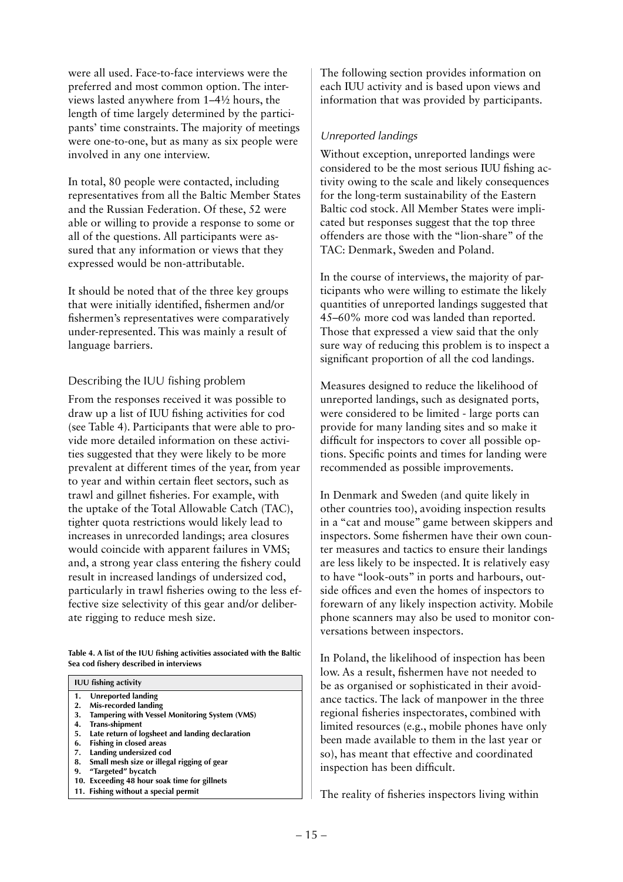were all used. Face-to-face interviews were the preferred and most common option. The interviews lasted anywhere from 1–4½ hours, the length of time largely determined by the participants' time constraints. The majority of meetings were one-to-one, but as many as six people were involved in any one interview.

In total, 80 people were contacted, including representatives from all the Baltic Member States and the Russian Federation. Of these, 52 were able or willing to provide a response to some or all of the questions. All participants were assured that any information or views that they expressed would be non-attributable.

It should be noted that of the three key groups that were initially identified, fishermen and/or fishermen's representatives were comparatively under-represented. This was mainly a result of language barriers.

## Describing the IUU fishing problem

From the responses received it was possible to draw up a list of IUU fishing activities for cod (see Table 4). Participants that were able to provide more detailed information on these activities suggested that they were likely to be more prevalent at different times of the year, from year to year and within certain fleet sectors, such as trawl and gillnet fisheries. For example, with the uptake of the Total Allowable Catch (TAC), tighter quota restrictions would likely lead to increases in unrecorded landings; area closures would coincide with apparent failures in VMS; and, a strong year class entering the fishery could result in increased landings of undersized cod, particularly in trawl fisheries owing to the less effective size selectivity of this gear and/or deliberate rigging to reduce mesh size.

**Table 4. A list of the IUU fishing activities associated with the Baltic Sea cod fishery described in interviews**

| IUU fishing activity |
|---|
| 1. Unreported landing |
| 2. Mis-recorded landing |
| 3. Tampering with Vessel Monitoring System (VMS) |
| 4. Trans-shipment |
| 5. Late return of logsheet and landing declaration |
| 6. Fishing in closed areas |
| 7. Landing undersized cod |
| 8. Small mesh size or illegal rigging of gear |
| 9. "Targeted" bycatch |
| 10. Exceeding 48 hour soak time for gillnets |
| 11. Fishing without a special permit |

The following section provides information on each IUU activity and is based upon views and information that was provided by participants.

### *Unreported landings*

Without exception, unreported landings were considered to be the most serious IUU fishing activity owing to the scale and likely consequences for the long-term sustainability of the Eastern Baltic cod stock. All Member States were implicated but responses suggest that the top three offenders are those with the "lion-share" of the TAC: Denmark, Sweden and Poland.

In the course of interviews, the majority of participants who were willing to estimate the likely quantities of unreported landings suggested that 45–60% more cod was landed than reported. Those that expressed a view said that the only sure way of reducing this problem is to inspect a significant proportion of all the cod landings.

Measures designed to reduce the likelihood of unreported landings, such as designated ports, were considered to be limited - large ports can provide for many landing sites and so make it difficult for inspectors to cover all possible options. Specific points and times for landing were recommended as possible improvements.

In Denmark and Sweden (and quite likely in other countries too), avoiding inspection results in a "cat and mouse" game between skippers and inspectors. Some fishermen have their own counter measures and tactics to ensure their landings are less likely to be inspected. It is relatively easy to have "look-outs" in ports and harbours, outside offices and even the homes of inspectors to forewarn of any likely inspection activity. Mobile phone scanners may also be used to monitor conversations between inspectors.

In Poland, the likelihood of inspection has been low. As a result, fishermen have not needed to be as organised or sophisticated in their avoidance tactics. The lack of manpower in the three regional fisheries inspectorates, combined with limited resources (e.g., mobile phones have only been made available to them in the last year or so), has meant that effective and coordinated inspection has been difficult.

The reality of fisheries inspectors living within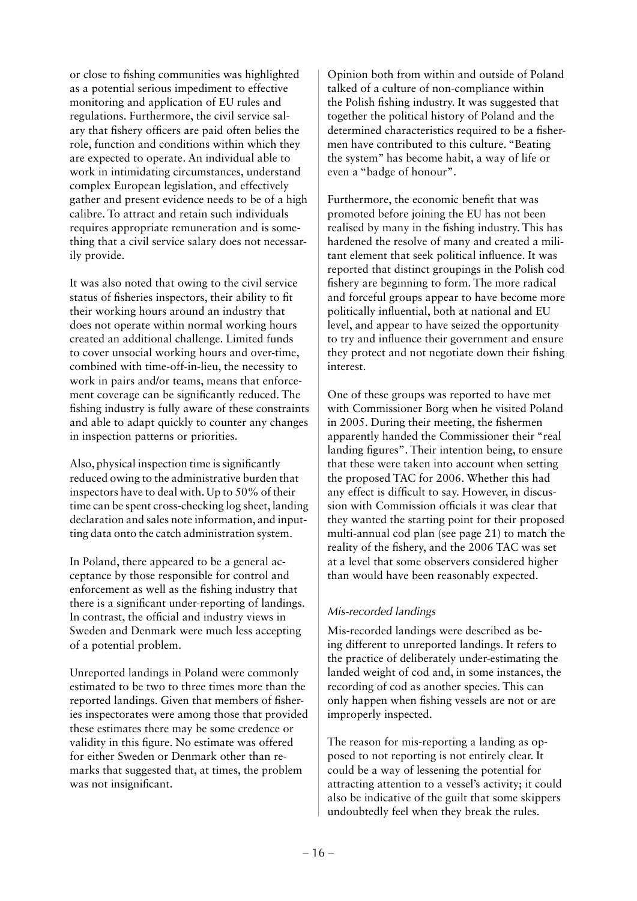or close to fishing communities was highlighted as a potential serious impediment to effective monitoring and application of EU rules and regulations. Furthermore, the civil service salary that fishery officers are paid often belies the role, function and conditions within which they are expected to operate. An individual able to work in intimidating circumstances, understand complex European legislation, and effectively gather and present evidence needs to be of a high calibre. To attract and retain such individuals requires appropriate remuneration and is something that a civil service salary does not necessarily provide.

It was also noted that owing to the civil service status of fisheries inspectors, their ability to fit their working hours around an industry that does not operate within normal working hours created an additional challenge. Limited funds to cover unsocial working hours and over-time, combined with time-off-in-lieu, the necessity to work in pairs and/or teams, means that enforcement coverage can be significantly reduced. The fishing industry is fully aware of these constraints and able to adapt quickly to counter any changes in inspection patterns or priorities.

Also, physical inspection time is significantly reduced owing to the administrative burden that inspectors have to deal with. Up to 50% of their time can be spent cross-checking log sheet, landing declaration and sales note information, and inputting data onto the catch administration system.

In Poland, there appeared to be a general acceptance by those responsible for control and enforcement as well as the fishing industry that there is a significant under-reporting of landings. In contrast, the official and industry views in Sweden and Denmark were much less accepting of a potential problem.

Unreported landings in Poland were commonly estimated to be two to three times more than the reported landings. Given that members of fisheries inspectorates were among those that provided these estimates there may be some credence or validity in this figure. No estimate was offered for either Sweden or Denmark other than remarks that suggested that, at times, the problem was not insignificant.

Opinion both from within and outside of Poland talked of a culture of non-compliance within the Polish fishing industry. It was suggested that together the political history of Poland and the determined characteristics required to be a fishermen have contributed to this culture. "Beating the system" has become habit, a way of life or even a "badge of honour".

Furthermore, the economic benefit that was promoted before joining the EU has not been realised by many in the fishing industry. This has hardened the resolve of many and created a militant element that seek political influence. It was reported that distinct groupings in the Polish cod fishery are beginning to form. The more radical and forceful groups appear to have become more politically influential, both at national and EU level, and appear to have seized the opportunity to try and influence their government and ensure they protect and not negotiate down their fishing interest.

One of these groups was reported to have met with Commissioner Borg when he visited Poland in 2005. During their meeting, the fishermen apparently handed the Commissioner their "real landing figures". Their intention being, to ensure that these were taken into account when setting the proposed TAC for 2006. Whether this had any effect is difficult to say. However, in discussion with Commission officials it was clear that they wanted the starting point for their proposed multi-annual cod plan (see page 21) to match the reality of the fishery, and the 2006 TAC was set at a level that some observers considered higher than would have been reasonably expected.

### *Mis-recorded landings*

Mis-recorded landings were described as being different to unreported landings. It refers to the practice of deliberately under-estimating the landed weight of cod and, in some instances, the recording of cod as another species. This can only happen when fishing vessels are not or are improperly inspected.

The reason for mis-reporting a landing as opposed to not reporting is not entirely clear. It could be a way of lessening the potential for attracting attention to a vessel's activity; it could also be indicative of the guilt that some skippers undoubtedly feel when they break the rules.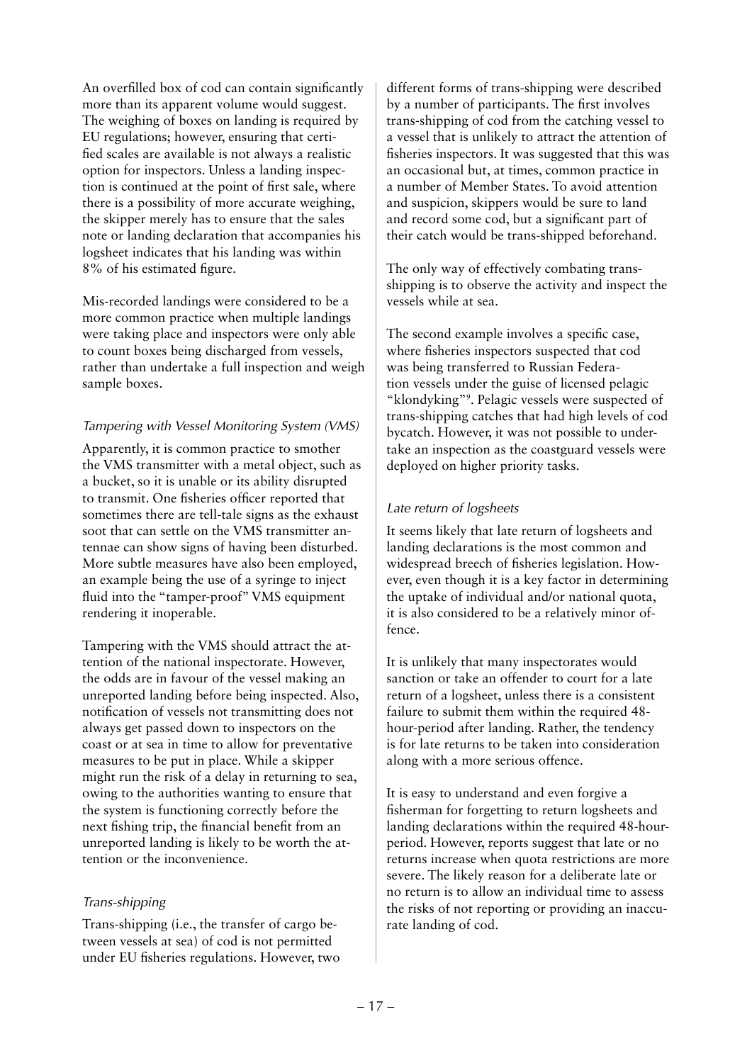An overfilled box of cod can contain significantly more than its apparent volume would suggest. The weighing of boxes on landing is required by EU regulations; however, ensuring that certified scales are available is not always a realistic option for inspectors. Unless a landing inspection is continued at the point of first sale, where there is a possibility of more accurate weighing, the skipper merely has to ensure that the sales note or landing declaration that accompanies his logsheet indicates that his landing was within 8% of his estimated figure.

Mis-recorded landings were considered to be a more common practice when multiple landings were taking place and inspectors were only able to count boxes being discharged from vessels, rather than undertake a full inspection and weigh sample boxes.

*Tampering with Vessel Monitoring System (VMS)*

Apparently, it is common practice to smother the VMS transmitter with a metal object, such as a bucket, so it is unable or its ability disrupted to transmit. One fisheries officer reported that sometimes there are tell-tale signs as the exhaust soot that can settle on the VMS transmitter antennae can show signs of having been disturbed. More subtle measures have also been employed, an example being the use of a syringe to inject fluid into the "tamper-proof" VMS equipment rendering it inoperable.

Tampering with the VMS should attract the attention of the national inspectorate. However, the odds are in favour of the vessel making an unreported landing before being inspected. Also, notification of vessels not transmitting does not always get passed down to inspectors on the coast or at sea in time to allow for preventative measures to be put in place. While a skipper might run the risk of a delay in returning to sea, owing to the authorities wanting to ensure that the system is functioning correctly before the next fishing trip, the financial benefit from an unreported landing is likely to be worth the attention or the inconvenience.

*Trans-shipping*

Trans-shipping (i.e., the transfer of cargo between vessels at sea) of cod is not permitted under EU fisheries regulations. However, two different forms of trans-shipping were described by a number of participants. The first involves trans-shipping of cod from the catching vessel to a vessel that is unlikely to attract the attention of fisheries inspectors. It was suggested that this was an occasional but, at times, common practice in a number of Member States. To avoid attention and suspicion, skippers would be sure to land and record some cod, but a significant part of their catch would be trans-shipped beforehand.

The only way of effectively combating trans-shipping is to observe the activity and inspect the vessels while at sea.

The second example involves a specific case, where fisheries inspectors suspected that cod was being transferred to Russian Federation vessels under the guise of licensed pelagic "klondyking"[9]. Pelagic vessels were suspected of trans-shipping catches that had high levels of cod bycatch. However, it was not possible to undertake an inspection as the coastguard vessels were deployed on higher priority tasks.

*Late return of logsheets*

It seems likely that late return of logsheets and landing declarations is the most common and widespread breech of fisheries legislation. However, even though it is a key factor in determining the uptake of individual and/or national quota, it is also considered to be a relatively minor offence.

It is unlikely that many inspectorates would sanction or take an offender to court for a late return of a logsheet, unless there is a consistent failure to submit them within the required 48-hour-period after landing. Rather, the tendency is for late returns to be taken into consideration along with a more serious offence.

It is easy to understand and even forgive a fisherman for forgetting to return logsheets and landing declarations within the required 48-hour-period. However, reports suggest that late or no returns increase when quota restrictions are more severe. The likely reason for a deliberate late or no return is to allow an individual time to assess the risks of not reporting or providing an inaccurate landing of cod.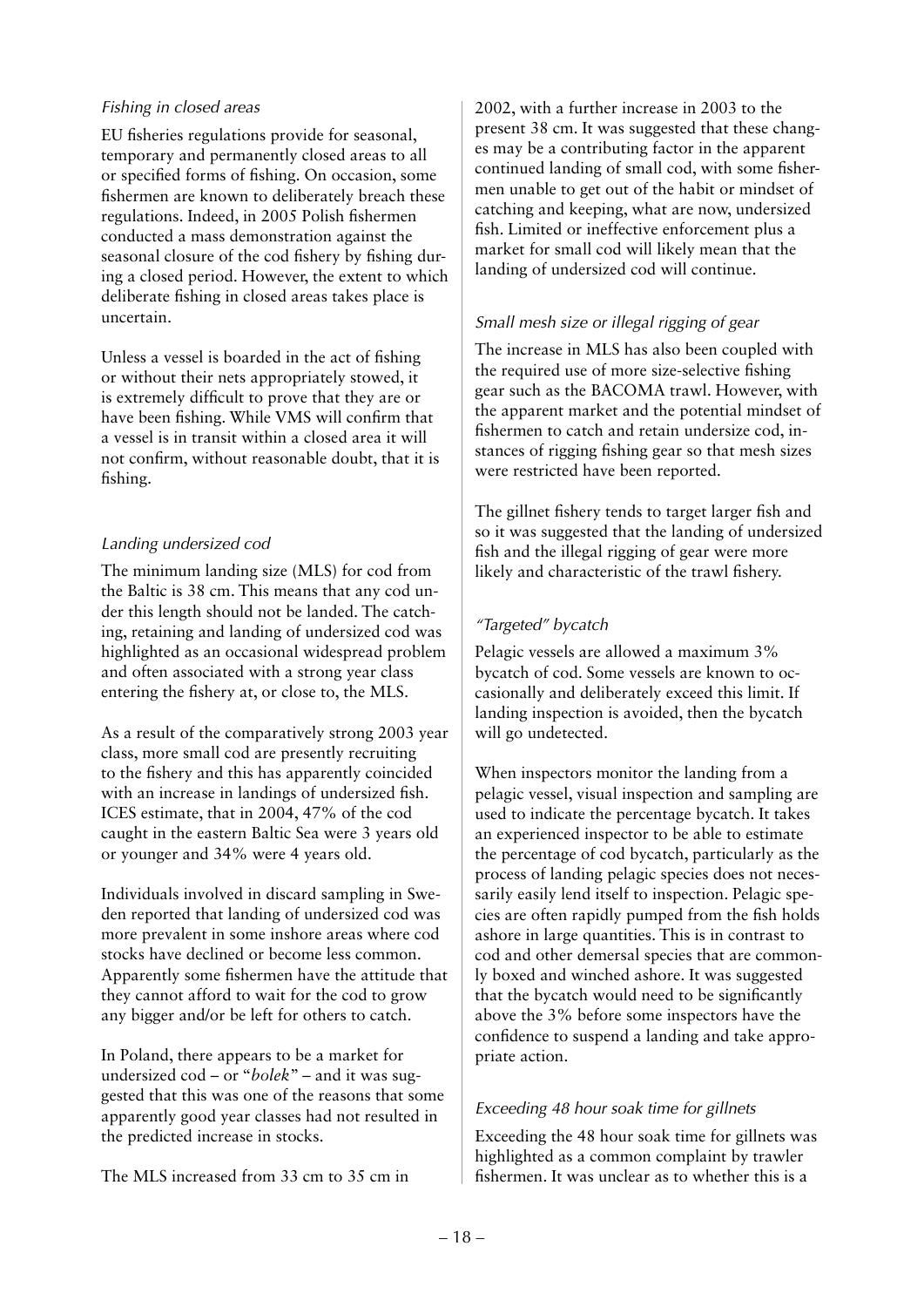### *Fishing in closed areas*

EU fisheries regulations provide for seasonal, temporary and permanently closed areas to all or specified forms of fishing. On occasion, some fishermen are known to deliberately breach these regulations. Indeed, in 2005 Polish fishermen conducted a mass demonstration against the seasonal closure of the cod fishery by fishing during a closed period. However, the extent to which deliberate fishing in closed areas takes place is uncertain.

Unless a vessel is boarded in the act of fishing or without their nets appropriately stowed, it is extremely difficult to prove that they are or have been fishing. While VMS will confirm that a vessel is in transit within a closed area it will not confirm, without reasonable doubt, that it is fishing.

### *Landing undersized cod*

The minimum landing size (MLS) for cod from the Baltic is 38 cm. This means that any cod under this length should not be landed. The catching, retaining and landing of undersized cod was highlighted as an occasional widespread problem and often associated with a strong year class entering the fishery at, or close to, the MLS.

As a result of the comparatively strong 2003 year class, more small cod are presently recruiting to the fishery and this has apparently coincided with an increase in landings of undersized fish. ICES estimate, that in 2004, 47% of the cod caught in the eastern Baltic Sea were 3 years old or younger and 34% were 4 years old.

Individuals involved in discard sampling in Sweden reported that landing of undersized cod was more prevalent in some inshore areas where cod stocks have declined or become less common. Apparently some fishermen have the attitude that they cannot afford to wait for the cod to grow any bigger and/or be left for others to catch.

In Poland, there appears to be a market for undersized cod – or "*bolek*" – and it was suggested that this was one of the reasons that some apparently good year classes had not resulted in the predicted increase in stocks.

The MLS increased from 33 cm to 35 cm in 2002, with a further increase in 2003 to the present 38 cm. It was suggested that these changes may be a contributing factor in the apparent continued landing of small cod, with some fishermen unable to get out of the habit or mindset of catching and keeping, what are now, undersized fish. Limited or ineffective enforcement plus a market for small cod will likely mean that the landing of undersized cod will continue.

### *Small mesh size or illegal rigging of gear*

The increase in MLS has also been coupled with the required use of more size-selective fishing gear such as the BACOMA trawl. However, with the apparent market and the potential mindset of fishermen to catch and retain undersize cod, instances of rigging fishing gear so that mesh sizes were restricted have been reported.

The gillnet fishery tends to target larger fish and so it was suggested that the landing of undersized fish and the illegal rigging of gear were more likely and characteristic of the trawl fishery.

### *"Targeted" bycatch*

Pelagic vessels are allowed a maximum 3% bycatch of cod. Some vessels are known to occasionally and deliberately exceed this limit. If landing inspection is avoided, then the bycatch will go undetected.

When inspectors monitor the landing from a pelagic vessel, visual inspection and sampling are used to indicate the percentage bycatch. It takes an experienced inspector to be able to estimate the percentage of cod bycatch, particularly as the process of landing pelagic species does not necessarily easily lend itself to inspection. Pelagic species are often rapidly pumped from the fish holds ashore in large quantities. This is in contrast to cod and other demersal species that are commonly boxed and winched ashore. It was suggested that the bycatch would need to be significantly above the 3% before some inspectors have the confidence to suspend a landing and take appropriate action.

### *Exceeding 48 hour soak time for gillnets*

Exceeding the 48 hour soak time for gillnets was highlighted as a common complaint by trawler fishermen. It was unclear as to whether this is a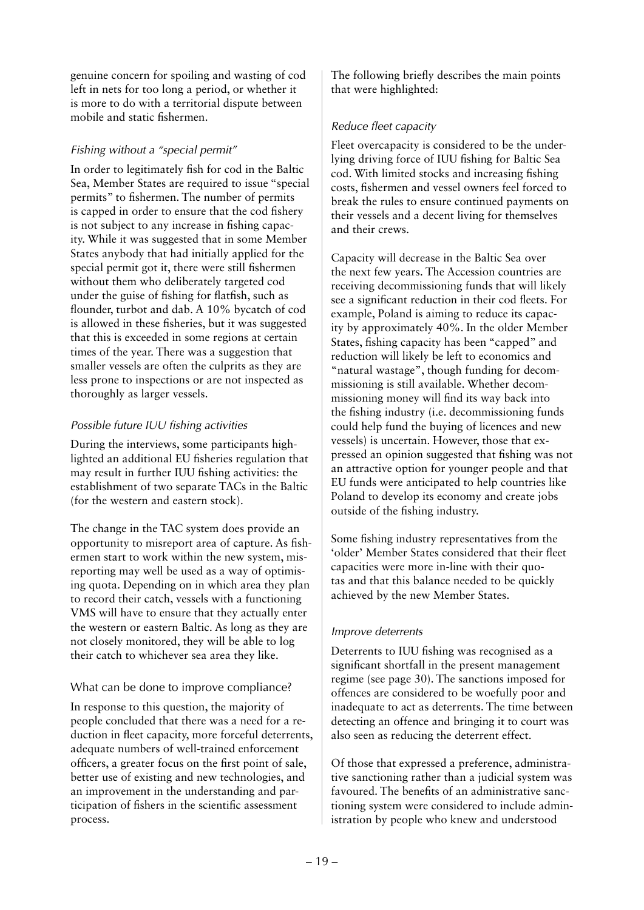genuine concern for spoiling and wasting of cod left in nets for too long a period, or whether it is more to do with a territorial dispute between mobile and static fishermen.

### *Fishing without a "special permit"*

In order to legitimately fish for cod in the Baltic Sea, Member States are required to issue "special permits" to fishermen. The number of permits is capped in order to ensure that the cod fishery is not subject to any increase in fishing capacity. While it was suggested that in some Member States anybody that had initially applied for the special permit got it, there were still fishermen without them who deliberately targeted cod under the guise of fishing for flatfish, such as flounder, turbot and dab. A 10% bycatch of cod is allowed in these fisheries, but it was suggested that this is exceeded in some regions at certain times of the year. There was a suggestion that smaller vessels are often the culprits as they are less prone to inspections or are not inspected as thoroughly as larger vessels.

### *Possible future IUU fishing activities*

During the interviews, some participants highlighted an additional EU fisheries regulation that may result in further IUU fishing activities: the establishment of two separate TACs in the Baltic (for the western and eastern stock).

The change in the TAC system does provide an opportunity to misreport area of capture. As fishermen start to work within the new system, misreporting may well be used as a way of optimising quota. Depending on in which area they plan to record their catch, vessels with a functioning VMS will have to ensure that they actually enter the western or eastern Baltic. As long as they are not closely monitored, they will be able to log their catch to whichever sea area they like.

## What can be done to improve compliance?

In response to this question, the majority of people concluded that there was a need for a reduction in fleet capacity, more forceful deterrents, adequate numbers of well-trained enforcement officers, a greater focus on the first point of sale, better use of existing and new technologies, and an improvement in the understanding and participation of fishers in the scientific assessment process.

The following briefly describes the main points that were highlighted:

### *Reduce fleet capacity*

Fleet overcapacity is considered to be the underlying driving force of IUU fishing for Baltic Sea cod. With limited stocks and increasing fishing costs, fishermen and vessel owners feel forced to break the rules to ensure continued payments on their vessels and a decent living for themselves and their crews.

Capacity will decrease in the Baltic Sea over the next few years. The Accession countries are receiving decommissioning funds that will likely see a significant reduction in their cod fleets. For example, Poland is aiming to reduce its capacity by approximately 40%. In the older Member States, fishing capacity has been "capped" and reduction will likely be left to economics and "natural wastage", though funding for decommissioning is still available. Whether decommissioning money will find its way back into the fishing industry (i.e. decommissioning funds could help fund the buying of licences and new vessels) is uncertain. However, those that expressed an opinion suggested that fishing was not an attractive option for younger people and that EU funds were anticipated to help countries like Poland to develop its economy and create jobs outside of the fishing industry.

Some fishing industry representatives from the 'older' Member States considered that their fleet capacities were more in-line with their quotas and that this balance needed to be quickly achieved by the new Member States.

### *Improve deterrents*

Deterrents to IUU fishing was recognised as a significant shortfall in the present management regime (see page 30). The sanctions imposed for offences are considered to be woefully poor and inadequate to act as deterrents. The time between detecting an offence and bringing it to court was also seen as reducing the deterrent effect.

Of those that expressed a preference, administrative sanctioning rather than a judicial system was favoured. The benefits of an administrative sanctioning system were considered to include administration by people who knew and understood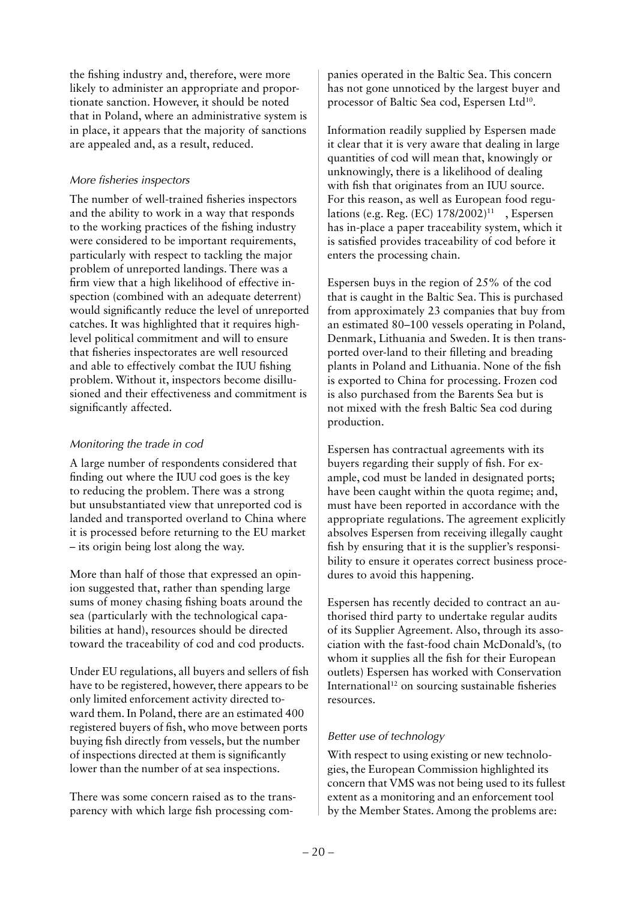the fishing industry and, therefore, were more likely to administer an appropriate and proportionate sanction. However, it should be noted that in Poland, where an administrative system is in place, it appears that the majority of sanctions are appealed and, as a result, reduced.

### *More fisheries inspectors*

The number of well-trained fisheries inspectors and the ability to work in a way that responds to the working practices of the fishing industry were considered to be important requirements, particularly with respect to tackling the major problem of unreported landings. There was a firm view that a high likelihood of effective inspection (combined with an adequate deterrent) would significantly reduce the level of unreported catches. It was highlighted that it requires high-level political commitment and will to ensure that fisheries inspectorates are well resourced and able to effectively combat the IUU fishing problem. Without it, inspectors become disillusioned and their effectiveness and commitment is significantly affected.

### *Monitoring the trade in cod*

A large number of respondents considered that finding out where the IUU cod goes is the key to reducing the problem. There was a strong but unsubstantiated view that unreported cod is landed and transported overland to China where it is processed before returning to the EU market – its origin being lost along the way.

More than half of those that expressed an opinion suggested that, rather than spending large sums of money chasing fishing boats around the sea (particularly with the technological capabilities at hand), resources should be directed toward the traceability of cod and cod products.

Under EU regulations, all buyers and sellers of fish have to be registered, however, there appears to be only limited enforcement activity directed toward them. In Poland, there are an estimated 400 registered buyers of fish, who move between ports buying fish directly from vessels, but the number of inspections directed at them is significantly lower than the number of at sea inspections.

There was some concern raised as to the transparency with which large fish processing companies operated in the Baltic Sea. This concern has not gone unnoticed by the largest buyer and processor of Baltic Sea cod, Espersen Ltd[10].

Information readily supplied by Espersen made it clear that it is very aware that dealing in large quantities of cod will mean that, knowingly or unknowingly, there is a likelihood of dealing with fish that originates from an IUU source. For this reason, as well as European food regulations (e.g. Reg. (EC) 178/2002)[11] , Espersen has in-place a paper traceability system, which it is satisfied provides traceability of cod before it enters the processing chain.

Espersen buys in the region of 25% of the cod that is caught in the Baltic Sea. This is purchased from approximately 23 companies that buy from an estimated 80–100 vessels operating in Poland, Denmark, Lithuania and Sweden. It is then transported over-land to their filleting and breading plants in Poland and Lithuania. None of the fish is exported to China for processing. Frozen cod is also purchased from the Barents Sea but is not mixed with the fresh Baltic Sea cod during production.

Espersen has contractual agreements with its buyers regarding their supply of fish. For example, cod must be landed in designated ports; have been caught within the quota regime; and, must have been reported in accordance with the appropriate regulations. The agreement explicitly absolves Espersen from receiving illegally caught fish by ensuring that it is the supplier's responsibility to ensure it operates correct business procedures to avoid this happening.

Espersen has recently decided to contract an authorised third party to undertake regular audits of its Supplier Agreement. Also, through its association with the fast-food chain McDonald's, (to whom it supplies all the fish for their European outlets) Espersen has worked with Conservation International[12] on sourcing sustainable fisheries resources.

### *Better use of technology*

With respect to using existing or new technologies, the European Commission highlighted its concern that VMS was not being used to its fullest extent as a monitoring and an enforcement tool by the Member States. Among the problems are: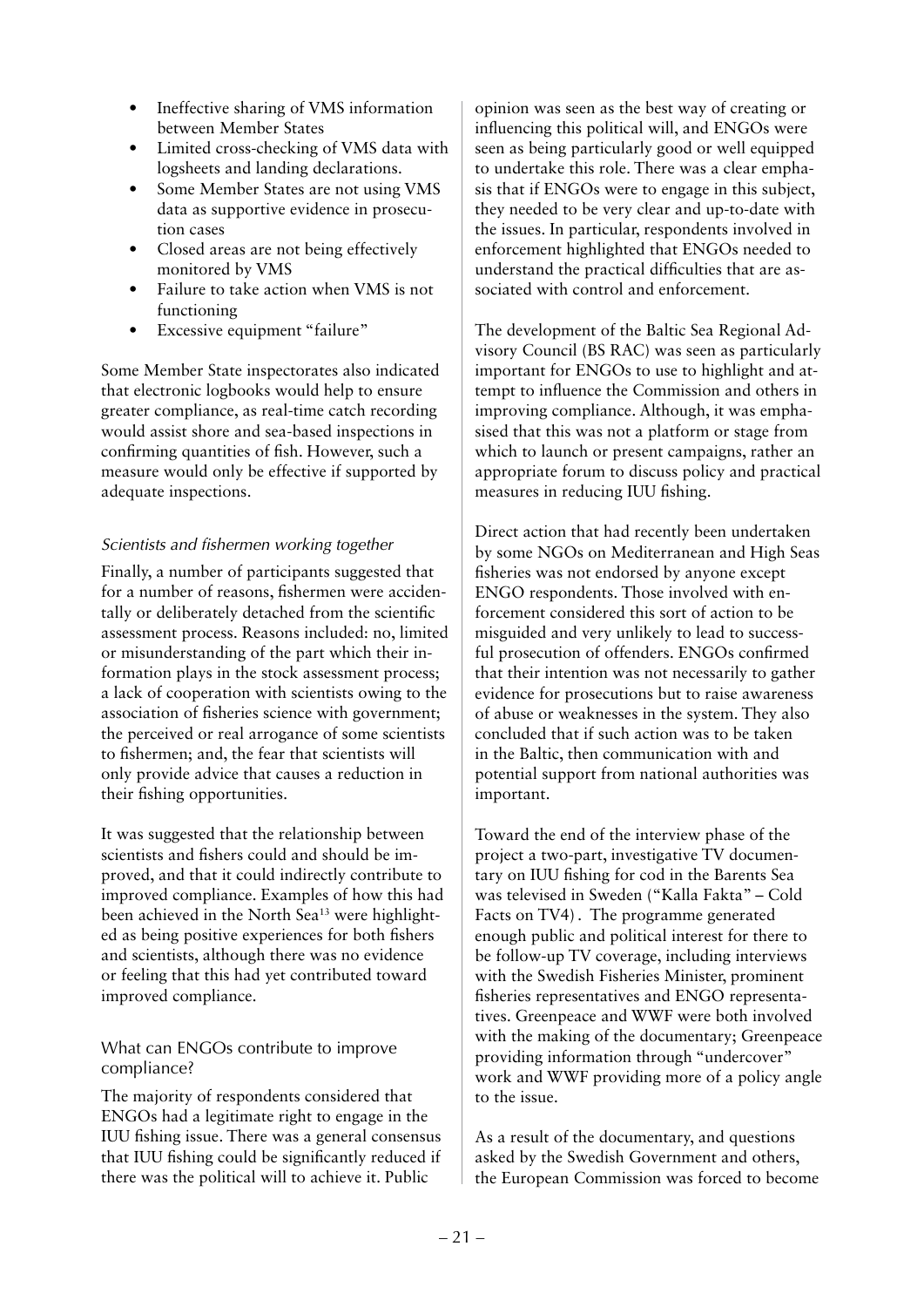- Ineffective sharing of VMS information between Member States
- Limited cross-checking of VMS data with logsheets and landing declarations.
- Some Member States are not using VMS data as supportive evidence in prosecution cases
- Closed areas are not being effectively monitored by VMS
- Failure to take action when VMS is not functioning
- Excessive equipment "failure"

Some Member State inspectorates also indicated that electronic logbooks would help to ensure greater compliance, as real-time catch recording would assist shore and sea-based inspections in confirming quantities of fish. However, such a measure would only be effective if supported by adequate inspections.

*Scientists and fishermen working together*

Finally, a number of participants suggested that for a number of reasons, fishermen were accidentally or deliberately detached from the scientific assessment process. Reasons included: no, limited or misunderstanding of the part which their information plays in the stock assessment process; a lack of cooperation with scientists owing to the association of fisheries science with government; the perceived or real arrogance of some scientists to fishermen; and, the fear that scientists will only provide advice that causes a reduction in their fishing opportunities.

It was suggested that the relationship between scientists and fishers could and should be improved, and that it could indirectly contribute to improved compliance. Examples of how this had been achieved in the North Sea[13] were highlighted as being positive experiences for both fishers and scientists, although there was no evidence or feeling that this had yet contributed toward improved compliance.

### What can ENGOs contribute to improve compliance?

The majority of respondents considered that ENGOs had a legitimate right to engage in the IUU fishing issue. There was a general consensus that IUU fishing could be significantly reduced if there was the political will to achieve it. Public opinion was seen as the best way of creating or influencing this political will, and ENGOs were seen as being particularly good or well equipped to undertake this role. There was a clear emphasis that if ENGOs were to engage in this subject, they needed to be very clear and up-to-date with the issues. In particular, respondents involved in enforcement highlighted that ENGOs needed to understand the practical difficulties that are associated with control and enforcement.

The development of the Baltic Sea Regional Advisory Council (BS RAC) was seen as particularly important for ENGOs to use to highlight and attempt to influence the Commission and others in improving compliance. Although, it was emphasised that this was not a platform or stage from which to launch or present campaigns, rather an appropriate forum to discuss policy and practical measures in reducing IUU fishing.

Direct action that had recently been undertaken by some NGOs on Mediterranean and High Seas fisheries was not endorsed by anyone except ENGO respondents. Those involved with enforcement considered this sort of action to be misguided and very unlikely to lead to successful prosecution of offenders. ENGOs confirmed that their intention was not necessarily to gather evidence for prosecutions but to raise awareness of abuse or weaknesses in the system. They also concluded that if such action was to be taken in the Baltic, then communication with and potential support from national authorities was important.

Toward the end of the interview phase of the project a two-part, investigative TV documentary on IUU fishing for cod in the Barents Sea was televised in Sweden ("Kalla Fakta" – Cold Facts on TV4). The programme generated enough public and political interest for there to be follow-up TV coverage, including interviews with the Swedish Fisheries Minister, prominent fisheries representatives and ENGO representatives. Greenpeace and WWF were both involved with the making of the documentary; Greenpeace providing information through "undercover" work and WWF providing more of a policy angle to the issue.

As a result of the documentary, and questions asked by the Swedish Government and others, the European Commission was forced to become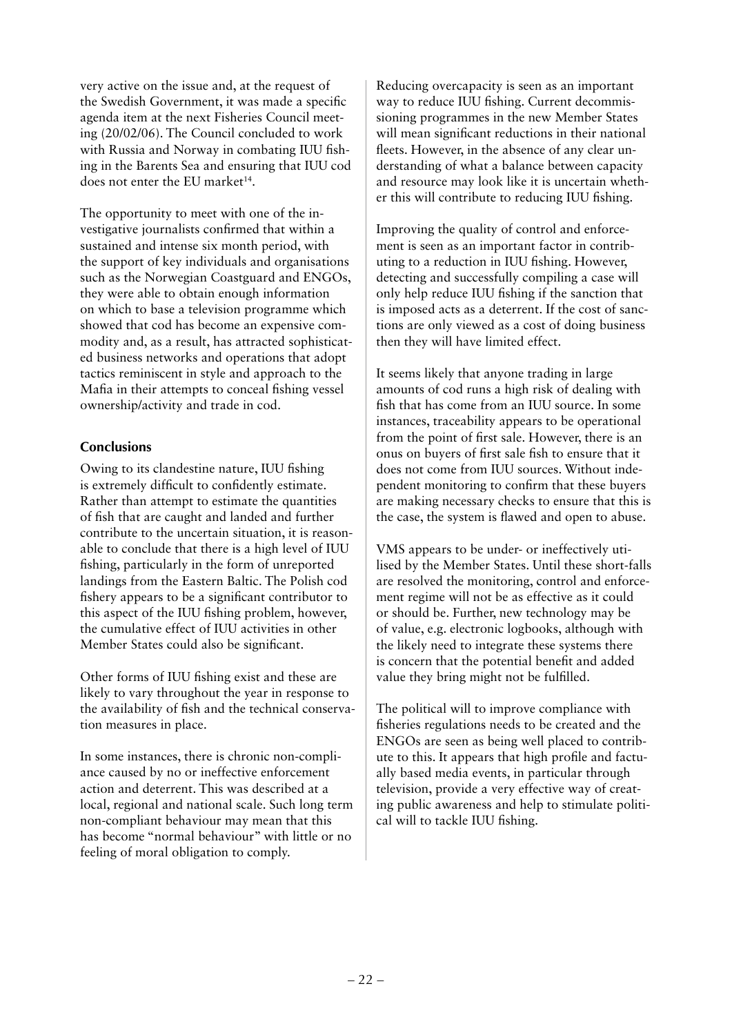very active on the issue and, at the request of the Swedish Government, it was made a specific agenda item at the next Fisheries Council meeting (20/02/06). The Council concluded to work with Russia and Norway in combating IUU fishing in the Barents Sea and ensuring that IUU cod does not enter the EU market[14].

The opportunity to meet with one of the investigative journalists confirmed that within a sustained and intense six month period, with the support of key individuals and organisations such as the Norwegian Coastguard and ENGOs, they were able to obtain enough information on which to base a television programme which showed that cod has become an expensive commodity and, as a result, has attracted sophisticated business networks and operations that adopt tactics reminiscent in style and approach to the Mafia in their attempts to conceal fishing vessel ownership/activity and trade in cod.

## Conclusions

Owing to its clandestine nature, IUU fishing is extremely difficult to confidently estimate. Rather than attempt to estimate the quantities of fish that are caught and landed and further contribute to the uncertain situation, it is reasonable to conclude that there is a high level of IUU fishing, particularly in the form of unreported landings from the Eastern Baltic. The Polish cod fishery appears to be a significant contributor to this aspect of the IUU fishing problem, however, the cumulative effect of IUU activities in other Member States could also be significant.

Other forms of IUU fishing exist and these are likely to vary throughout the year in response to the availability of fish and the technical conservation measures in place.

In some instances, there is chronic non-compliance caused by no or ineffective enforcement action and deterrent. This was described at a local, regional and national scale. Such long term non-compliant behaviour may mean that this has become "normal behaviour" with little or no feeling of moral obligation to comply.

Reducing overcapacity is seen as an important way to reduce IUU fishing. Current decommissioning programmes in the new Member States will mean significant reductions in their national fleets. However, in the absence of any clear understanding of what a balance between capacity and resource may look like it is uncertain whether this will contribute to reducing IUU fishing.

Improving the quality of control and enforcement is seen as an important factor in contributing to a reduction in IUU fishing. However, detecting and successfully compiling a case will only help reduce IUU fishing if the sanction that is imposed acts as a deterrent. If the cost of sanctions are only viewed as a cost of doing business then they will have limited effect.

It seems likely that anyone trading in large amounts of cod runs a high risk of dealing with fish that has come from an IUU source. In some instances, traceability appears to be operational from the point of first sale. However, there is an onus on buyers of first sale fish to ensure that it does not come from IUU sources. Without independent monitoring to confirm that these buyers are making necessary checks to ensure that this is the case, the system is flawed and open to abuse.

VMS appears to be under- or ineffectively utilised by the Member States. Until these short-falls are resolved the monitoring, control and enforcement regime will not be as effective as it could or should be. Further, new technology may be of value, e.g. electronic logbooks, although with the likely need to integrate these systems there is concern that the potential benefit and added value they bring might not be fulfilled.

The political will to improve compliance with fisheries regulations needs to be created and the ENGOs are seen as being well placed to contribute to this. It appears that high profile and factually based media events, in particular through television, provide a very effective way of creating public awareness and help to stimulate political will to tackle IUU fishing.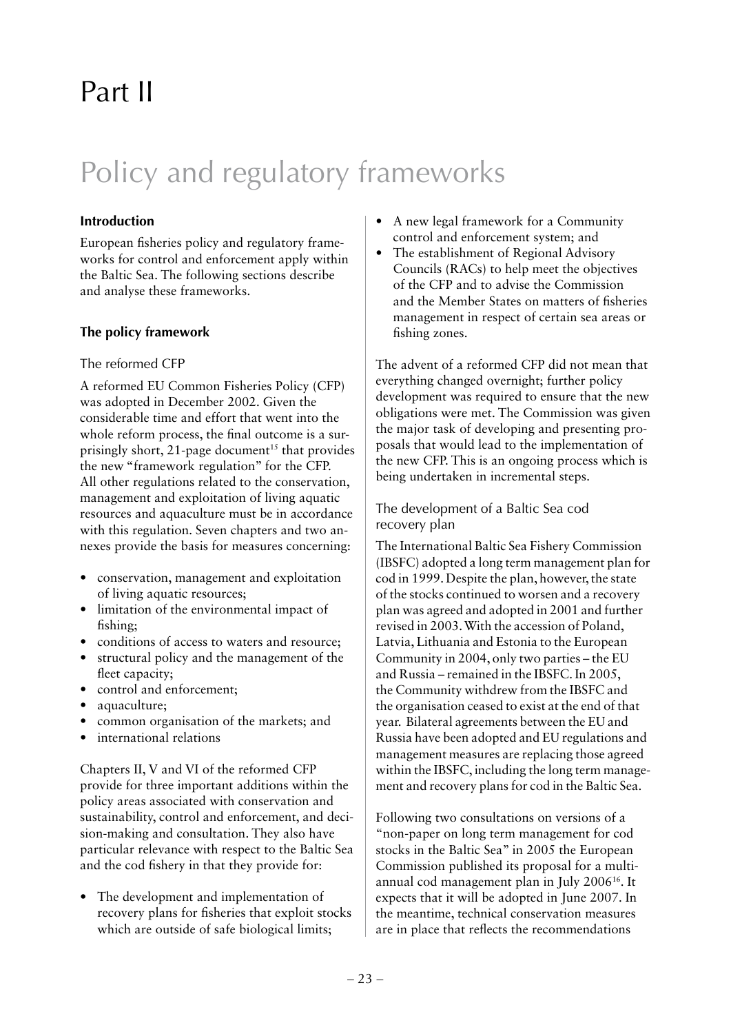# Part II

# Policy and regulatory frameworks

### Introduction

European fisheries policy and regulatory frameworks for control and enforcement apply within the Baltic Sea. The following sections describe and analyse these frameworks.

### The policy framework

#### The reformed CFP

A reformed EU Common Fisheries Policy (CFP) was adopted in December 2002. Given the considerable time and effort that went into the whole reform process, the final outcome is a surprisingly short, 21-page document[15] that provides the new "framework regulation" for the CFP. All other regulations related to the conservation, management and exploitation of living aquatic resources and aquaculture must be in accordance with this regulation. Seven chapters and two annexes provide the basis for measures concerning:

- conservation, management and exploitation of living aquatic resources;
- limitation of the environmental impact of fishing;
- conditions of access to waters and resource;
- structural policy and the management of the fleet capacity;
- control and enforcement;
- aquaculture;
- common organisation of the markets; and
- international relations

Chapters II, V and VI of the reformed CFP provide for three important additions within the policy areas associated with conservation and sustainability, control and enforcement, and decision-making and consultation. They also have particular relevance with respect to the Baltic Sea and the cod fishery in that they provide for:

- The development and implementation of recovery plans for fisheries that exploit stocks which are outside of safe biological limits;
- A new legal framework for a Community control and enforcement system; and
- The establishment of Regional Advisory Councils (RACs) to help meet the objectives of the CFP and to advise the Commission and the Member States on matters of fisheries management in respect of certain sea areas or fishing zones.

The advent of a reformed CFP did not mean that everything changed overnight; further policy development was required to ensure that the new obligations were met. The Commission was given the major task of developing and presenting proposals that would lead to the implementation of the new CFP. This is an ongoing process which is being undertaken in incremental steps.

#### The development of a Baltic Sea cod recovery plan

The International Baltic Sea Fishery Commission (IBSFC) adopted a long term management plan for cod in 1999. Despite the plan, however, the state of the stocks continued to worsen and a recovery plan was agreed and adopted in 2001 and further revised in 2003. With the accession of Poland, Latvia, Lithuania and Estonia to the European Community in 2004, only two parties – the EU and Russia – remained in the IBSFC. In 2005, the Community withdrew from the IBSFC and the organisation ceased to exist at the end of that year. Bilateral agreements between the EU and Russia have been adopted and EU regulations and management measures are replacing those agreed within the IBSFC, including the long term management and recovery plans for cod in the Baltic Sea.

Following two consultations on versions of a "non-paper on long term management for cod stocks in the Baltic Sea" in 2005 the European Commission published its proposal for a multi-annual cod management plan in July 2006[16]. It expects that it will be adopted in June 2007. In the meantime, technical conservation measures are in place that reflects the recommendations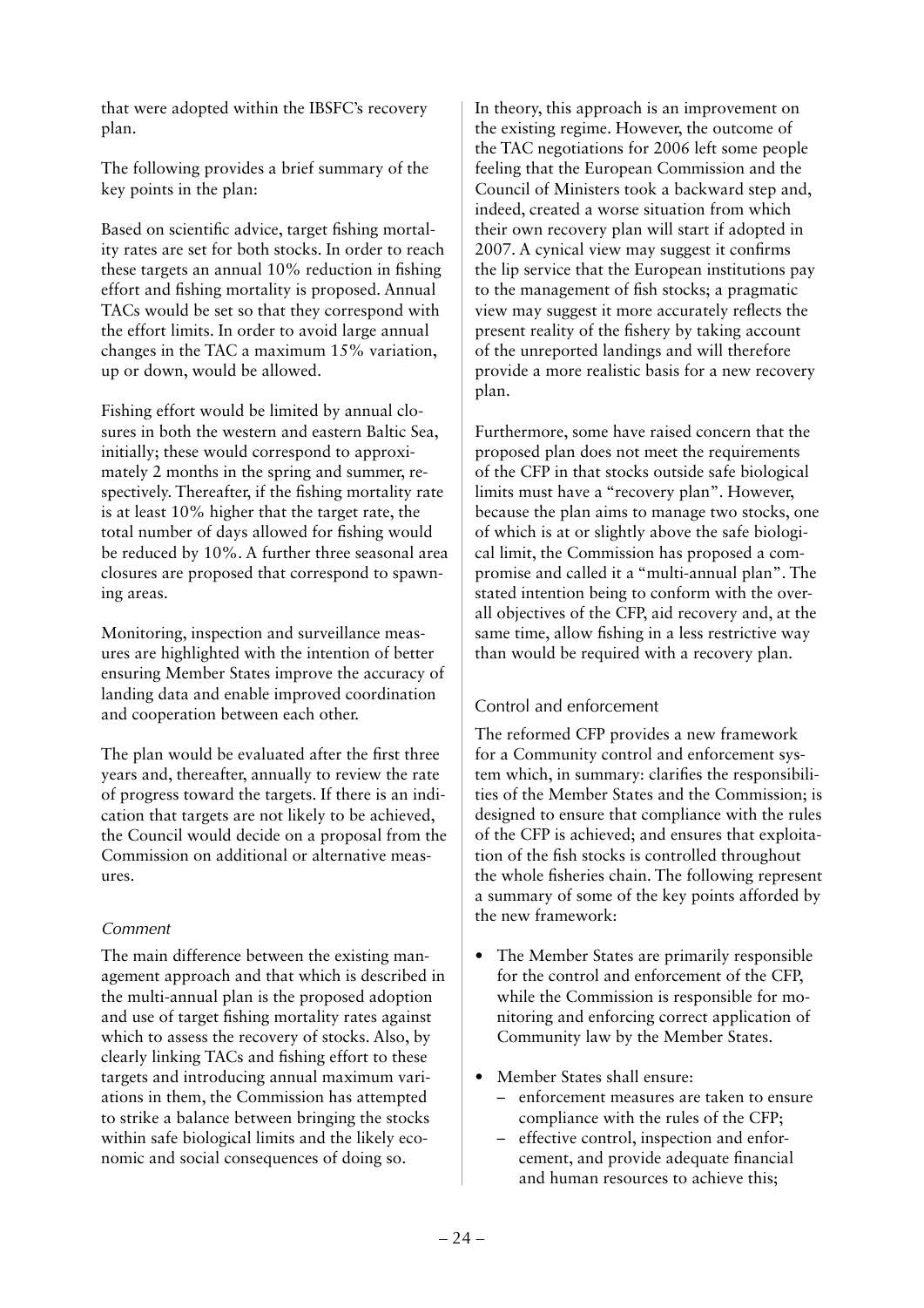that were adopted within the IBSFC's recovery plan.

The following provides a brief summary of the key points in the plan:

Based on scientific advice, target fishing mortality rates are set for both stocks. In order to reach these targets an annual 10% reduction in fishing effort and fishing mortality is proposed. Annual TACs would be set so that they correspond with the effort limits. In order to avoid large annual changes in the TAC a maximum 15% variation, up or down, would be allowed.

Fishing effort would be limited by annual closures in both the western and eastern Baltic Sea, initially; these would correspond to approximately 2 months in the spring and summer, respectively. Thereafter, if the fishing mortality rate is at least 10% higher that the target rate, the total number of days allowed for fishing would be reduced by 10%. A further three seasonal area closures are proposed that correspond to spawning areas.

Monitoring, inspection and surveillance measures are highlighted with the intention of better ensuring Member States improve the accuracy of landing data and enable improved coordination and cooperation between each other.

The plan would be evaluated after the first three years and, thereafter, annually to review the rate of progress toward the targets. If there is an indication that targets are not likely to be achieved, the Council would decide on a proposal from the Commission on additional or alternative measures.

*Comment*

The main difference between the existing management approach and that which is described in the multi-annual plan is the proposed adoption and use of target fishing mortality rates against which to assess the recovery of stocks. Also, by clearly linking TACs and fishing effort to these targets and introducing annual maximum variations in them, the Commission has attempted to strike a balance between bringing the stocks within safe biological limits and the likely economic and social consequences of doing so.

In theory, this approach is an improvement on the existing regime. However, the outcome of the TAC negotiations for 2006 left some people feeling that the European Commission and the Council of Ministers took a backward step and, indeed, created a worse situation from which their own recovery plan will start if adopted in 2007. A cynical view may suggest it confirms the lip service that the European institutions pay to the management of fish stocks; a pragmatic view may suggest it more accurately reflects the present reality of the fishery by taking account of the unreported landings and will therefore provide a more realistic basis for a new recovery plan.

Furthermore, some have raised concern that the proposed plan does not meet the requirements of the CFP in that stocks outside safe biological limits must have a "recovery plan". However, because the plan aims to manage two stocks, one of which is at or slightly above the safe biological limit, the Commission has proposed a compromise and called it a "multi-annual plan". The stated intention being to conform with the overall objectives of the CFP, aid recovery and, at the same time, allow fishing in a less restrictive way than would be required with a recovery plan.

## Control and enforcement

The reformed CFP provides a new framework for a Community control and enforcement system which, in summary: clarifies the responsibilities of the Member States and the Commission; is designed to ensure that compliance with the rules of the CFP is achieved; and ensures that exploitation of the fish stocks is controlled throughout the whole fisheries chain. The following represent a summary of some of the key points afforded by the new framework:

- The Member States are primarily responsible for the control and enforcement of the CFP, while the Commission is responsible for monitoring and enforcing correct application of Community law by the Member States.
- Member States shall ensure:
  - enforcement measures are taken to ensure compliance with the rules of the CFP;
  - effective control, inspection and enforcement, and provide adequate financial and human resources to achieve this;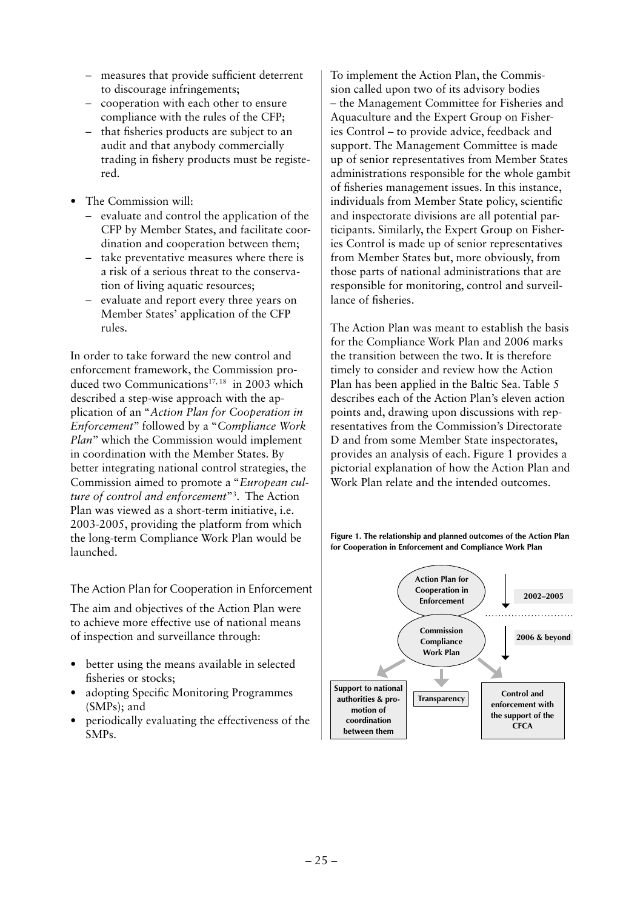- measures that provide sufficient deterrent to discourage infringements;
- cooperation with each other to ensure compliance with the rules of the CFP;
- that fisheries products are subject to an audit and that anybody commercially trading in fishery products must be registered.

- The Commission will:
  - evaluate and control the application of the CFP by Member States, and facilitate coordination and cooperation between them;
  - take preventative measures where there is a risk of a serious threat to the conservation of living aquatic resources;
  - evaluate and report every three years on Member States' application of the CFP rules.

In order to take forward the new control and enforcement framework, the Commission produced two Communications[17, 18] in 2003 which described a step-wise approach with the application of an "*Action Plan for Cooperation in Enforcement*" followed by a "*Compliance Work Plan*" which the Commission would implement in coordination with the Member States. By better integrating national control strategies, the Commission aimed to promote a "*European culture of control and enforcement*"[3]. The Action Plan was viewed as a short-term initiative, i.e. 2003-2005, providing the platform from which the long-term Compliance Work Plan would be launched.

## The Action Plan for Cooperation in Enforcement

The aim and objectives of the Action Plan were to achieve more effective use of national means of inspection and surveillance through:

- better using the means available in selected fisheries or stocks;
- adopting Specific Monitoring Programmes (SMPs); and
- periodically evaluating the effectiveness of the SMPs.

To implement the Action Plan, the Commission called upon two of its advisory bodies – the Management Committee for Fisheries and Aquaculture and the Expert Group on Fisheries Control – to provide advice, feedback and support. The Management Committee is made up of senior representatives from Member States administrations responsible for the whole gambit of fisheries management issues. In this instance, individuals from Member State policy, scientific and inspectorate divisions are all potential participants. Similarly, the Expert Group on Fisheries Control is made up of senior representatives from Member States but, more obviously, from those parts of national administrations that are responsible for monitoring, control and surveillance of fisheries.

The Action Plan was meant to establish the basis for the Compliance Work Plan and 2006 marks the transition between the two. It is therefore timely to consider and review how the Action Plan has been applied in the Baltic Sea. Table 5 describes each of the Action Plan's eleven action points and, drawing upon discussions with representatives from the Commission's Directorate D and from some Member State inspectorates, provides an analysis of each. Figure 1 provides a pictorial explanation of how the Action Plan and Work Plan relate and the intended outcomes.

**Figure 1. The relationship and planned outcomes of the Action Plan for Cooperation in Enforcement and Compliance Work Plan**

Action Plan for Cooperation in Enforcement — 2002–2005

Commission Compliance Work Plan — 2006 & beyond

Support to national authorities & promotion of coordination between them | Transparency | Control and enforcement with the support of the CFCA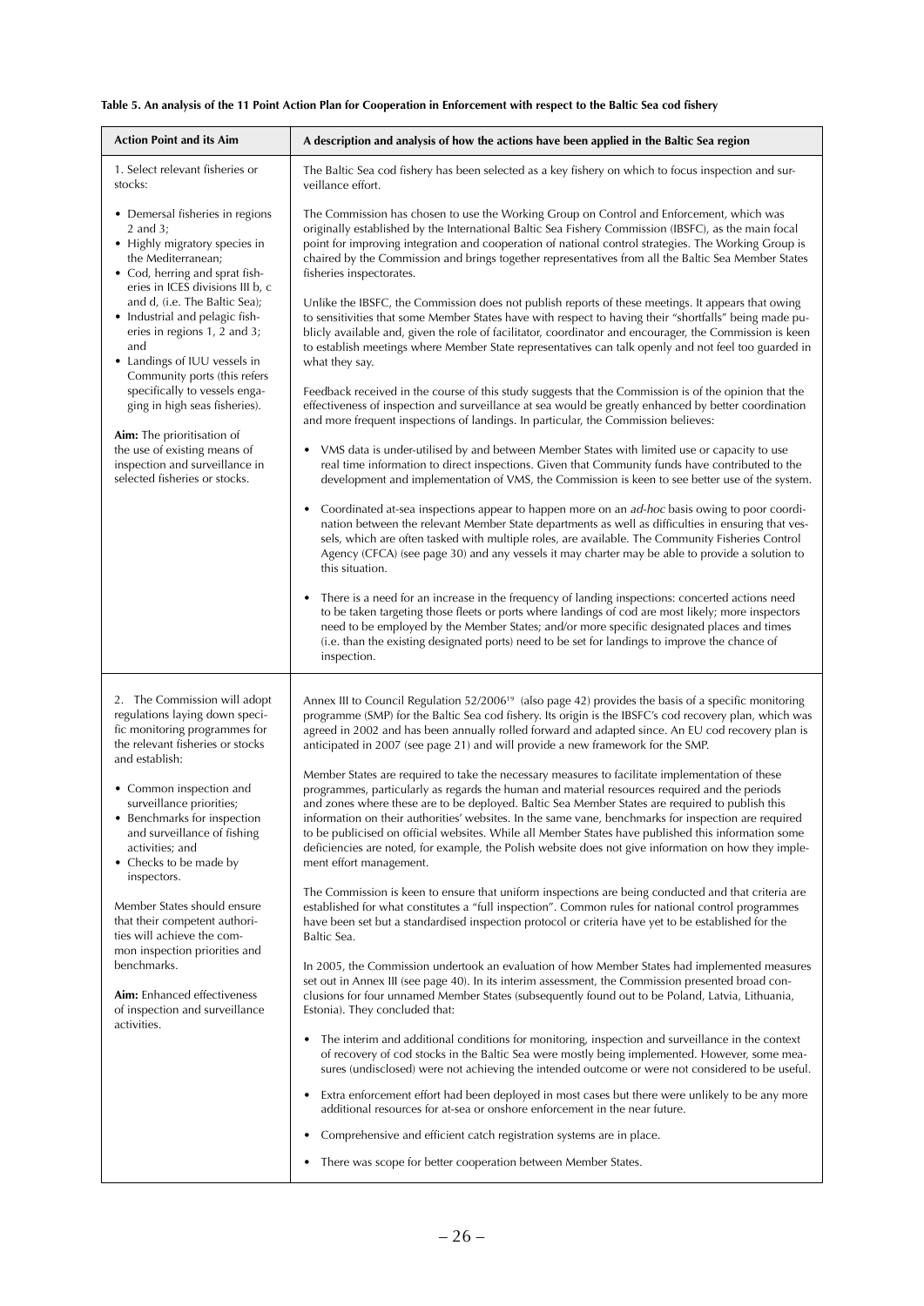**Table 5. An analysis of the 11 Point Action Plan for Cooperation in Enforcement with respect to the Baltic Sea cod fishery**

| Action Point and its Aim | A description and analysis of how the actions have been applied in the Baltic Sea region |
|---|---|
| 1. Select relevant fisheries or stocks:<br><br>• Demersal fisheries in regions 2 and 3;<br>• Highly migratory species in the Mediterranean;<br>• Cod, herring and sprat fisheries in ICES divisions III b, c and d, (i.e. The Baltic Sea);<br>• Industrial and pelagic fisheries in regions 1, 2 and 3; and<br>• Landings of IUU vessels in Community ports (this refers specifically to vessels engaging in high seas fisheries).<br><br>**Aim:** The prioritisation of the use of existing means of inspection and surveillance in selected fisheries or stocks. | The Baltic Sea cod fishery has been selected as a key fishery on which to focus inspection and surveillance effort.<br><br>The Commission has chosen to use the Working Group on Control and Enforcement, which was originally established by the International Baltic Sea Fishery Commission (IBSFC), as the main focal point for improving integration and cooperation of national control strategies. The Working Group is chaired by the Commission and brings together representatives from all the Baltic Sea Member States fisheries inspectorates.<br><br>Unlike the IBSFC, the Commission does not publish reports of these meetings. It appears that owing to sensitivities that some Member States have with respect to having their "shortfalls" being made publicly available and, given the role of facilitator, coordinator and encourager, the Commission is keen to establish meetings where Member State representatives can talk openly and not feel too guarded in what they say.<br><br>Feedback received in the course of this study suggests that the Commission is of the opinion that the effectiveness of inspection and surveillance at sea would be greatly enhanced by better coordination and more frequent inspections of landings. In particular, the Commission believes:<br><br>• VMS data is under-utilised by and between Member States with limited use or capacity to use real time information to direct inspections. Given that Community funds have contributed to the development and implementation of VMS, the Commission is keen to see better use of the system.<br><br>• Coordinated at-sea inspections appear to happen more on an *ad-hoc* basis owing to poor coordination between the relevant Member State departments as well as difficulties in ensuring that vessels, which are often tasked with multiple roles, are available. The Community Fisheries Control Agency (CFCA) (see page 30) and any vessels it may charter may be able to provide a solution to this situation.<br><br>• There is a need for an increase in the frequency of landing inspections: concerted actions need to be taken targeting those fleets or ports where landings of cod are most likely; more inspectors need to be employed by the Member States; and/or more specific designated places and times (i.e. than the existing designated ports) need to be set for landings to improve the chance of inspection. |
| 2. The Commission will adopt regulations laying down specific monitoring programmes for the relevant fisheries or stocks and establish:<br><br>• Common inspection and surveillance priorities;<br>• Benchmarks for inspection and surveillance of fishing activities; and<br>• Checks to be made by inspectors.<br><br>Member States should ensure that their competent authorities will achieve the common inspection priorities and benchmarks.<br><br>**Aim:** Enhanced effectiveness of inspection and surveillance activities. | Annex III to Council Regulation 52/2006[19] (also page 42) provides the basis of a specific monitoring programme (SMP) for the Baltic Sea cod fishery. Its origin is the IBSFC's cod recovery plan, which was agreed in 2002 and has been annually rolled forward and adapted since. An EU cod recovery plan is anticipated in 2007 (see page 21) and will provide a new framework for the SMP.<br><br>Member States are required to take the necessary measures to facilitate implementation of these programmes, particularly as regards the human and material resources required and the periods and zones where these are to be deployed. Baltic Sea Member States are required to publish this information on their authorities' websites. In the same vane, benchmarks for inspection are required to be publicised on official websites. While all Member States have published this information some deficiencies are noted, for example, the Polish website does not give information on how they implement effort management.<br><br>The Commission is keen to ensure that uniform inspections are being conducted and that criteria are established for what constitutes a "full inspection". Common rules for national control programmes have been set but a standardised inspection protocol or criteria have yet to be established for the Baltic Sea.<br><br>In 2005, the Commission undertook an evaluation of how Member States had implemented measures set out in Annex III (see page 40). In its interim assessment, the Commission presented broad conclusions for four unnamed Member States (subsequently found out to be Poland, Latvia, Lithuania, Estonia). They concluded that:<br><br>• The interim and additional conditions for monitoring, inspection and surveillance in the context of recovery of cod stocks in the Baltic Sea were mostly being implemented. However, some measures (undisclosed) were not achieving the intended outcome or were not considered to be useful.<br><br>• Extra enforcement effort had been deployed in most cases but there were unlikely to be any more additional resources for at-sea or onshore enforcement in the near future.<br><br>• Comprehensive and efficient catch registration systems are in place.<br><br>• There was scope for better cooperation between Member States. |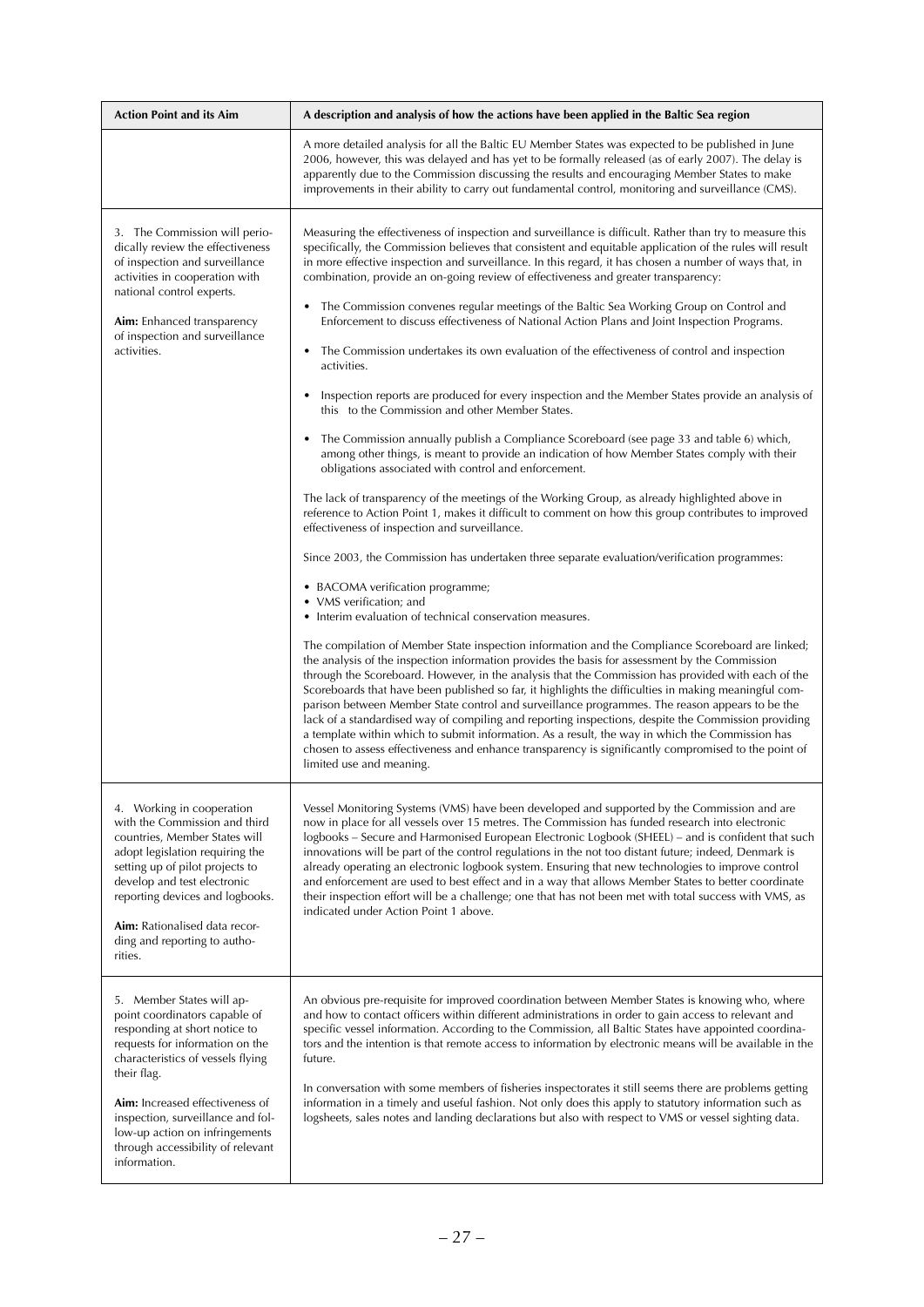| Action Point and its Aim | A description and analysis of how the actions have been applied in the Baltic Sea region |
|---|---|
| | A more detailed analysis for all the Baltic EU Member States was expected to be published in June 2006, however, this was delayed and has yet to be formally released (as of early 2007). The delay is apparently due to the Commission discussing the results and encouraging Member States to make improvements in their ability to carry out fundamental control, monitoring and surveillance (CMS). |
| 3. The Commission will periodically review the effectiveness of inspection and surveillance activities in cooperation with national control experts.<br><br>**Aim:** Enhanced transparency of inspection and surveillance activities. | Measuring the effectiveness of inspection and surveillance is difficult. Rather than try to measure this specifically, the Commission believes that consistent and equitable application of the rules will result in more effective inspection and surveillance. In this regard, it has chosen a number of ways that, in combination, provide an on-going review of effectiveness and greater transparency:<br><br>• The Commission convenes regular meetings of the Baltic Sea Working Group on Control and Enforcement to discuss effectiveness of National Action Plans and Joint Inspection Programs.<br><br>• The Commission undertakes its own evaluation of the effectiveness of control and inspection activities.<br><br>• Inspection reports are produced for every inspection and the Member States provide an analysis of this to the Commission and other Member States.<br><br>• The Commission annually publish a Compliance Scoreboard (see page 33 and table 6) which, among other things, is meant to provide an indication of how Member States comply with their obligations associated with control and enforcement.<br><br>The lack of transparency of the meetings of the Working Group, as already highlighted above in reference to Action Point 1, makes it difficult to comment on how this group contributes to improved effectiveness of inspection and surveillance.<br><br>Since 2003, the Commission has undertaken three separate evaluation/verification programmes:<br><br>• BACOMA verification programme;<br>• VMS verification; and<br>• Interim evaluation of technical conservation measures.<br><br>The compilation of Member State inspection information and the Compliance Scoreboard are linked; the analysis of the inspection information provides the basis for assessment by the Commission through the Scoreboard. However, in the analysis that the Commission has provided with each of the Scoreboards that have been published so far, it highlights the difficulties in making meaningful comparison between Member State control and surveillance programmes. The reason appears to be the lack of a standardised way of compiling and reporting inspections, despite the Commission providing a template within which to submit information. As a result, the way in which the Commission has chosen to assess effectiveness and enhance transparency is significantly compromised to the point of limited use and meaning. |
| 4. Working in cooperation with the Commission and third countries, Member States will adopt legislation requiring the setting up of pilot projects to develop and test electronic reporting devices and logbooks.<br><br>**Aim:** Rationalised data recording and reporting to authorities. | Vessel Monitoring Systems (VMS) have been developed and supported by the Commission and are now in place for all vessels over 15 metres. The Commission has funded research into electronic logbooks – Secure and Harmonised European Electronic Logbook (SHEEL) – and is confident that such innovations will be part of the control regulations in the not too distant future; indeed, Denmark is already operating an electronic logbook system. Ensuring that new technologies to improve control and enforcement are used to best effect and in a way that allows Member States to better coordinate their inspection effort will be a challenge; one that has not been met with total success with VMS, as indicated under Action Point 1 above. |
| 5. Member States will appoint coordinators capable of responding at short notice to requests for information on the characteristics of vessels flying their flag.<br><br>**Aim:** Increased effectiveness of inspection, surveillance and follow-up action on infringements through accessibility of relevant information. | An obvious pre-requisite for improved coordination between Member States is knowing who, where and how to contact officers within different administrations in order to gain access to relevant and specific vessel information. According to the Commission, all Baltic States have appointed coordinators and the intention is that remote access to information by electronic means will be available in the future.<br><br>In conversation with some members of fisheries inspectorates it still seems there are problems getting information in a timely and useful fashion. Not only does this apply to statutory information such as logsheets, sales notes and landing declarations but also with respect to VMS or vessel sighting data. |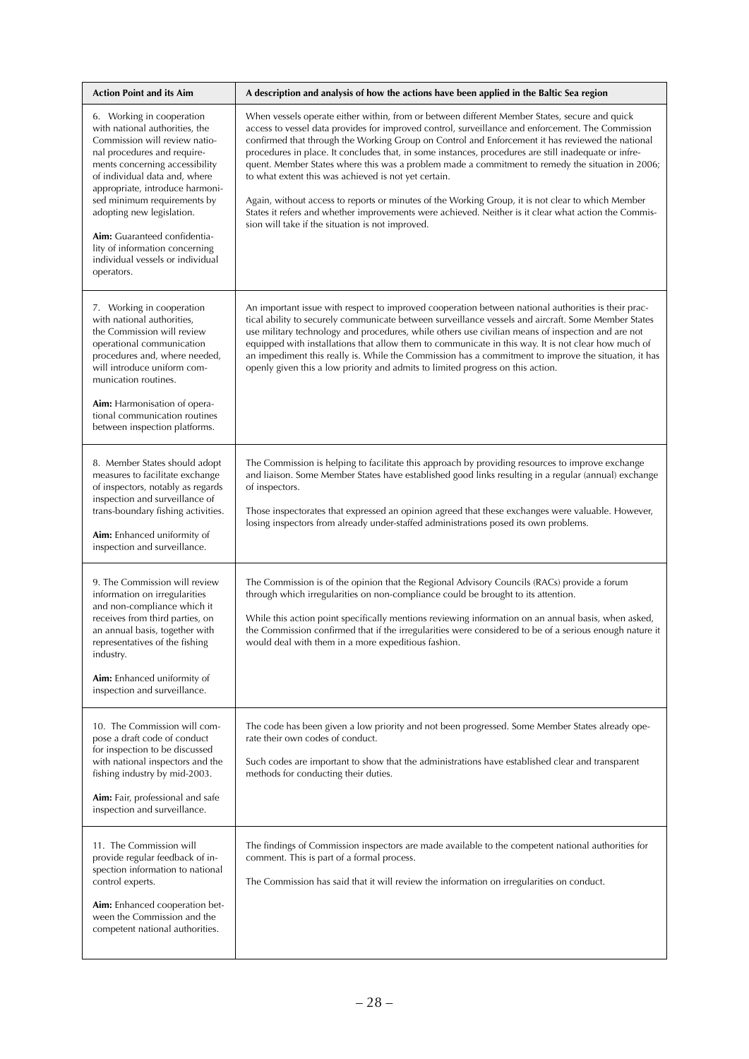| Action Point and its Aim | A description and analysis of how the actions have been applied in the Baltic Sea region |
|---|---|
| 6. Working in cooperation with national authorities, the Commission will review national procedures and requirements concerning accessibility of individual data and, where appropriate, introduce harmonised minimum requirements by adopting new legislation.<br><br>**Aim:** Guaranteed confidentiality of information concerning individual vessels or individual operators. | When vessels operate either within, from or between different Member States, secure and quick access to vessel data provides for improved control, surveillance and enforcement. The Commission confirmed that through the Working Group on Control and Enforcement it has reviewed the national procedures in place. It concludes that, in some instances, procedures are still inadequate or infrequent. Member States where this was a problem made a commitment to remedy the situation in 2006; to what extent this was achieved is not yet certain.<br><br>Again, without access to reports or minutes of the Working Group, it is not clear to which Member States it refers and whether improvements were achieved. Neither is it clear what action the Commission will take if the situation is not improved. |
| 7. Working in cooperation with national authorities, the Commission will review operational communication procedures and, where needed, will introduce uniform communication routines.<br><br>**Aim:** Harmonisation of operational communication routines between inspection platforms. | An important issue with respect to improved cooperation between national authorities is their practical ability to securely communicate between surveillance vessels and aircraft. Some Member States use military technology and procedures, while others use civilian means of inspection and are not equipped with installations that allow them to communicate in this way. It is not clear how much of an impediment this really is. While the Commission has a commitment to improve the situation, it has openly given this a low priority and admits to limited progress on this action. |
| 8. Member States should adopt measures to facilitate exchange of inspectors, notably as regards inspection and surveillance of trans-boundary fishing activities.<br><br>**Aim:** Enhanced uniformity of inspection and surveillance. | The Commission is helping to facilitate this approach by providing resources to improve exchange and liaison. Some Member States have established good links resulting in a regular (annual) exchange of inspectors.<br><br>Those inspectorates that expressed an opinion agreed that these exchanges were valuable. However, losing inspectors from already under-staffed administrations posed its own problems. |
| 9. The Commission will review information on irregularities and non-compliance which it receives from third parties, on an annual basis, together with representatives of the fishing industry.<br><br>**Aim:** Enhanced uniformity of inspection and surveillance. | The Commission is of the opinion that the Regional Advisory Councils (RACs) provide a forum through which irregularities on non-compliance could be brought to its attention.<br><br>While this action point specifically mentions reviewing information on an annual basis, when asked, the Commission confirmed that if the irregularities were considered to be of a serious enough nature it would deal with them in a more expeditious fashion. |
| 10. The Commission will compose a draft code of conduct for inspection to be discussed with national inspectors and the fishing industry by mid-2003.<br><br>**Aim:** Fair, professional and safe inspection and surveillance. | The code has been given a low priority and not been progressed. Some Member States already operate their own codes of conduct.<br><br>Such codes are important to show that the administrations have established clear and transparent methods for conducting their duties. |
| 11. The Commission will provide regular feedback of inspection information to national control experts.<br><br>**Aim:** Enhanced cooperation between the Commission and the competent national authorities. | The findings of Commission inspectors are made available to the competent national authorities for comment. This is part of a formal process.<br><br>The Commission has said that it will review the information on irregularities on conduct. |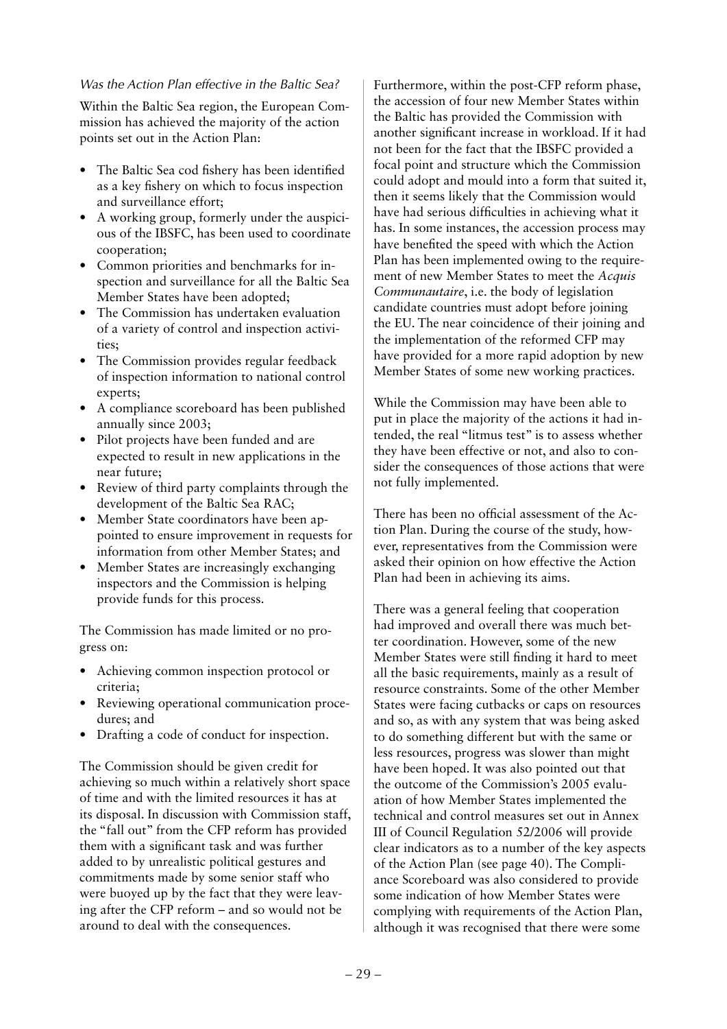*Was the Action Plan effective in the Baltic Sea?*

Within the Baltic Sea region, the European Commission has achieved the majority of the action points set out in the Action Plan:

- The Baltic Sea cod fishery has been identified as a key fishery on which to focus inspection and surveillance effort;
- A working group, formerly under the auspicious of the IBSFC, has been used to coordinate cooperation;
- Common priorities and benchmarks for inspection and surveillance for all the Baltic Sea Member States have been adopted;
- The Commission has undertaken evaluation of a variety of control and inspection activities;
- The Commission provides regular feedback of inspection information to national control experts;
- A compliance scoreboard has been published annually since 2003;
- Pilot projects have been funded and are expected to result in new applications in the near future;
- Review of third party complaints through the development of the Baltic Sea RAC;
- Member State coordinators have been appointed to ensure improvement in requests for information from other Member States; and
- Member States are increasingly exchanging inspectors and the Commission is helping provide funds for this process.

The Commission has made limited or no progress on:

- Achieving common inspection protocol or criteria;
- Reviewing operational communication procedures; and
- Drafting a code of conduct for inspection.

The Commission should be given credit for achieving so much within a relatively short space of time and with the limited resources it has at its disposal. In discussion with Commission staff, the "fall out" from the CFP reform has provided them with a significant task and was further added to by unrealistic political gestures and commitments made by some senior staff who were buoyed up by the fact that they were leaving after the CFP reform – and so would not be around to deal with the consequences.

Furthermore, within the post-CFP reform phase, the accession of four new Member States within the Baltic has provided the Commission with another significant increase in workload. If it had not been for the fact that the IBSFC provided a focal point and structure which the Commission could adopt and mould into a form that suited it, then it seems likely that the Commission would have had serious difficulties in achieving what it has. In some instances, the accession process may have benefited the speed with which the Action Plan has been implemented owing to the requirement of new Member States to meet the *Acquis Communautaire*, i.e. the body of legislation candidate countries must adopt before joining the EU. The near coincidence of their joining and the implementation of the reformed CFP may have provided for a more rapid adoption by new Member States of some new working practices.

While the Commission may have been able to put in place the majority of the actions it had intended, the real "litmus test" is to assess whether they have been effective or not, and also to consider the consequences of those actions that were not fully implemented.

There has been no official assessment of the Action Plan. During the course of the study, however, representatives from the Commission were asked their opinion on how effective the Action Plan had been in achieving its aims.

There was a general feeling that cooperation had improved and overall there was much better coordination. However, some of the new Member States were still finding it hard to meet all the basic requirements, mainly as a result of resource constraints. Some of the other Member States were facing cutbacks or caps on resources and so, as with any system that was being asked to do something different but with the same or less resources, progress was slower than might have been hoped. It was also pointed out that the outcome of the Commission's 2005 evaluation of how Member States implemented the technical and control measures set out in Annex III of Council Regulation 52/2006 will provide clear indicators as to a number of the key aspects of the Action Plan (see page 40). The Compliance Scoreboard was also considered to provide some indication of how Member States were complying with requirements of the Action Plan, although it was recognised that there were some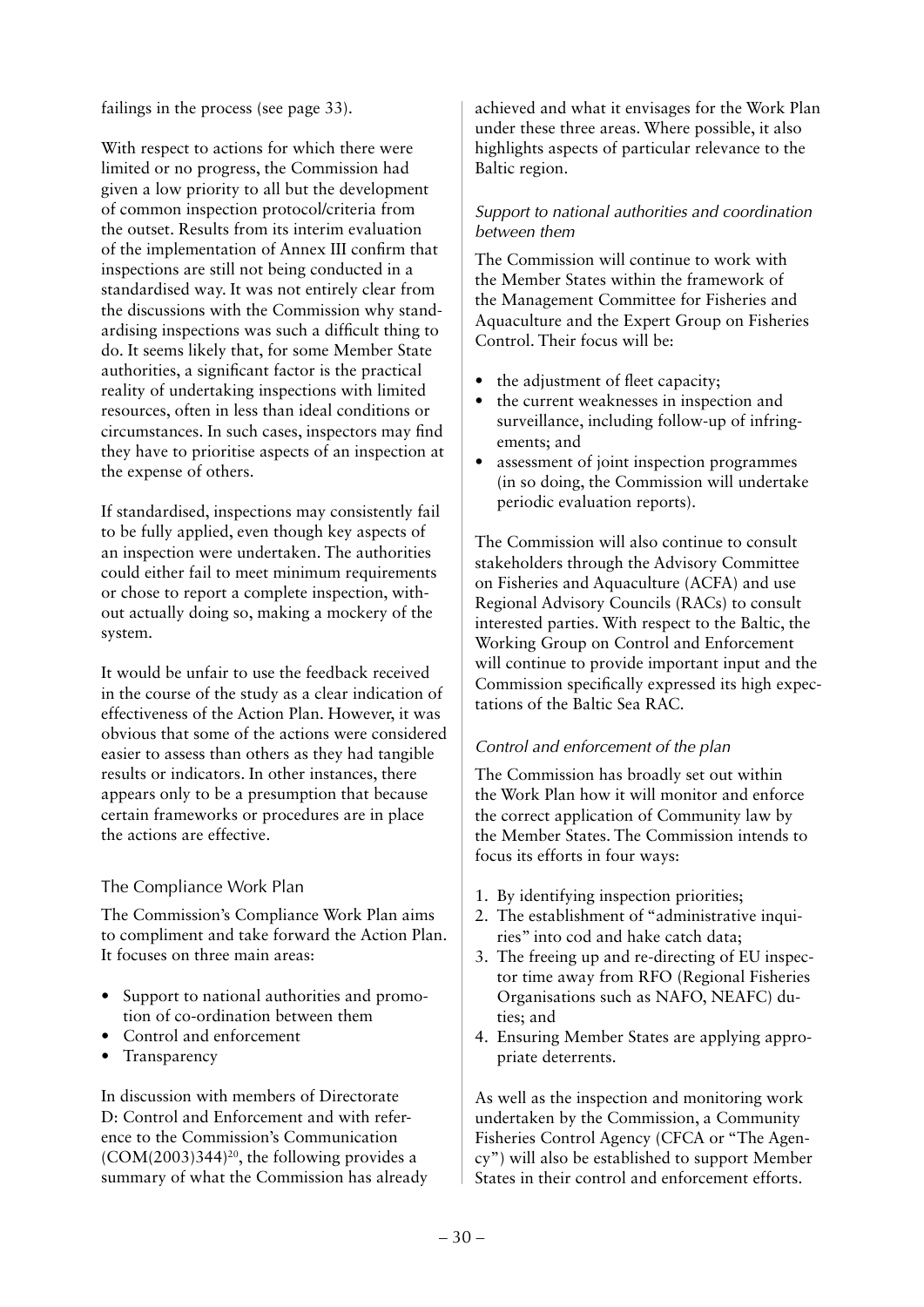failings in the process (see page 33).

With respect to actions for which there were limited or no progress, the Commission had given a low priority to all but the development of common inspection protocol/criteria from the outset. Results from its interim evaluation of the implementation of Annex III confirm that inspections are still not being conducted in a standardised way. It was not entirely clear from the discussions with the Commission why standardising inspections was such a difficult thing to do. It seems likely that, for some Member State authorities, a significant factor is the practical reality of undertaking inspections with limited resources, often in less than ideal conditions or circumstances. In such cases, inspectors may find they have to prioritise aspects of an inspection at the expense of others.

If standardised, inspections may consistently fail to be fully applied, even though key aspects of an inspection were undertaken. The authorities could either fail to meet minimum requirements or chose to report a complete inspection, without actually doing so, making a mockery of the system.

It would be unfair to use the feedback received in the course of the study as a clear indication of effectiveness of the Action Plan. However, it was obvious that some of the actions were considered easier to assess than others as they had tangible results or indicators. In other instances, there appears only to be a presumption that because certain frameworks or procedures are in place the actions are effective.

## The Compliance Work Plan

The Commission's Compliance Work Plan aims to compliment and take forward the Action Plan. It focuses on three main areas:

- Support to national authorities and promotion of co-ordination between them
- Control and enforcement
- Transparency

In discussion with members of Directorate D: Control and Enforcement and with reference to the Commission's Communication (COM(2003)344)[20], the following provides a summary of what the Commission has already achieved and what it envisages for the Work Plan under these three areas. Where possible, it also highlights aspects of particular relevance to the Baltic region.

### *Support to national authorities and coordination between them*

The Commission will continue to work with the Member States within the framework of the Management Committee for Fisheries and Aquaculture and the Expert Group on Fisheries Control. Their focus will be:

- the adjustment of fleet capacity;
- the current weaknesses in inspection and surveillance, including follow-up of infringements; and
- assessment of joint inspection programmes (in so doing, the Commission will undertake periodic evaluation reports).

The Commission will also continue to consult stakeholders through the Advisory Committee on Fisheries and Aquaculture (ACFA) and use Regional Advisory Councils (RACs) to consult interested parties. With respect to the Baltic, the Working Group on Control and Enforcement will continue to provide important input and the Commission specifically expressed its high expectations of the Baltic Sea RAC.

### *Control and enforcement of the plan*

The Commission has broadly set out within the Work Plan how it will monitor and enforce the correct application of Community law by the Member States. The Commission intends to focus its efforts in four ways:

1. By identifying inspection priorities;
2. The establishment of "administrative inquiries" into cod and hake catch data;
3. The freeing up and re-directing of EU inspector time away from RFO (Regional Fisheries Organisations such as NAFO, NEAFC) duties; and
4. Ensuring Member States are applying appropriate deterrents.

As well as the inspection and monitoring work undertaken by the Commission, a Community Fisheries Control Agency (CFCA or "The Agency") will also be established to support Member States in their control and enforcement efforts.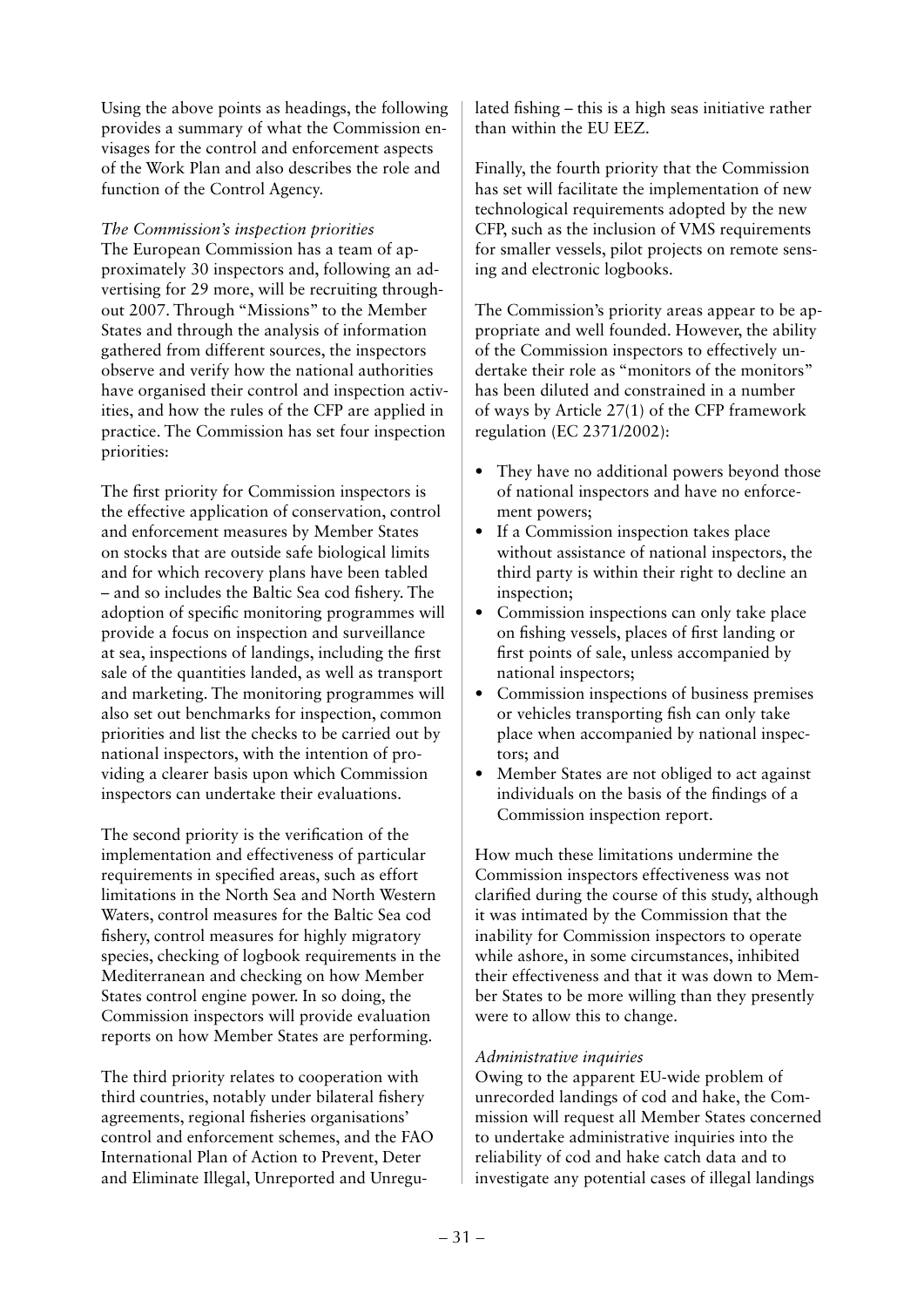Using the above points as headings, the following provides a summary of what the Commission envisages for the control and enforcement aspects of the Work Plan and also describes the role and function of the Control Agency.

*The Commission's inspection priorities*

The European Commission has a team of approximately 30 inspectors and, following an advertising for 29 more, will be recruiting throughout 2007. Through "Missions" to the Member States and through the analysis of information gathered from different sources, the inspectors observe and verify how the national authorities have organised their control and inspection activities, and how the rules of the CFP are applied in practice. The Commission has set four inspection priorities:

The first priority for Commission inspectors is the effective application of conservation, control and enforcement measures by Member States on stocks that are outside safe biological limits and for which recovery plans have been tabled – and so includes the Baltic Sea cod fishery. The adoption of specific monitoring programmes will provide a focus on inspection and surveillance at sea, inspections of landings, including the first sale of the quantities landed, as well as transport and marketing. The monitoring programmes will also set out benchmarks for inspection, common priorities and list the checks to be carried out by national inspectors, with the intention of providing a clearer basis upon which Commission inspectors can undertake their evaluations.

The second priority is the verification of the implementation and effectiveness of particular requirements in specified areas, such as effort limitations in the North Sea and North Western Waters, control measures for the Baltic Sea cod fishery, control measures for highly migratory species, checking of logbook requirements in the Mediterranean and checking on how Member States control engine power. In so doing, the Commission inspectors will provide evaluation reports on how Member States are performing.

The third priority relates to cooperation with third countries, notably under bilateral fishery agreements, regional fisheries organisations' control and enforcement schemes, and the FAO International Plan of Action to Prevent, Deter and Eliminate Illegal, Unreported and Unregulated fishing – this is a high seas initiative rather than within the EU EEZ.

Finally, the fourth priority that the Commission has set will facilitate the implementation of new technological requirements adopted by the new CFP, such as the inclusion of VMS requirements for smaller vessels, pilot projects on remote sensing and electronic logbooks.

The Commission's priority areas appear to be appropriate and well founded. However, the ability of the Commission inspectors to effectively undertake their role as "monitors of the monitors" has been diluted and constrained in a number of ways by Article 27(1) of the CFP framework regulation (EC 2371/2002):

- They have no additional powers beyond those of national inspectors and have no enforcement powers;
- If a Commission inspection takes place without assistance of national inspectors, the third party is within their right to decline an inspection;
- Commission inspections can only take place on fishing vessels, places of first landing or first points of sale, unless accompanied by national inspectors;
- Commission inspections of business premises or vehicles transporting fish can only take place when accompanied by national inspectors; and
- Member States are not obliged to act against individuals on the basis of the findings of a Commission inspection report.

How much these limitations undermine the Commission inspectors effectiveness was not clarified during the course of this study, although it was intimated by the Commission that the inability for Commission inspectors to operate while ashore, in some circumstances, inhibited their effectiveness and that it was down to Member States to be more willing than they presently were to allow this to change.

*Administrative inquiries*

Owing to the apparent EU-wide problem of unrecorded landings of cod and hake, the Commission will request all Member States concerned to undertake administrative inquiries into the reliability of cod and hake catch data and to investigate any potential cases of illegal landings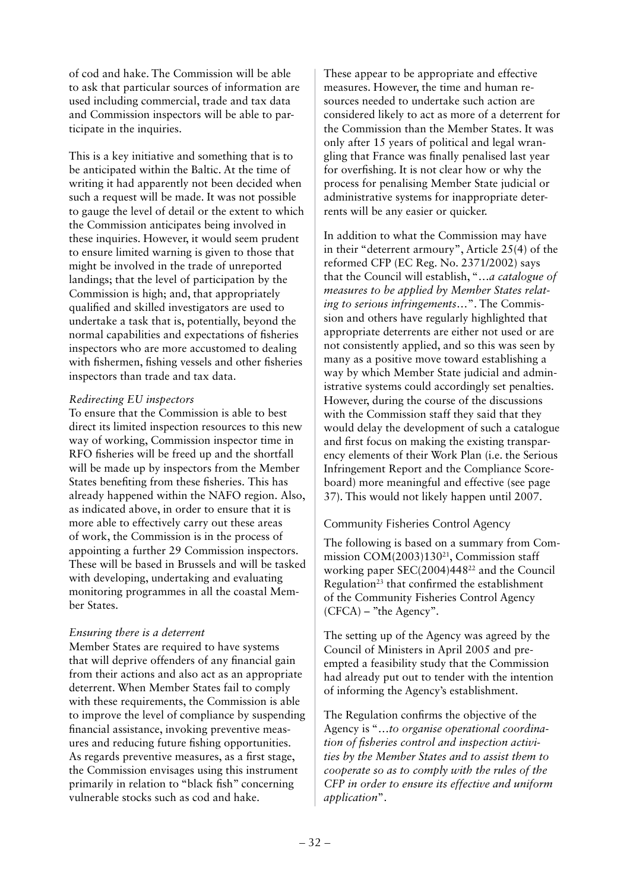of cod and hake. The Commission will be able to ask that particular sources of information are used including commercial, trade and tax data and Commission inspectors will be able to participate in the inquiries.

This is a key initiative and something that is to be anticipated within the Baltic. At the time of writing it had apparently not been decided when such a request will be made. It was not possible to gauge the level of detail or the extent to which the Commission anticipates being involved in these inquiries. However, it would seem prudent to ensure limited warning is given to those that might be involved in the trade of unreported landings; that the level of participation by the Commission is high; and, that appropriately qualified and skilled investigators are used to undertake a task that is, potentially, beyond the normal capabilities and expectations of fisheries inspectors who are more accustomed to dealing with fishermen, fishing vessels and other fisheries inspectors than trade and tax data.

*Redirecting EU inspectors*

To ensure that the Commission is able to best direct its limited inspection resources to this new way of working, Commission inspector time in RFO fisheries will be freed up and the shortfall will be made up by inspectors from the Member States benefiting from these fisheries. This has already happened within the NAFO region. Also, as indicated above, in order to ensure that it is more able to effectively carry out these areas of work, the Commission is in the process of appointing a further 29 Commission inspectors. These will be based in Brussels and will be tasked with developing, undertaking and evaluating monitoring programmes in all the coastal Member States.

*Ensuring there is a deterrent*

Member States are required to have systems that will deprive offenders of any financial gain from their actions and also act as an appropriate deterrent. When Member States fail to comply with these requirements, the Commission is able to improve the level of compliance by suspending financial assistance, invoking preventive measures and reducing future fishing opportunities. As regards preventive measures, as a first stage, the Commission envisages using this instrument primarily in relation to "black fish" concerning vulnerable stocks such as cod and hake.

These appear to be appropriate and effective measures. However, the time and human resources needed to undertake such action are considered likely to act as more of a deterrent for the Commission than the Member States. It was only after 15 years of political and legal wrangling that France was finally penalised last year for overfishing. It is not clear how or why the process for penalising Member State judicial or administrative systems for inappropriate deterrents will be any easier or quicker.

In addition to what the Commission may have in their "deterrent armoury", Article 25(4) of the reformed CFP (EC Reg. No. 2371/2002) says that the Council will establish, "*…a catalogue of measures to be applied by Member States relating to serious infringements…*". The Commission and others have regularly highlighted that appropriate deterrents are either not used or are not consistently applied, and so this was seen by many as a positive move toward establishing a way by which Member State judicial and administrative systems could accordingly set penalties. However, during the course of the discussions with the Commission staff they said that they would delay the development of such a catalogue and first focus on making the existing transparency elements of their Work Plan (i.e. the Serious Infringement Report and the Compliance Scoreboard) more meaningful and effective (see page 37). This would not likely happen until 2007.

## Community Fisheries Control Agency

The following is based on a summary from Commission COM(2003)130[21], Commission staff working paper SEC(2004)448[22] and the Council Regulation[23] that confirmed the establishment of the Community Fisheries Control Agency (CFCA) – "the Agency".

The setting up of the Agency was agreed by the Council of Ministers in April 2005 and preempted a feasibility study that the Commission had already put out to tender with the intention of informing the Agency's establishment.

The Regulation confirms the objective of the Agency is "*…to organise operational coordination of fisheries control and inspection activities by the Member States and to assist them to cooperate so as to comply with the rules of the CFP in order to ensure its effective and uniform application*".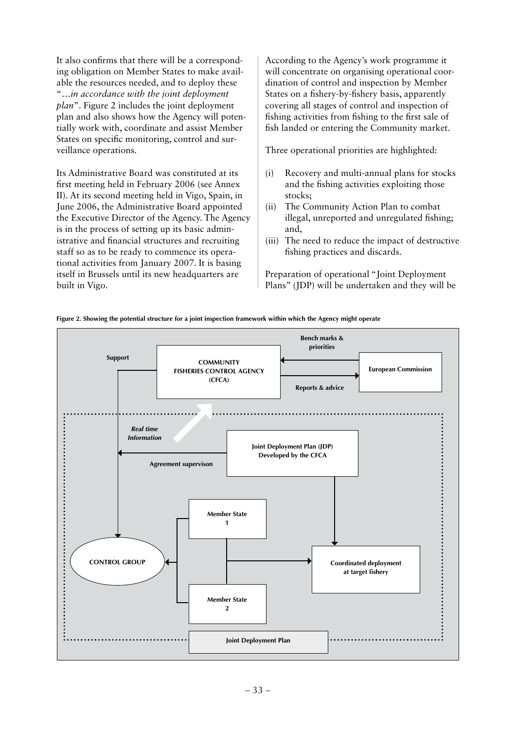It also confirms that there will be a corresponding obligation on Member States to make available the resources needed, and to deploy these "*…in accordance with the joint deployment plan*". Figure 2 includes the joint deployment plan and also shows how the Agency will potentially work with, coordinate and assist Member States on specific monitoring, control and surveillance operations.

Its Administrative Board was constituted at its first meeting held in February 2006 (see Annex II). At its second meeting held in Vigo, Spain, in June 2006, the Administrative Board appointed the Executive Director of the Agency. The Agency is in the process of setting up its basic administrative and financial structures and recruiting staff so as to be ready to commence its operational activities from January 2007. It is basing itself in Brussels until its new headquarters are built in Vigo.

According to the Agency's work programme it will concentrate on organising operational coordination of control and inspection by Member States on a fishery-by-fishery basis, apparently covering all stages of control and inspection of fishing activities from fishing to the first sale of fish landed or entering the Community market.

Three operational priorities are highlighted:

(i) Recovery and multi-annual plans for stocks and the fishing activities exploiting those stocks;
(ii) The Community Action Plan to combat illegal, unreported and unregulated fishing; and,
(iii) The need to reduce the impact of destructive fishing practices and discards.

Preparation of operational "Joint Deployment Plans" (JDP) will be undertaken and they will be

**Figure 2. Showing the potential structure for a joint inspection framework within which the Agency might operate**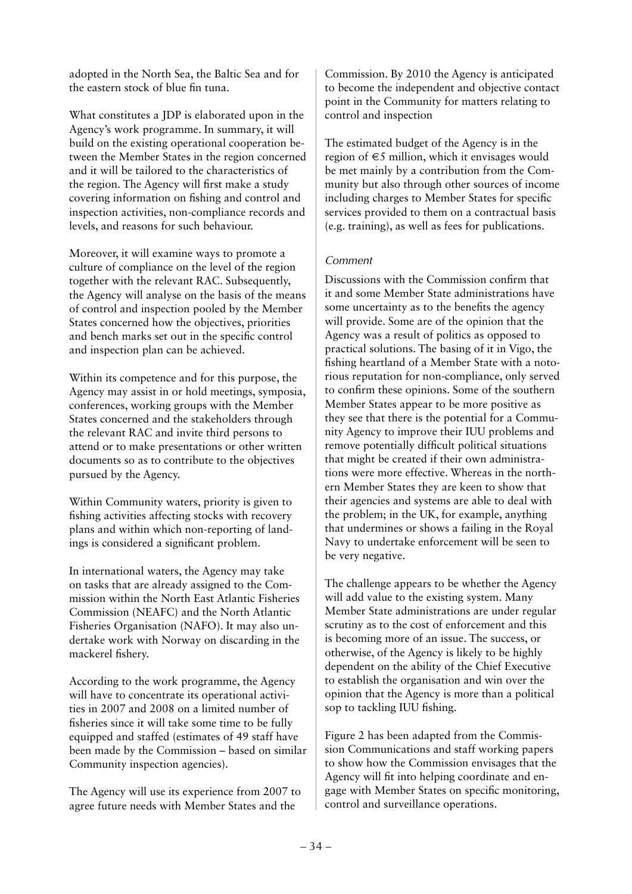adopted in the North Sea, the Baltic Sea and for the eastern stock of blue fin tuna.

What constitutes a JDP is elaborated upon in the Agency's work programme. In summary, it will build on the existing operational cooperation between the Member States in the region concerned and it will be tailored to the characteristics of the region. The Agency will first make a study covering information on fishing and control and inspection activities, non-compliance records and levels, and reasons for such behaviour.

Moreover, it will examine ways to promote a culture of compliance on the level of the region together with the relevant RAC. Subsequently, the Agency will analyse on the basis of the means of control and inspection pooled by the Member States concerned how the objectives, priorities and bench marks set out in the specific control and inspection plan can be achieved.

Within its competence and for this purpose, the Agency may assist in or hold meetings, symposia, conferences, working groups with the Member States concerned and the stakeholders through the relevant RAC and invite third persons to attend or to make presentations or other written documents so as to contribute to the objectives pursued by the Agency.

Within Community waters, priority is given to fishing activities affecting stocks with recovery plans and within which non-reporting of landings is considered a significant problem.

In international waters, the Agency may take on tasks that are already assigned to the Commission within the North East Atlantic Fisheries Commission (NEAFC) and the North Atlantic Fisheries Organisation (NAFO). It may also undertake work with Norway on discarding in the mackerel fishery.

According to the work programme, the Agency will have to concentrate its operational activities in 2007 and 2008 on a limited number of fisheries since it will take some time to be fully equipped and staffed (estimates of 49 staff have been made by the Commission – based on similar Community inspection agencies).

The Agency will use its experience from 2007 to agree future needs with Member States and the Commission. By 2010 the Agency is anticipated to become the independent and objective contact point in the Community for matters relating to control and inspection

The estimated budget of the Agency is in the region of €5 million, which it envisages would be met mainly by a contribution from the Community but also through other sources of income including charges to Member States for specific services provided to them on a contractual basis (e.g. training), as well as fees for publications.

*Comment*

Discussions with the Commission confirm that it and some Member State administrations have some uncertainty as to the benefits the agency will provide. Some are of the opinion that the Agency was a result of politics as opposed to practical solutions. The basing of it in Vigo, the fishing heartland of a Member State with a notorious reputation for non-compliance, only served to confirm these opinions. Some of the southern Member States appear to be more positive as they see that there is the potential for a Community Agency to improve their IUU problems and remove potentially difficult political situations that might be created if their own administrations were more effective. Whereas in the northern Member States they are keen to show that their agencies and systems are able to deal with the problem; in the UK, for example, anything that undermines or shows a failing in the Royal Navy to undertake enforcement will be seen to be very negative.

The challenge appears to be whether the Agency will add value to the existing system. Many Member State administrations are under regular scrutiny as to the cost of enforcement and this is becoming more of an issue. The success, or otherwise, of the Agency is likely to be highly dependent on the ability of the Chief Executive to establish the organisation and win over the opinion that the Agency is more than a political sop to tackling IUU fishing.

Figure 2 has been adapted from the Commission Communications and staff working papers to show how the Commission envisages that the Agency will fit into helping coordinate and engage with Member States on specific monitoring, control and surveillance operations.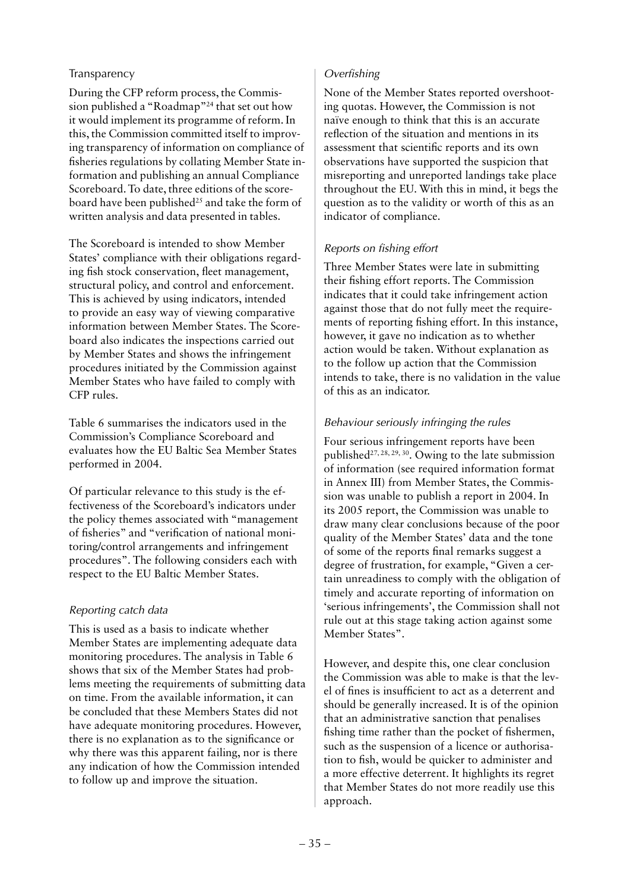### Transparency

During the CFP reform process, the Commission published a "Roadmap"[24] that set out how it would implement its programme of reform. In this, the Commission committed itself to improving transparency of information on compliance of fisheries regulations by collating Member State information and publishing an annual Compliance Scoreboard. To date, three editions of the scoreboard have been published[25] and take the form of written analysis and data presented in tables.

The Scoreboard is intended to show Member States' compliance with their obligations regarding fish stock conservation, fleet management, structural policy, and control and enforcement. This is achieved by using indicators, intended to provide an easy way of viewing comparative information between Member States. The Scoreboard also indicates the inspections carried out by Member States and shows the infringement procedures initiated by the Commission against Member States who have failed to comply with CFP rules.

Table 6 summarises the indicators used in the Commission's Compliance Scoreboard and evaluates how the EU Baltic Sea Member States performed in 2004.

Of particular relevance to this study is the effectiveness of the Scoreboard's indicators under the policy themes associated with "management of fisheries" and "verification of national monitoring/control arrangements and infringement procedures". The following considers each with respect to the EU Baltic Member States.

#### *Reporting catch data*

This is used as a basis to indicate whether Member States are implementing adequate data monitoring procedures. The analysis in Table 6 shows that six of the Member States had problems meeting the requirements of submitting data on time. From the available information, it can be concluded that these Members States did not have adequate monitoring procedures. However, there is no explanation as to the significance or why there was this apparent failing, nor is there any indication of how the Commission intended to follow up and improve the situation.

#### *Overfishing*

None of the Member States reported overshooting quotas. However, the Commission is not naïve enough to think that this is an accurate reflection of the situation and mentions in its assessment that scientific reports and its own observations have supported the suspicion that misreporting and unreported landings take place throughout the EU. With this in mind, it begs the question as to the validity or worth of this as an indicator of compliance.

#### *Reports on fishing effort*

Three Member States were late in submitting their fishing effort reports. The Commission indicates that it could take infringement action against those that do not fully meet the requirements of reporting fishing effort. In this instance, however, it gave no indication as to whether action would be taken. Without explanation as to the follow up action that the Commission intends to take, there is no validation in the value of this as an indicator.

#### *Behaviour seriously infringing the rules*

Four serious infringement reports have been published[27, 28, 29, 30]. Owing to the late submission of information (see required information format in Annex III) from Member States, the Commission was unable to publish a report in 2004. In its 2005 report, the Commission was unable to draw many clear conclusions because of the poor quality of the Member States' data and the tone of some of the reports final remarks suggest a degree of frustration, for example, "Given a certain unreadiness to comply with the obligation of timely and accurate reporting of information on 'serious infringements', the Commission shall not rule out at this stage taking action against some Member States".

However, and despite this, one clear conclusion the Commission was able to make is that the level of fines is insufficient to act as a deterrent and should be generally increased. It is of the opinion that an administrative sanction that penalises fishing time rather than the pocket of fishermen, such as the suspension of a licence or authorisation to fish, would be quicker to administer and a more effective deterrent. It highlights its regret that Member States do not more readily use this approach.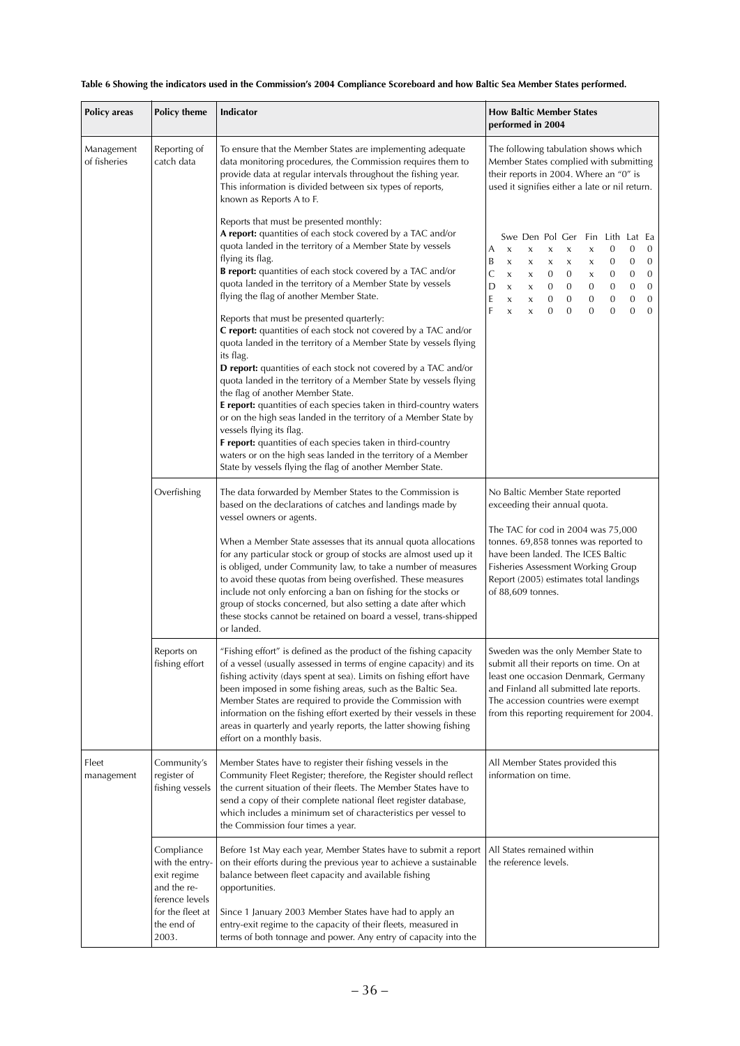**Table 6 Showing the indicators used in the Commission's 2004 Compliance Scoreboard and how Baltic Sea Member States performed.**

| Policy areas | Policy theme | Indicator | How Baltic Member States performed in 2004 |
|---|---|---|---|
| Management of fisheries | Reporting of catch data | To ensure that the Member States are implementing adequate data monitoring procedures, the Commission requires them to provide data at regular intervals throughout the fishing year. This information is divided between six types of reports, known as Reports A to F.<br><br>Reports that must be presented monthly:<br>**A report:** quantities of each stock covered by a TAC and/or quota landed in the territory of a Member State by vessels flying its flag.<br>**B report:** quantities of each stock covered by a TAC and/or quota landed in the territory of a Member State by vessels flying the flag of another Member State.<br><br>Reports that must be presented quarterly:<br>**C report:** quantities of each stock not covered by a TAC and/or quota landed in the territory of a Member State by vessels flying its flag.<br>**D report:** quantities of each stock not covered by a TAC and/or quota landed in the territory of a Member State by vessels flying the flag of another Member State.<br>**E report:** quantities of each species taken in third-country waters or on the high seas landed in the territory of a Member State by vessels flying its flag.<br>**F report:** quantities of each species taken in third-country waters or on the high seas landed in the territory of a Member State by vessels flying the flag of another Member State. | The following tabulation shows which Member States complied with submitting their reports in 2004. Where an "0" is used it signifies either a late or nil return.<br><br>&nbsp;&nbsp;Swe Den Pol Ger Fin Lith Lat Ea<br>A x x x x x 0 0 0<br>B x x x x x 0 0 0<br>C x x 0 0 x 0 0 0<br>D x x 0 0 0 0 0 0<br>E x x 0 0 0 0 0 0<br>F x x 0 0 0 0 0 0 |
| | Overfishing | The data forwarded by Member States to the Commission is based on the declarations of catches and landings made by vessel owners or agents.<br><br>When a Member State assesses that its annual quota allocations for any particular stock or group of stocks are almost used up it is obliged, under Community law, to take a number of measures to avoid these quotas from being overfished. These measures include not only enforcing a ban on fishing for the stocks or group of stocks concerned, but also setting a date after which these stocks cannot be retained on board a vessel, trans-shipped or landed. | No Baltic Member State reported exceeding their annual quota.<br><br>The TAC for cod in 2004 was 75,000 tonnes. 69,858 tonnes was reported to have been landed. The ICES Baltic Fisheries Assessment Working Group Report (2005) estimates total landings of 88,609 tonnes. |
| | Reports on fishing effort | "Fishing effort" is defined as the product of the fishing capacity of a vessel (usually assessed in terms of engine capacity) and its fishing activity (days spent at sea). Limits on fishing effort have been imposed in some fishing areas, such as the Baltic Sea. Member States are required to provide the Commission with information on the fishing effort exerted by their vessels in these areas in quarterly and yearly reports, the latter showing fishing effort on a monthly basis. | Sweden was the only Member State to submit all their reports on time. On at least one occasion Denmark, Germany and Finland all submitted late reports. The accession countries were exempt from this reporting requirement for 2004. |
| Fleet management | Community's register of fishing vessels | Member States have to register their fishing vessels in the Community Fleet Register; therefore, the Register should reflect the current situation of their fleets. The Member States have to send a copy of their complete national fleet register database, which includes a minimum set of characteristics per vessel to the Commission four times a year. | All Member States provided this information on time. |
| | Compliance with the entry-exit regime and the reference levels for the fleet at the end of 2003. | Before 1st May each year, Member States have to submit a report on their efforts during the previous year to achieve a sustainable balance between fleet capacity and available fishing opportunities.<br><br>Since 1 January 2003 Member States have had to apply an entry-exit regime to the capacity of their fleets, measured in terms of both tonnage and power. Any entry of capacity into the | All States remained within the reference levels. |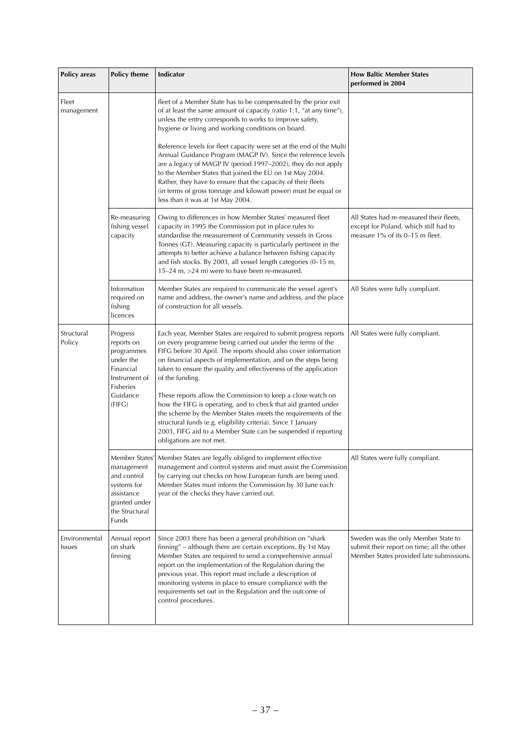| Policy areas | Policy theme | Indicator | How Baltic Member States performed in 2004 |
|---|---|---|---|
| Fleet management | | fleet of a Member State has to be compensated by the prior exit of at least the same amount of capacity (ratio 1:1, "at any time"), unless the entry corresponds to works to improve safety, hygiene or living and working conditions on board.<br><br>Reference levels for fleet capacity were set at the end of the Multi Annual Guidance Program (MAGP IV). Since the reference levels are a legacy of MAGP IV (period 1997–2002), they do not apply to the Member States that joined the EU on 1st May 2004. Rather, they have to ensure that the capacity of their fleets (in terms of gross tonnage and kilowatt power) must be equal or less than it was at 1st May 2004. | |
| | Re-measuring fishing vessel capacity | Owing to differences in how Member States' measured fleet capacity in 1995 the Commission put in place rules to standardise the measurement of Community vessels in Gross Tonnes (GT). Measuring capacity is particularly pertinent in the attempts to better achieve a balance between fishing capacity and fish stocks. By 2003, all vessel length categories (0–15 m, 15–24 m, >24 m) were to have been re-measured. | All States had re-measured their fleets, except for Poland, which still had to measure 1% of its 0–15 m fleet. |
| | Information required on fishing licences | Member States are required to communicate the vessel agent's name and address, the owner's name and address, and the place of construction for all vessels. | All States were fully compliant. |
| Structural Policy | Progress reports on programmes under the Financial Instrument of Fisheries Guidance (FIFG) | Each year, Member States are required to submit progress reports on every programme being carried out under the terms of the FIFG before 30 April. The reports should also cover information on financial aspects of implementation, and on the steps being taken to ensure the quality and effectiveness of the application of the funding.<br><br>These reports allow the Commission to keep a close watch on how the FIFG is operating, and to check that aid granted under the scheme by the Member States meets the requirements of the structural funds (e.g. eligibility criteria). Since 1 January 2003, FIFG aid to a Member State can be suspended if reporting obligations are not met. | All States were fully compliant. |
| | Member States' management and control systems for assistance granted under the Structural Funds | Member States are legally obliged to implement effective management and control systems and must assist the Commission by carrying out checks on how European funds are being used. Member States must inform the Commission by 30 June each year of the checks they have carried out. | All States were fully compliant. |
| Environmental Issues | Annual report on shark finning | Since 2003 there has been a general prohibition on "shark finning" – although there are certain exceptions. By 1st May Member States are required to send a comprehensive annual report on the implementation of the Regulation during the previous year. This report must include a description of monitoring systems in place to ensure compliance with the requirements set out in the Regulation and the outcome of control procedures. | Sweden was the only Member State to submit their report on time; all the other Member States provided late submissions. |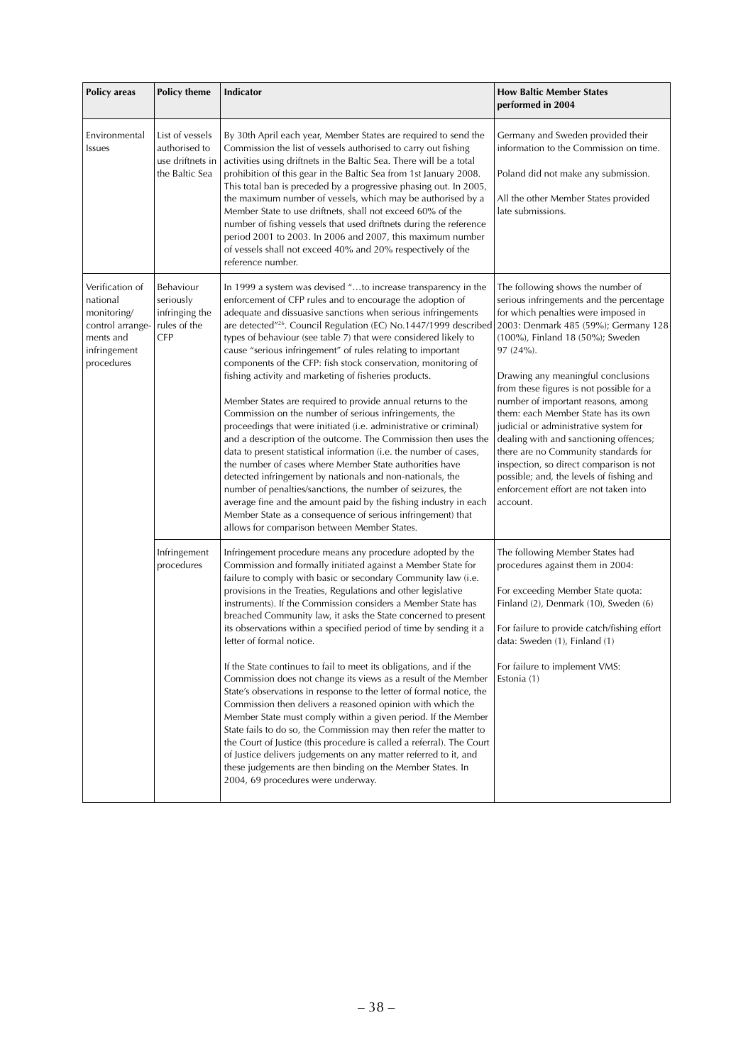| Policy areas | Policy theme | Indicator | How Baltic Member States performed in 2004 |
|---|---|---|---|
| Environmental Issues | List of vessels authorised to use driftnets in the Baltic Sea | By 30th April each year, Member States are required to send the Commission the list of vessels authorised to carry out fishing activities using driftnets in the Baltic Sea. There will be a total prohibition of this gear in the Baltic Sea from 1st January 2008. This total ban is preceded by a progressive phasing out. In 2005, the maximum number of vessels, which may be authorised by a Member State to use driftnets, shall not exceed 60% of the number of fishing vessels that used driftnets during the reference period 2001 to 2003. In 2006 and 2007, this maximum number of vessels shall not exceed 40% and 20% respectively of the reference number. | Germany and Sweden provided their information to the Commission on time.<br><br>Poland did not make any submission.<br><br>All the other Member States provided late submissions. |
| Verification of national monitoring/ control arrange-ments and infringement procedures | Behaviour seriously infringing the rules of the CFP | In 1999 a system was devised "…to increase transparency in the enforcement of CFP rules and to encourage the adoption of adequate and dissuasive sanctions when serious infringements are detected"[26]. Council Regulation (EC) No.1447/1999 described types of behaviour (see table 7) that were considered likely to cause "serious infringement" of rules relating to important components of the CFP: fish stock conservation, monitoring of fishing activity and marketing of fisheries products.<br><br>Member States are required to provide annual returns to the Commission on the number of serious infringements, the proceedings that were initiated (i.e. administrative or criminal) and a description of the outcome. The Commission then uses the data to present statistical information (i.e. the number of cases, the number of cases where Member State authorities have detected infringement by nationals and non-nationals, the number of penalties/sanctions, the number of seizures, the average fine and the amount paid by the fishing industry in each Member State as a consequence of serious infringement) that allows for comparison between Member States. | The following shows the number of serious infringements and the percentage for which penalties were imposed in 2003: Denmark 485 (59%); Germany 128 (100%), Finland 18 (50%); Sweden 97 (24%).<br><br>Drawing any meaningful conclusions from these figures is not possible for a number of important reasons, among them: each Member State has its own judicial or administrative system for dealing with and sanctioning offences; there are no Community standards for inspection, so direct comparison is not possible; and, the levels of fishing and enforcement effort are not taken into account. |
| | Infringement procedures | Infringement procedure means any procedure adopted by the Commission and formally initiated against a Member State for failure to comply with basic or secondary Community law (i.e. provisions in the Treaties, Regulations and other legislative instruments). If the Commission considers a Member State has breached Community law, it asks the State concerned to present its observations within a specified period of time by sending it a letter of formal notice.<br><br>If the State continues to fail to meet its obligations, and if the Commission does not change its views as a result of the Member State's observations in response to the letter of formal notice, the Commission then delivers a reasoned opinion with which the Member State must comply within a given period. If the Member State fails to do so, the Commission may then refer the matter to the Court of Justice (this procedure is called a referral). The Court of Justice delivers judgements on any matter referred to it, and these judgements are then binding on the Member States. In 2004, 69 procedures were underway. | The following Member States had procedures against them in 2004:<br><br>For exceeding Member State quota: Finland (2), Denmark (10), Sweden (6)<br><br>For failure to provide catch/fishing effort data: Sweden (1), Finland (1)<br><br>For failure to implement VMS: Estonia (1) |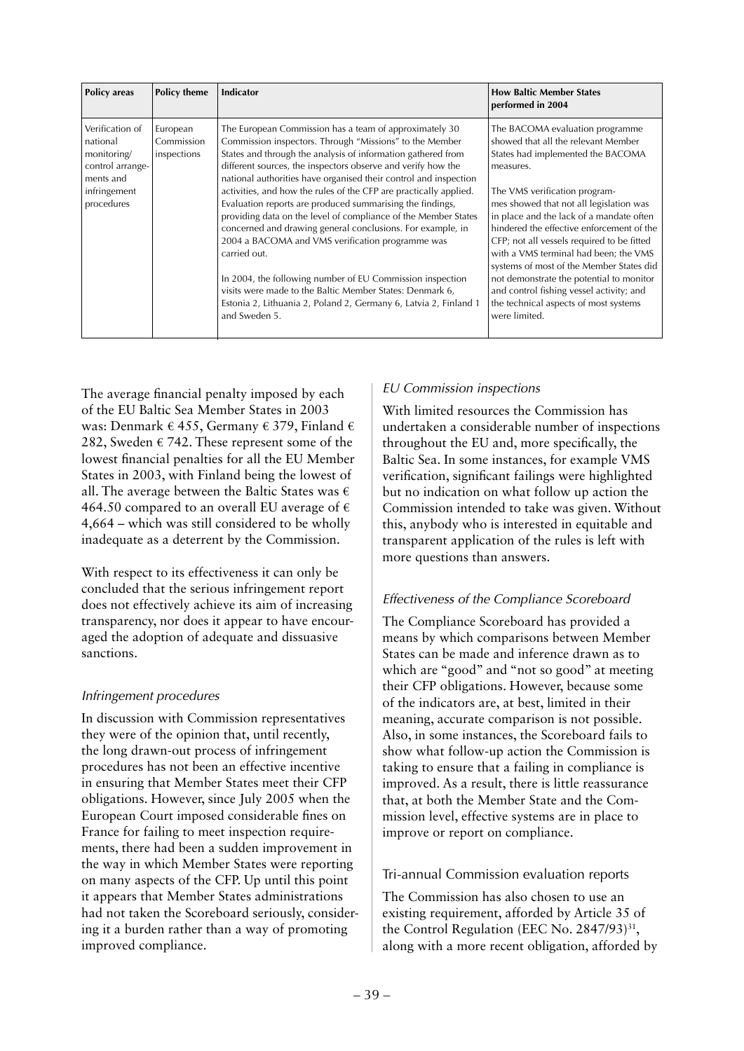| Policy areas | Policy theme | Indicator | How Baltic Member States performed in 2004 |
|---|---|---|---|
| Verification of national monitoring/ control arrangements and infringement procedures | European Commission inspections | The European Commission has a team of approximately 30 Commission inspectors. Through "Missions" to the Member States and through the analysis of information gathered from different sources, the inspectors observe and verify how the national authorities have organised their control and inspection activities, and how the rules of the CFP are practically applied. Evaluation reports are produced summarising the findings, providing data on the level of compliance of the Member States concerned and drawing general conclusions. For example, in 2004 a BACOMA and VMS verification programme was carried out.<br><br>In 2004, the following number of EU Commission inspection visits were made to the Baltic Member States: Denmark 6, Estonia 2, Lithuania 2, Poland 2, Germany 6, Latvia 2, Finland 1 and Sweden 5. | The BACOMA evaluation programme showed that all the relevant Member States had implemented the BACOMA measures.<br><br>The VMS verification programmes showed that not all legislation was in place and the lack of a mandate often hindered the effective enforcement of the CFP; not all vessels required to be fitted with a VMS terminal had been; the VMS systems of most of the Member States did not demonstrate the potential to monitor and control fishing vessel activity; and the technical aspects of most systems were limited. |

The average financial penalty imposed by each of the EU Baltic Sea Member States in 2003 was: Denmark € 455, Germany € 379, Finland € 282, Sweden € 742. These represent some of the lowest financial penalties for all the EU Member States in 2003, with Finland being the lowest of all. The average between the Baltic States was € 464.50 compared to an overall EU average of € 4,664 – which was still considered to be wholly inadequate as a deterrent by the Commission.

With respect to its effectiveness it can only be concluded that the serious infringement report does not effectively achieve its aim of increasing transparency, nor does it appear to have encouraged the adoption of adequate and dissuasive sanctions.

*Infringement procedures*

In discussion with Commission representatives they were of the opinion that, until recently, the long drawn-out process of infringement procedures has not been an effective incentive in ensuring that Member States meet their CFP obligations. However, since July 2005 when the European Court imposed considerable fines on France for failing to meet inspection requirements, there had been a sudden improvement in the way in which Member States were reporting on many aspects of the CFP. Up until this point it appears that Member States administrations had not taken the Scoreboard seriously, considering it a burden rather than a way of promoting improved compliance.

*EU Commission inspections*

With limited resources the Commission has undertaken a considerable number of inspections throughout the EU and, more specifically, the Baltic Sea. In some instances, for example VMS verification, significant failings were highlighted but no indication on what follow up action the Commission intended to take was given. Without this, anybody who is interested in equitable and transparent application of the rules is left with more questions than answers.

*Effectiveness of the Compliance Scoreboard*

The Compliance Scoreboard has provided a means by which comparisons between Member States can be made and inference drawn as to which are "good" and "not so good" at meeting their CFP obligations. However, because some of the indicators are, at best, limited in their meaning, accurate comparison is not possible. Also, in some instances, the Scoreboard fails to show what follow-up action the Commission is taking to ensure that a failing in compliance is improved. As a result, there is little reassurance that, at both the Member State and the Commission level, effective systems are in place to improve or report on compliance.

Tri-annual Commission evaluation reports

The Commission has also chosen to use an existing requirement, afforded by Article 35 of the Control Regulation (EEC No. 2847/93)[31], along with a more recent obligation, afforded by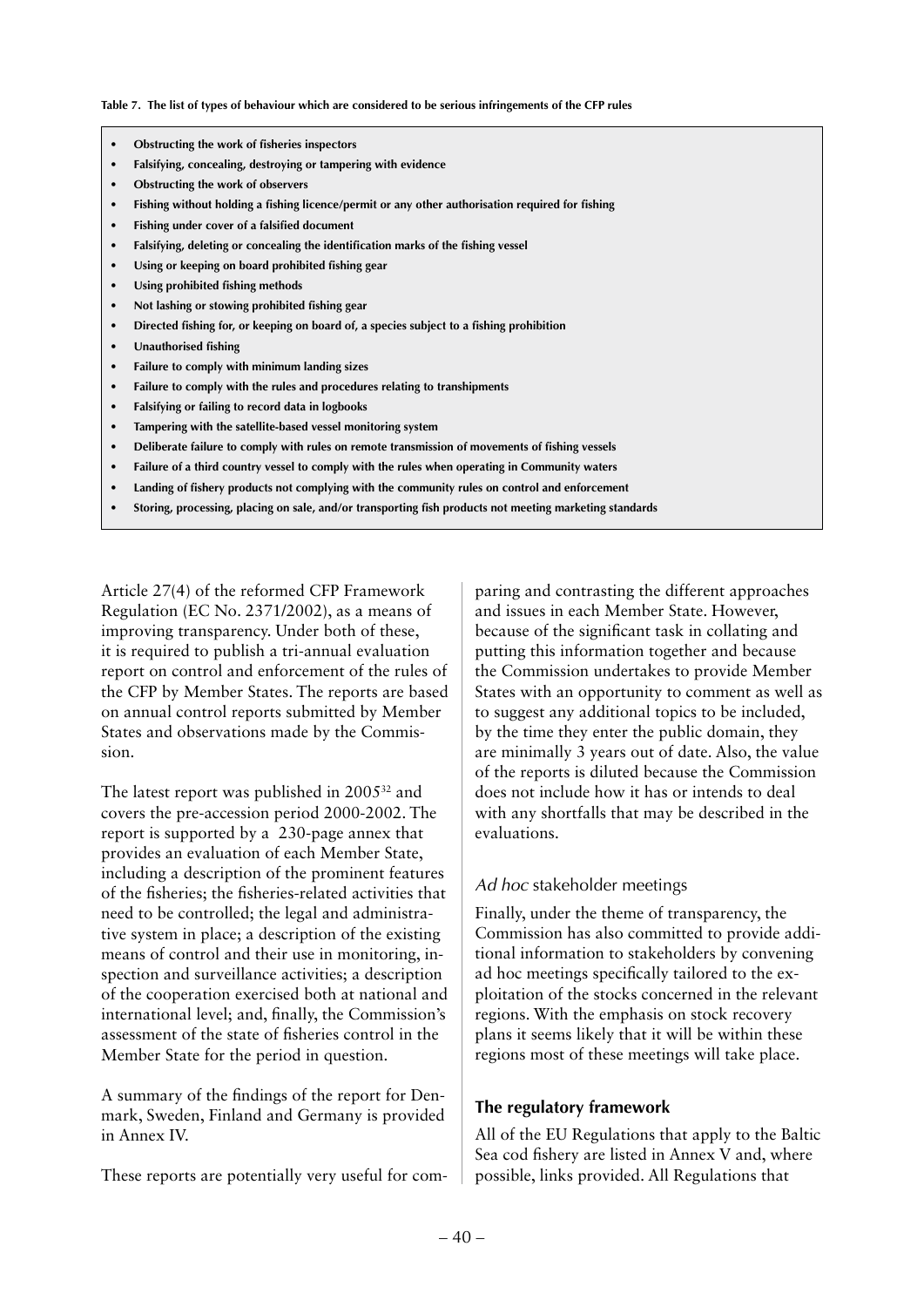**Table 7. The list of types of behaviour which are considered to be serious infringements of the CFP rules**

- **Obstructing the work of fisheries inspectors**
- **Falsifying, concealing, destroying or tampering with evidence**
- **Obstructing the work of observers**
- **Fishing without holding a fishing licence/permit or any other authorisation required for fishing**
- **Fishing under cover of a falsified document**
- **Falsifying, deleting or concealing the identification marks of the fishing vessel**
- **Using or keeping on board prohibited fishing gear**
- **Using prohibited fishing methods**
- **Not lashing or stowing prohibited fishing gear**
- **Directed fishing for, or keeping on board of, a species subject to a fishing prohibition**
- **Unauthorised fishing**
- **Failure to comply with minimum landing sizes**
- **Failure to comply with the rules and procedures relating to transhipments**
- **Falsifying or failing to record data in logbooks**
- **Tampering with the satellite-based vessel monitoring system**
- **Deliberate failure to comply with rules on remote transmission of movements of fishing vessels**
- **Failure of a third country vessel to comply with the rules when operating in Community waters**
- **Landing of fishery products not complying with the community rules on control and enforcement**
- **Storing, processing, placing on sale, and/or transporting fish products not meeting marketing standards**

Article 27(4) of the reformed CFP Framework Regulation (EC No. 2371/2002), as a means of improving transparency. Under both of these, it is required to publish a tri-annual evaluation report on control and enforcement of the rules of the CFP by Member States. The reports are based on annual control reports submitted by Member States and observations made by the Commission.

The latest report was published in 2005[32] and covers the pre-accession period 2000-2002. The report is supported by a 230-page annex that provides an evaluation of each Member State, including a description of the prominent features of the fisheries; the fisheries-related activities that need to be controlled; the legal and administrative system in place; a description of the existing means of control and their use in monitoring, inspection and surveillance activities; a description of the cooperation exercised both at national and international level; and, finally, the Commission's assessment of the state of fisheries control in the Member State for the period in question.

A summary of the findings of the report for Denmark, Sweden, Finland and Germany is provided in Annex IV.

These reports are potentially very useful for comparing and contrasting the different approaches and issues in each Member State. However, because of the significant task in collating and putting this information together and because the Commission undertakes to provide Member States with an opportunity to comment as well as to suggest any additional topics to be included, by the time they enter the public domain, they are minimally 3 years out of date. Also, the value of the reports is diluted because the Commission does not include how it has or intends to deal with any shortfalls that may be described in the evaluations.

### *Ad hoc* stakeholder meetings

Finally, under the theme of transparency, the Commission has also committed to provide additional information to stakeholders by convening ad hoc meetings specifically tailored to the exploitation of the stocks concerned in the relevant regions. With the emphasis on stock recovery plans it seems likely that it will be within these regions most of these meetings will take place.

## The regulatory framework

All of the EU Regulations that apply to the Baltic Sea cod fishery are listed in Annex V and, where possible, links provided. All Regulations that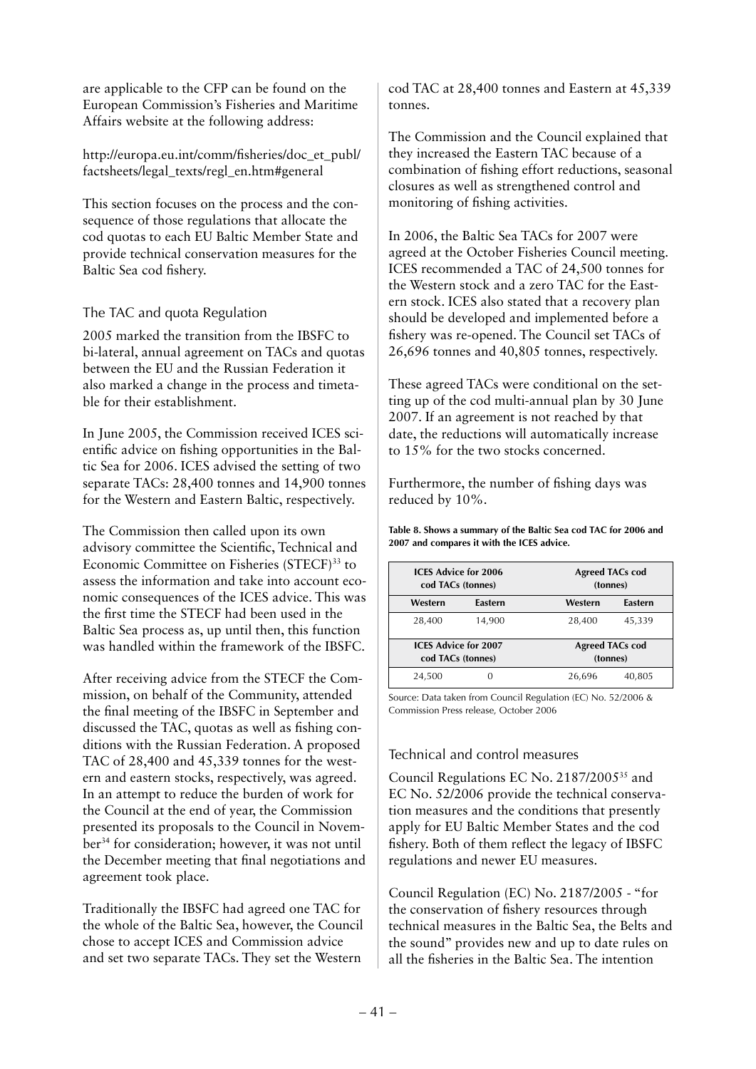are applicable to the CFP can be found on the European Commission's Fisheries and Maritime Affairs website at the following address:

http://europa.eu.int/comm/fisheries/doc_et_publ/factsheets/legal_texts/regl_en.htm#general

This section focuses on the process and the consequence of those regulations that allocate the cod quotas to each EU Baltic Member State and provide technical conservation measures for the Baltic Sea cod fishery.

### The TAC and quota Regulation

2005 marked the transition from the IBSFC to bi-lateral, annual agreement on TACs and quotas between the EU and the Russian Federation it also marked a change in the process and timetable for their establishment.

In June 2005, the Commission received ICES scientific advice on fishing opportunities in the Baltic Sea for 2006. ICES advised the setting of two separate TACs: 28,400 tonnes and 14,900 tonnes for the Western and Eastern Baltic, respectively.

The Commission then called upon its own advisory committee the Scientific, Technical and Economic Committee on Fisheries (STECF)[33] to assess the information and take into account economic consequences of the ICES advice. This was the first time the STECF had been used in the Baltic Sea process as, up until then, this function was handled within the framework of the IBSFC.

After receiving advice from the STECF the Commission, on behalf of the Community, attended the final meeting of the IBSFC in September and discussed the TAC, quotas as well as fishing conditions with the Russian Federation. A proposed TAC of 28,400 and 45,339 tonnes for the western and eastern stocks, respectively, was agreed. In an attempt to reduce the burden of work for the Council at the end of year, the Commission presented its proposals to the Council in November[34] for consideration; however, it was not until the December meeting that final negotiations and agreement took place.

Traditionally the IBSFC had agreed one TAC for the whole of the Baltic Sea, however, the Council chose to accept ICES and Commission advice and set two separate TACs. They set the Western cod TAC at 28,400 tonnes and Eastern at 45,339 tonnes.

The Commission and the Council explained that they increased the Eastern TAC because of a combination of fishing effort reductions, seasonal closures as well as strengthened control and monitoring of fishing activities.

In 2006, the Baltic Sea TACs for 2007 were agreed at the October Fisheries Council meeting. ICES recommended a TAC of 24,500 tonnes for the Western stock and a zero TAC for the Eastern stock. ICES also stated that a recovery plan should be developed and implemented before a fishery was re-opened. The Council set TACs of 26,696 tonnes and 40,805 tonnes, respectively.

These agreed TACs were conditional on the setting up of the cod multi-annual plan by 30 June 2007. If an agreement is not reached by that date, the reductions will automatically increase to 15% for the two stocks concerned.

Furthermore, the number of fishing days was reduced by 10%.

**Table 8. Shows a summary of the Baltic Sea cod TAC for 2006 and 2007 and compares it with the ICES advice.**

| ICES Advice for 2006 cod TACs (tonnes) | | Agreed TACs cod (tonnes) | |
|---|---|---|---|
| **Western** | **Eastern** | **Western** | **Eastern** |
| 28,400 | 14,900 | 28,400 | 45,339 |
| **ICES Advice for 2007 cod TACs (tonnes)** | | **Agreed TACs cod (tonnes)** | |
| 24,500 | 0 | 26,696 | 40,805 |

Source: Data taken from Council Regulation (EC) No. 52/2006 & Commission Press release, October 2006

### Technical and control measures

Council Regulations EC No. 2187/2005[35] and EC No. 52/2006 provide the technical conservation measures and the conditions that presently apply for EU Baltic Member States and the cod fishery. Both of them reflect the legacy of IBSFC regulations and newer EU measures.

Council Regulation (EC) No. 2187/2005 - "for the conservation of fishery resources through technical measures in the Baltic Sea, the Belts and the sound" provides new and up to date rules on all the fisheries in the Baltic Sea. The intention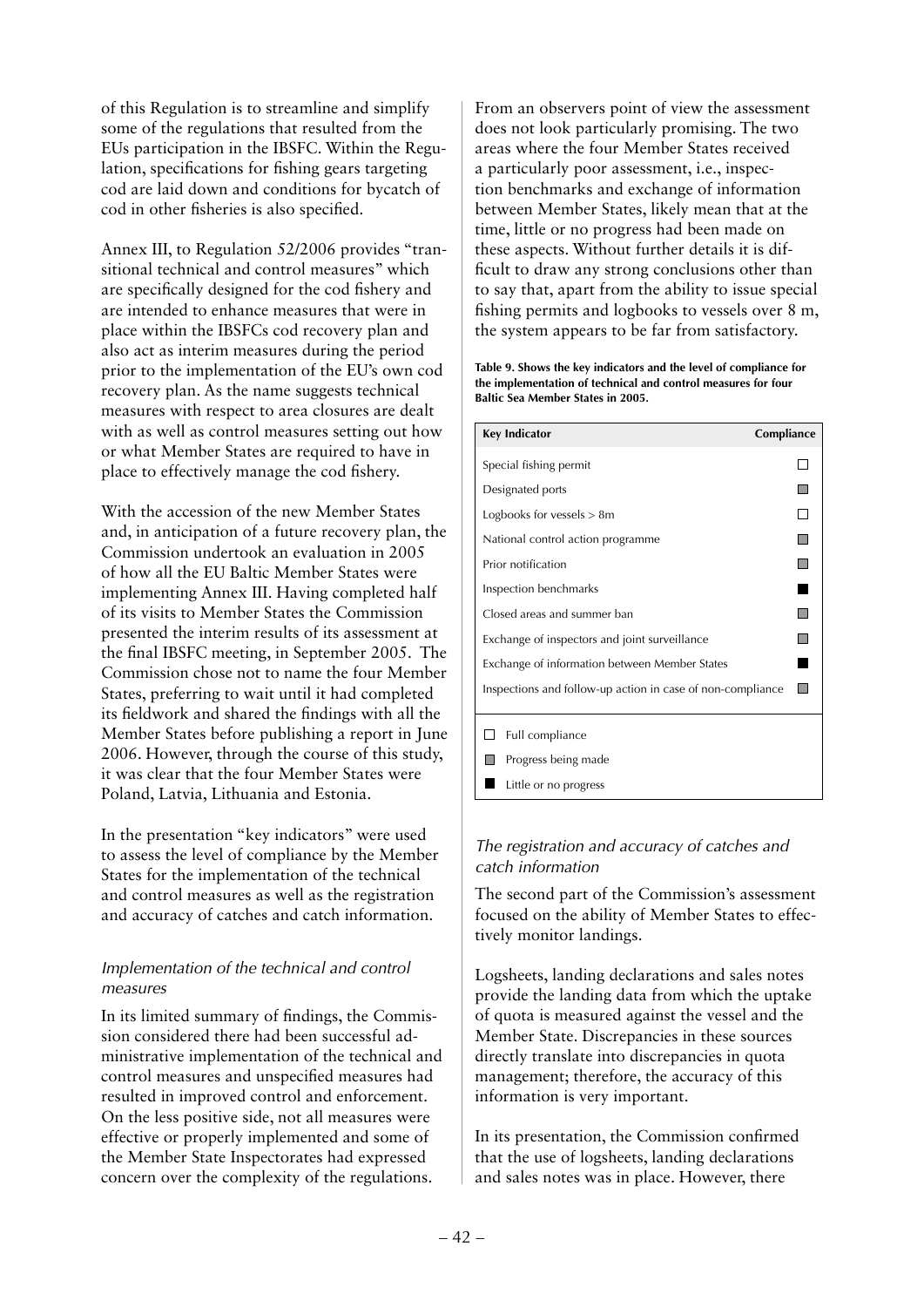of this Regulation is to streamline and simplify some of the regulations that resulted from the EUs participation in the IBSFC. Within the Regulation, specifications for fishing gears targeting cod are laid down and conditions for bycatch of cod in other fisheries is also specified.

Annex III, to Regulation 52/2006 provides "transitional technical and control measures" which are specifically designed for the cod fishery and are intended to enhance measures that were in place within the IBSFCs cod recovery plan and also act as interim measures during the period prior to the implementation of the EU's own cod recovery plan. As the name suggests technical measures with respect to area closures are dealt with as well as control measures setting out how or what Member States are required to have in place to effectively manage the cod fishery.

With the accession of the new Member States and, in anticipation of a future recovery plan, the Commission undertook an evaluation in 2005 of how all the EU Baltic Member States were implementing Annex III. Having completed half of its visits to Member States the Commission presented the interim results of its assessment at the final IBSFC meeting, in September 2005. The Commission chose not to name the four Member States, preferring to wait until it had completed its fieldwork and shared the findings with all the Member States before publishing a report in June 2006. However, through the course of this study, it was clear that the four Member States were Poland, Latvia, Lithuania and Estonia.

In the presentation "key indicators" were used to assess the level of compliance by the Member States for the implementation of the technical and control measures as well as the registration and accuracy of catches and catch information.

### *Implementation of the technical and control measures*

In its limited summary of findings, the Commission considered there had been successful administrative implementation of the technical and control measures and unspecified measures had resulted in improved control and enforcement. On the less positive side, not all measures were effective or properly implemented and some of the Member State Inspectorates had expressed concern over the complexity of the regulations.

From an observers point of view the assessment does not look particularly promising. The two areas where the four Member States received a particularly poor assessment, i.e., inspection benchmarks and exchange of information between Member States, likely mean that at the time, little or no progress had been made on these aspects. Without further details it is difficult to draw any strong conclusions other than to say that, apart from the ability to issue special fishing permits and logbooks to vessels over 8 m, the system appears to be far from satisfactory.

**Table 9. Shows the key indicators and the level of compliance for the implementation of technical and control measures for four Baltic Sea Member States in 2005.**

| Key Indicator | Compliance |
|---|---|
| Special fishing permit | Full compliance |
| Designated ports | Progress being made |
| Logbooks for vessels > 8m | Full compliance |
| National control action programme | Progress being made |
| Prior notification | Progress being made |
| Inspection benchmarks | Little or no progress |
| Closed areas and summer ban | Progress being made |
| Exchange of inspectors and joint surveillance | Progress being made |
| Exchange of information between Member States | Little or no progress |
| Inspections and follow-up action in case of non-compliance | Progress being made |

Legend: □ Full compliance; ▒ Progress being made; ■ Little or no progress

### *The registration and accuracy of catches and catch information*

The second part of the Commission's assessment focused on the ability of Member States to effectively monitor landings.

Logsheets, landing declarations and sales notes provide the landing data from which the uptake of quota is measured against the vessel and the Member State. Discrepancies in these sources directly translate into discrepancies in quota management; therefore, the accuracy of this information is very important.

In its presentation, the Commission confirmed that the use of logsheets, landing declarations and sales notes was in place. However, there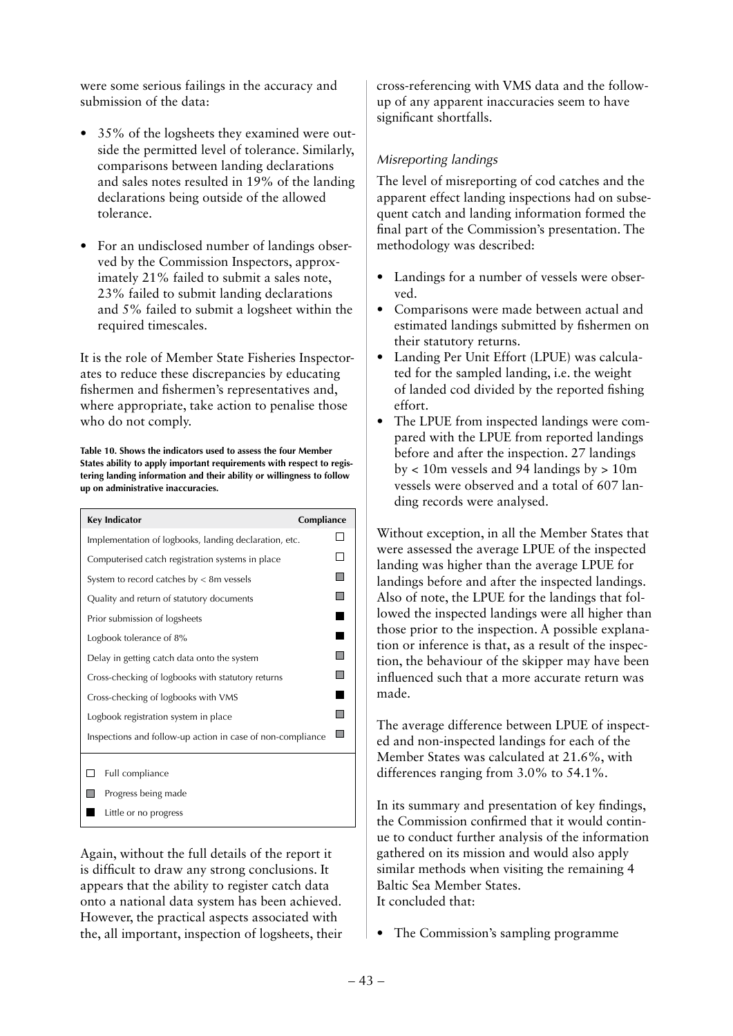were some serious failings in the accuracy and submission of the data:

- 35% of the logsheets they examined were outside the permitted level of tolerance. Similarly, comparisons between landing declarations and sales notes resulted in 19% of the landing declarations being outside of the allowed tolerance.
- For an undisclosed number of landings observed by the Commission Inspectors, approximately 21% failed to submit a sales note, 23% failed to submit landing declarations and 5% failed to submit a logsheet within the required timescales.

It is the role of Member State Fisheries Inspectorates to reduce these discrepancies by educating fishermen and fishermen's representatives and, where appropriate, take action to penalise those who do not comply.

**Table 10. Shows the indicators used to assess the four Member States ability to apply important requirements with respect to registering landing information and their ability or willingness to follow up on administrative inaccuracies.**

| Key Indicator | Compliance |
|---|---|
| Implementation of logbooks, landing declaration, etc. | Full compliance |
| Computerised catch registration systems in place | Full compliance |
| System to record catches by < 8m vessels | Progress being made |
| Quality and return of statutory documents | Progress being made |
| Prior submission of logsheets | Little or no progress |
| Logbook tolerance of 8% | Little or no progress |
| Delay in getting catch data onto the system | Progress being made |
| Cross-checking of logbooks with statutory returns | Progress being made |
| Cross-checking of logbooks with VMS | Little or no progress |
| Logbook registration system in place | Progress being made |
| Inspections and follow-up action in case of non-compliance | Progress being made |

Legend: ☐ Full compliance; ▨ Progress being made; ■ Little or no progress

Again, without the full details of the report it is difficult to draw any strong conclusions. It appears that the ability to register catch data onto a national data system has been achieved. However, the practical aspects associated with the, all important, inspection of logsheets, their cross-referencing with VMS data and the follow-up of any apparent inaccuracies seem to have significant shortfalls.

*Misreporting landings*

The level of misreporting of cod catches and the apparent effect landing inspections had on subsequent catch and landing information formed the final part of the Commission's presentation. The methodology was described:

- Landings for a number of vessels were observed.
- Comparisons were made between actual and estimated landings submitted by fishermen on their statutory returns.
- Landing Per Unit Effort (LPUE) was calculated for the sampled landing, i.e. the weight of landed cod divided by the reported fishing effort.
- The LPUE from inspected landings were compared with the LPUE from reported landings before and after the inspection. 27 landings by < 10m vessels and 94 landings by > 10m vessels were observed and a total of 607 landing records were analysed.

Without exception, in all the Member States that were assessed the average LPUE of the inspected landing was higher than the average LPUE for landings before and after the inspected landings. Also of note, the LPUE for the landings that followed the inspected landings were all higher than those prior to the inspection. A possible explanation or inference is that, as a result of the inspection, the behaviour of the skipper may have been influenced such that a more accurate return was made.

The average difference between LPUE of inspected and non-inspected landings for each of the Member States was calculated at 21.6%, with differences ranging from 3.0% to 54.1%.

In its summary and presentation of key findings, the Commission confirmed that it would continue to conduct further analysis of the information gathered on its mission and would also apply similar methods when visiting the remaining 4 Baltic Sea Member States.
It concluded that:

- The Commission's sampling programme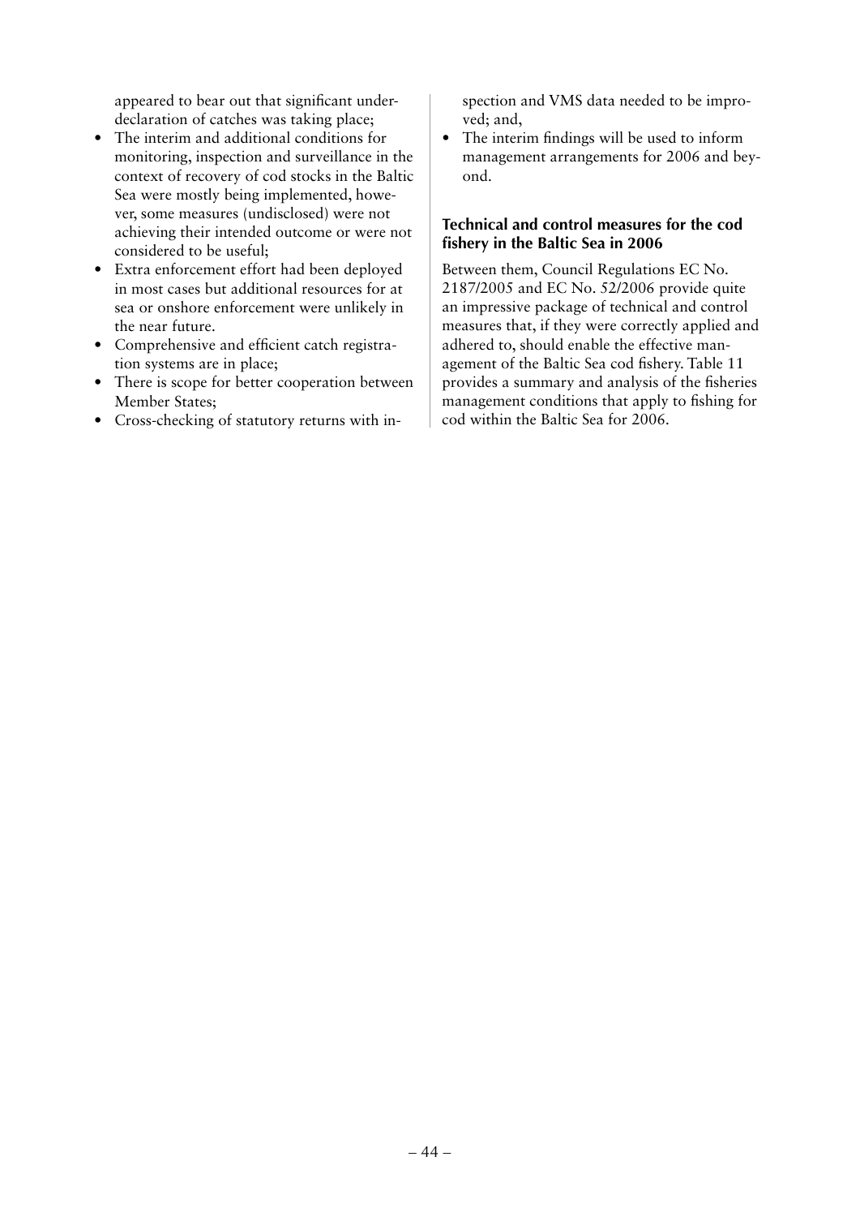appeared to bear out that significant under-declaration of catches was taking place;

- The interim and additional conditions for monitoring, inspection and surveillance in the context of recovery of cod stocks in the Baltic Sea were mostly being implemented, however, some measures (undisclosed) were not achieving their intended outcome or were not considered to be useful;
- Extra enforcement effort had been deployed in most cases but additional resources for at sea or onshore enforcement were unlikely in the near future.
- Comprehensive and efficient catch registration systems are in place;
- There is scope for better cooperation between Member States;
- Cross-checking of statutory returns with inspection and VMS data needed to be improved; and,
- The interim findings will be used to inform management arrangements for 2006 and beyond.

### Technical and control measures for the cod fishery in the Baltic Sea in 2006

Between them, Council Regulations EC No. 2187/2005 and EC No. 52/2006 provide quite an impressive package of technical and control measures that, if they were correctly applied and adhered to, should enable the effective management of the Baltic Sea cod fishery. Table 11 provides a summary and analysis of the fisheries management conditions that apply to fishing for cod within the Baltic Sea for 2006.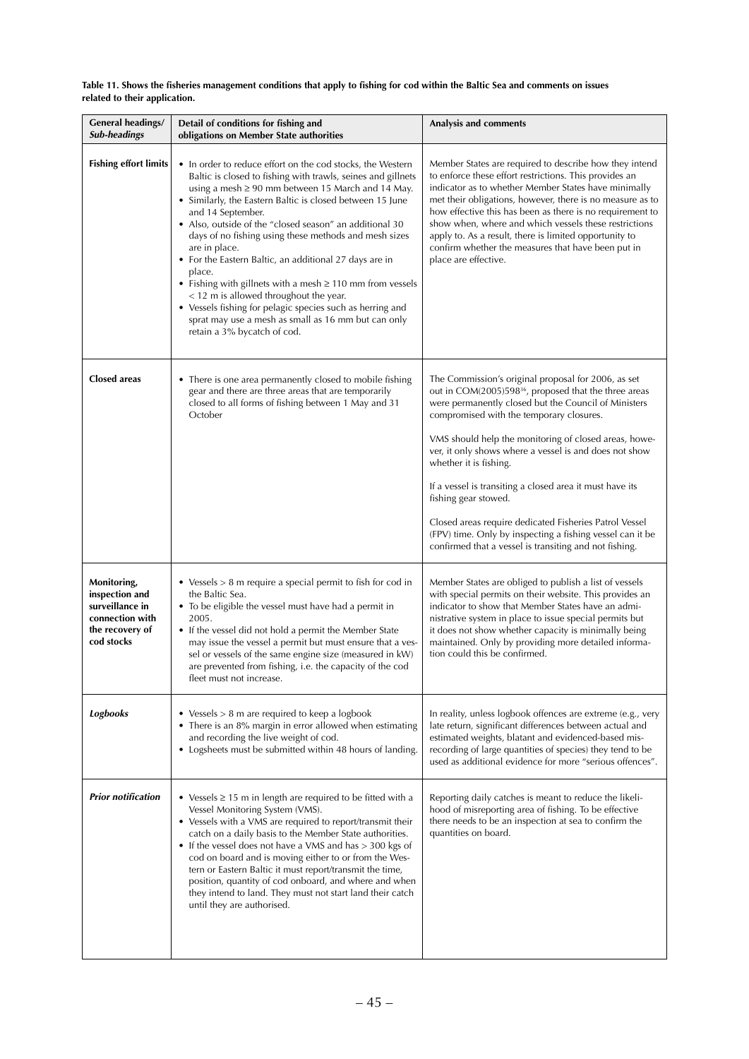**Table 11. Shows the fisheries management conditions that apply to fishing for cod within the Baltic Sea and comments on issues related to their application.**

| General headings/ *Sub-headings* | Detail of conditions for fishing and obligations on Member State authorities | Analysis and comments |
|---|---|---|
| **Fishing effort limits** | • In order to reduce effort on the cod stocks, the Western Baltic is closed to fishing with trawls, seines and gillnets using a mesh ≥ 90 mm between 15 March and 14 May. <br>• Similarly, the Eastern Baltic is closed between 15 June and 14 September. <br>• Also, outside of the "closed season" an additional 30 days of no fishing using these methods and mesh sizes are in place. <br>• For the Eastern Baltic, an additional 27 days are in place. <br>• Fishing with gillnets with a mesh ≥ 110 mm from vessels < 12 m is allowed throughout the year. <br>• Vessels fishing for pelagic species such as herring and sprat may use a mesh as small as 16 mm but can only retain a 3% bycatch of cod. | Member States are required to describe how they intend to enforce these effort restrictions. This provides an indicator as to whether Member States have minimally met their obligations, however, there is no measure as to how effective this has been as there is no requirement to show when, where and which vessels these restrictions apply to. As a result, there is limited opportunity to confirm whether the measures that have been put in place are effective. |
| **Closed areas** | • There is one area permanently closed to mobile fishing gear and there are three areas that are temporarily closed to all forms of fishing between 1 May and 31 October | The Commission's original proposal for 2006, as set out in COM(2005)598[36], proposed that the three areas were permanently closed but the Council of Ministers compromised with the temporary closures. <br><br>VMS should help the monitoring of closed areas, however, it only shows where a vessel is and does not show whether it is fishing. <br><br>If a vessel is transiting a closed area it must have its fishing gear stowed. <br><br>Closed areas require dedicated Fisheries Patrol Vessel (FPV) time. Only by inspecting a fishing vessel can it be confirmed that a vessel is transiting and not fishing. |
| **Monitoring, inspection and surveillance in connection with the recovery of cod stocks** | • Vessels > 8 m require a special permit to fish for cod in the Baltic Sea. <br>• To be eligible the vessel must have had a permit in 2005. <br>• If the vessel did not hold a permit the Member State may issue the vessel a permit but must ensure that a vessel or vessels of the same engine size (measured in kW) are prevented from fishing, i.e. the capacity of the cod fleet must not increase. | Member States are obliged to publish a list of vessels with special permits on their website. This provides an indicator to show that Member States have an administrative system in place to issue special permits but it does not show whether capacity is minimally being maintained. Only by providing more detailed information could this be confirmed. |
| ***Logbooks*** | • Vessels > 8 m are required to keep a logbook <br>• There is an 8% margin in error allowed when estimating and recording the live weight of cod. <br>• Logsheets must be submitted within 48 hours of landing. | In reality, unless logbook offences are extreme (e.g., very late return, significant differences between actual and estimated weights, blatant and evidenced-based misrecording of large quantities of species) they tend to be used as additional evidence for more "serious offences". |
| ***Prior notification*** | • Vessels ≥ 15 m in length are required to be fitted with a Vessel Monitoring System (VMS). <br>• Vessels with a VMS are required to report/transmit their catch on a daily basis to the Member State authorities. <br>• If the vessel does not have a VMS and has > 300 kgs of cod on board and is moving either to or from the Western or Eastern Baltic it must report/transmit the time, position, quantity of cod onboard, and where and when they intend to land. They must not start land their catch until they are authorised. | Reporting daily catches is meant to reduce the likelihood of misreporting area of fishing. To be effective there needs to be an inspection at sea to confirm the quantities on board. |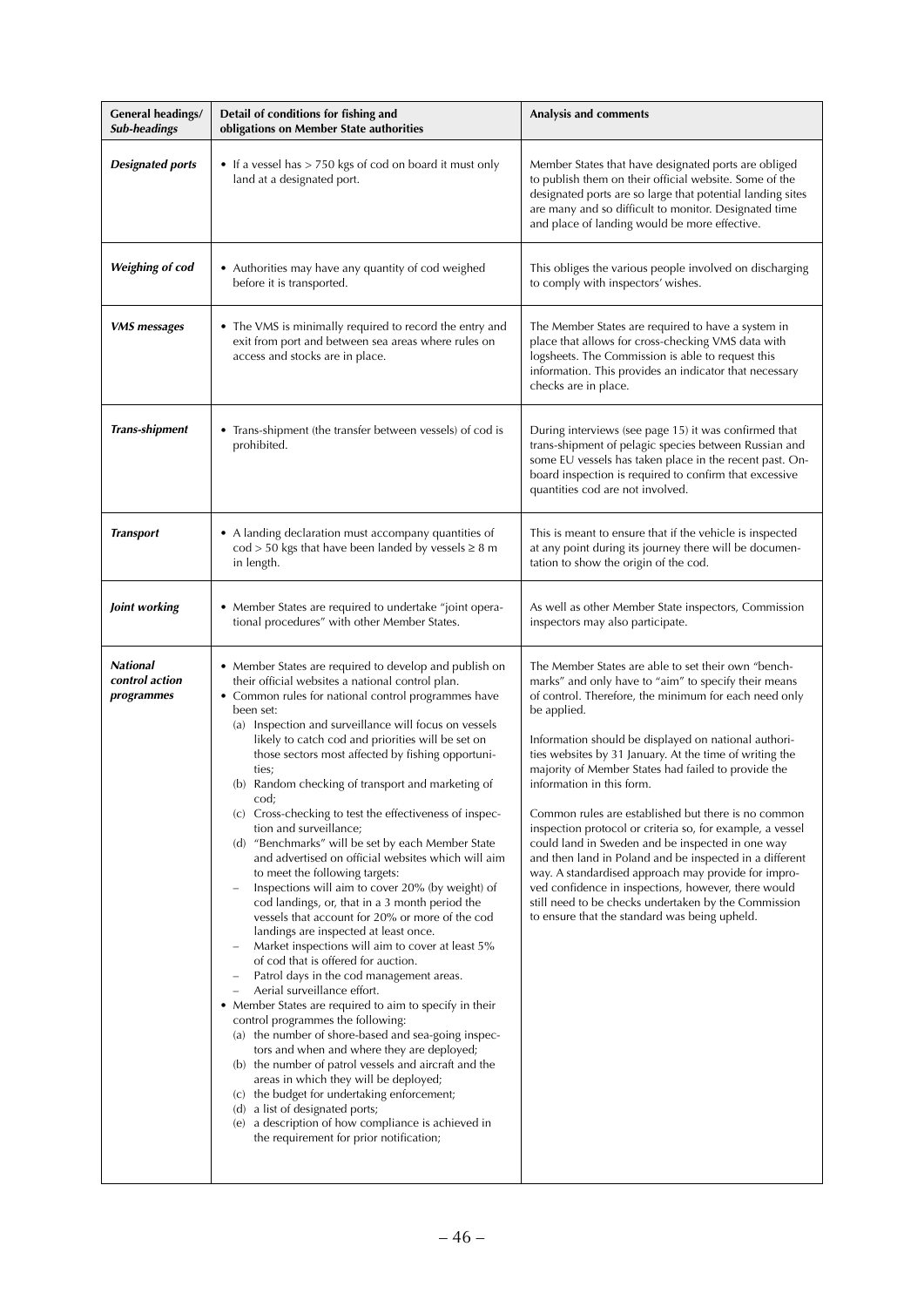| General headings/ *Sub-headings* | Detail of conditions for fishing and obligations on Member State authorities | Analysis and comments |
|---|---|---|
| ***Designated ports*** | • If a vessel has > 750 kgs of cod on board it must only land at a designated port. | Member States that have designated ports are obliged to publish them on their official website. Some of the designated ports are so large that potential landing sites are many and so difficult to monitor. Designated time and place of landing would be more effective. |
| ***Weighing of cod*** | • Authorities may have any quantity of cod weighed before it is transported. | This obliges the various people involved on discharging to comply with inspectors' wishes. |
| ***VMS messages*** | • The VMS is minimally required to record the entry and exit from port and between sea areas where rules on access and stocks are in place. | The Member States are required to have a system in place that allows for cross-checking VMS data with logsheets. The Commission is able to request this information. This provides an indicator that necessary checks are in place. |
| ***Trans-shipment*** | • Trans-shipment (the transfer between vessels) of cod is prohibited. | During interviews (see page 15) it was confirmed that trans-shipment of pelagic species between Russian and some EU vessels has taken place in the recent past. On-board inspection is required to confirm that excessive quantities cod are not involved. |
| ***Transport*** | • A landing declaration must accompany quantities of cod > 50 kgs that have been landed by vessels ≥ 8 m in length. | This is meant to ensure that if the vehicle is inspected at any point during its journey there will be documentation to show the origin of the cod. |
| ***Joint working*** | • Member States are required to undertake "joint operational procedures" with other Member States. | As well as other Member State inspectors, Commission inspectors may also participate. |
| ***National control action programmes*** | • Member States are required to develop and publish on their official websites a national control plan.<br>• Common rules for national control programmes have been set:<br>(a) Inspection and surveillance will focus on vessels likely to catch cod and priorities will be set on those sectors most affected by fishing opportunities;<br>(b) Random checking of transport and marketing of cod;<br>(c) Cross-checking to test the effectiveness of inspection and surveillance;<br>(d) "Benchmarks" will be set by each Member State and advertised on official websites which will aim to meet the following targets:<br>– Inspections will aim to cover 20% (by weight) of cod landings, or, that in a 3 month period the vessels that account for 20% or more of the cod landings are inspected at least once.<br>– Market inspections will aim to cover at least 5% of cod that is offered for auction.<br>– Patrol days in the cod management areas.<br>– Aerial surveillance effort.<br>• Member States are required to aim to specify in their control programmes the following:<br>(a) the number of shore-based and sea-going inspectors and when and where they are deployed;<br>(b) the number of patrol vessels and aircraft and the areas in which they will be deployed;<br>(c) the budget for undertaking enforcement;<br>(d) a list of designated ports;<br>(e) a description of how compliance is achieved in the requirement for prior notification; | The Member States are able to set their own "benchmarks" and only have to "aim" to specify their means of control. Therefore, the minimum for each need only be applied.<br><br>Information should be displayed on national authorities websites by 31 January. At the time of writing the majority of Member States had failed to provide the information in this form.<br><br>Common rules are established but there is no common inspection protocol or criteria so, for example, a vessel could land in Sweden and be inspected in one way and then land in Poland and be inspected in a different way. A standardised approach may provide for improved confidence in inspections, however, there would still need to be checks undertaken by the Commission to ensure that the standard was being upheld. |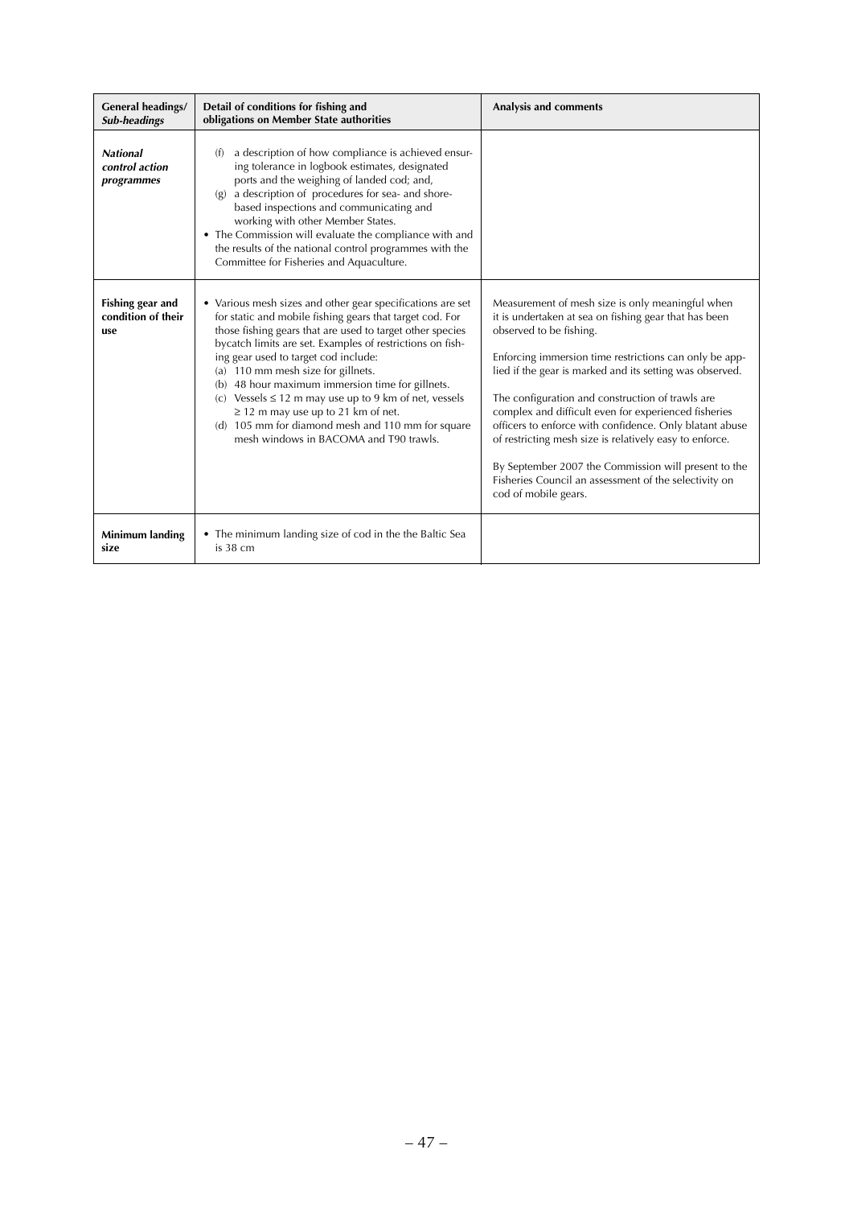| General headings/ *Sub-headings* | Detail of conditions for fishing and obligations on Member State authorities | Analysis and comments |
|---|---|---|
| ***National control action programmes*** | (f) a description of how compliance is achieved ensuring tolerance in logbook estimates, designated ports and the weighing of landed cod; and,<br>(g) a description of procedures for sea- and shore-based inspections and communicating and working with other Member States.<br>• The Commission will evaluate the compliance with and the results of the national control programmes with the Committee for Fisheries and Aquaculture. | |
| **Fishing gear and condition of their use** | • Various mesh sizes and other gear specifications are set for static and mobile fishing gears that target cod. For those fishing gears that are used to target other species bycatch limits are set. Examples of restrictions on fishing gear used to target cod include:<br>(a) 110 mm mesh size for gillnets.<br>(b) 48 hour maximum immersion time for gillnets.<br>(c) Vessels ≤ 12 m may use up to 9 km of net, vessels ≥ 12 m may use up to 21 km of net.<br>(d) 105 mm for diamond mesh and 110 mm for square mesh windows in BACOMA and T90 trawls. | Measurement of mesh size is only meaningful when it is undertaken at sea on fishing gear that has been observed to be fishing.<br><br>Enforcing immersion time restrictions can only be applied if the gear is marked and its setting was observed.<br><br>The configuration and construction of trawls are complex and difficult even for experienced fisheries officers to enforce with confidence. Only blatant abuse of restricting mesh size is relatively easy to enforce.<br><br>By September 2007 the Commission will present to the Fisheries Council an assessment of the selectivity on cod of mobile gears. |
| **Minimum landing size** | • The minimum landing size of cod in the the Baltic Sea is 38 cm | |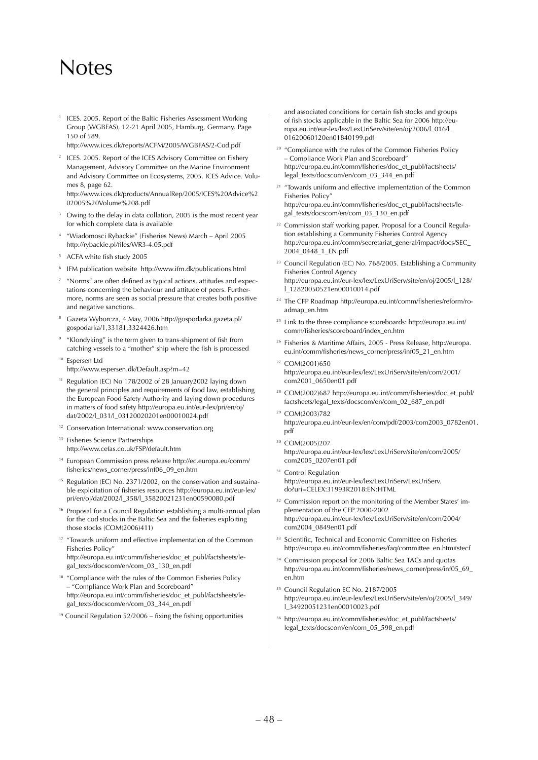# Notes

1. ICES. 2005. Report of the Baltic Fisheries Assessment Working Group (WGBFAS), 12-21 April 2005, Hamburg, Germany. Page 150 of 589. http://www.ices.dk/reports/ACFM/2005/WGBFAS/2-Cod.pdf
2. ICES. 2005. Report of the ICES Advisory Committee on Fishery Management, Advisory Committee on the Marine Environment and Advisory Committee on Ecosystems, 2005. ICES Advice. Volumes 8, page 62. http://www.ices.dk/products/AnnualRep/2005/ICES%20Advice%202005%20Volume%208.pdf
3. Owing to the delay in data collation, 2005 is the most recent year for which complete data is available
4. "Wiadomosci Rybackie" (Fisheries News) March – April 2005 http://rybackie.pl/files/WR3-4.05.pdf
5. ACFA white fish study 2005
6. IFM publication website http://www.ifm.dk/publications.html
7. "Norms" are often defined as typical actions, attitudes and expectations concerning the behaviour and attitude of peers. Furthermore, norms are seen as social pressure that creates both positive and negative sanctions.
8. Gazeta Wyborcza, 4 May, 2006 http://gospodarka.gazeta.pl/gospodarka/1,33181,3324426.htm
9. "Klondyking" is the term given to trans-shipment of fish from catching vessels to a "mother" ship where the fish is processed
10. Espersen Ltd http://www.espersen.dk/Default.asp?m=42
11. Regulation (EC) No 178/2002 of 28 January2002 laying down the general principles and requirements of food law, establishing the European Food Safety Authority and laying down procedures in matters of food safety http://europa.eu.int/eur-lex/pri/en/oj/dat/2002/l_031/l_03120020201en00010024.pdf
12. Conservation International: www.conservation.org
13. Fisheries Science Partnerships http://www.cefas.co.uk/FSP/default.htm
14. European Commission press release http://ec.europa.eu/comm/fisheries/news_corner/press/inf06_09_en.htm
15. Regulation (EC) No. 2371/2002, on the conservation and sustainable exploitation of fisheries resources http://europa.eu.int/eur-lex/pri/en/oj/dat/2002/l_358/l_35820021231en00590080.pdf
16. Proposal for a Council Regulation establishing a multi-annual plan for the cod stocks in the Baltic Sea and the fisheries exploiting those stocks (COM(2006)411)
17. "Towards uniform and effective implementation of the Common Fisheries Policy" http://europa.eu.int/comm/fisheries/doc_et_publ/factsheets/legal_texts/docscom/en/com_03_130_en.pdf
18. "Compliance with the rules of the Common Fisheries Policy – "Compliance Work Plan and Scoreboard" http://europa.eu.int/comm/fisheries/doc_et_publ/factsheets/legal_texts/docscom/en/com_03_344_en.pdf
19. Council Regulation 52/2006 – fixing the fishing opportunities and associated conditions for certain fish stocks and groups of fish stocks applicable in the Baltic Sea for 2006 http://europa.eu.int/eur-lex/lex/LexUriServ/site/en/oj/2006/l_016/l_01620060120en01840199.pdf
20. "Compliance with the rules of the Common Fisheries Policy – Compliance Work Plan and Scoreboard" http://europa.eu.int/comm/fisheries/doc_et_publ/factsheets/legal_texts/docscom/en/com_03_344_en.pdf
21. "Towards uniform and effective implementation of the Common Fisheries Policy" http://europa.eu.int/comm/fisheries/doc_et_publ/factsheets/legal_texts/docscom/en/com_03_130_en.pdf
22. Commission staff working paper. Proposal for a Council Regulation establishing a Community Fisheries Control Agency http://europa.eu.int/comm/secretariat_general/impact/docs/SEC_2004_0448_1_EN.pdf
23. Council Regulation (EC) No. 768/2005. Establishing a Community Fisheries Control Agency http://europa.eu.int/eur-lex/lex/LexUriServ/site/en/oj/2005/l_128/l_12820050521en00010014.pdf
24. The CFP Roadmap http://europa.eu.int/comm/fisheries/reform/roadmap_en.htm
25. Link to the three compliance scoreboards: http://europa.eu.int/comm/fisheries/scoreboard/index_en.htm
26. Fisheries & Maritime Affairs, 2005 - Press Release, http://europa.eu.int/comm/fisheries/news_corner/press/inf05_21_en.htm
27. COM(2001)650 http://europa.eu.int/eur-lex/lex/LexUriServ/site/en/com/2001/com2001_0650en01.pdf
28. COM(2002)687 http://europa.eu.int/comm/fisheries/doc_et_publ/factsheets/legal_texts/docscom/en/com_02_687_en.pdf
29. COM(2003)782 http://europa.eu.int/eur-lex/en/com/pdf/2003/com2003_0782en01.pdf
30. COM(2005)207 http://europa.eu.int/eur-lex/lex/LexUriServ/site/en/com/2005/com2005_0207en01.pdf
31. Control Regulation http://europa.eu.int/eur-lex/lex/LexUriServ/LexUriServ.do?uri=CELEX:31993R2018:EN:HTML
32. Commission report on the monitoring of the Member States' implementation of the CFP 2000-2002 http://europa.eu.int/eur-lex/lex/LexUriServ/site/en/com/2004/com2004_0849en01.pdf
33. Scientific, Technical and Economic Committee on Fisheries http://europa.eu.int/comm/fisheries/faq/committee_en.htm#stecf
34. Commission proposal for 2006 Baltic Sea TACs and quotas http://europa.eu.int/comm/fisheries/news_corner/press/inf05_69_en.htm
35. Council Regulation EC No. 2187/2005 http://europa.eu.int/eur-lex/lex/LexUriServ/site/en/oj/2005/l_349/l_34920051231en00010023.pdf
36. http://europa.eu.int/comm/fisheries/doc_et_publ/factsheets/legal_texts/docscom/en/com_05_598_en.pdf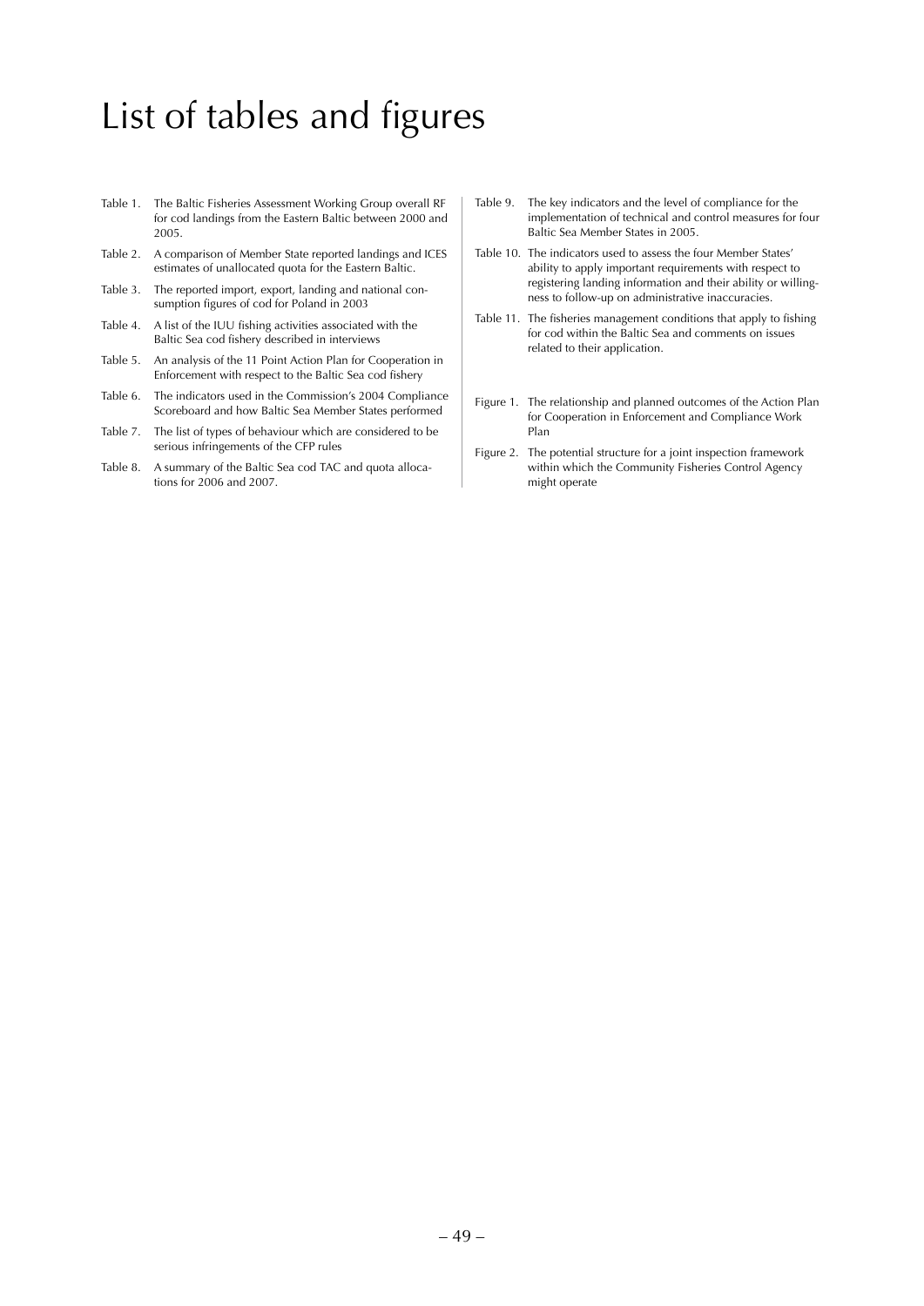# List of tables and figures

Table 1. The Baltic Fisheries Assessment Working Group overall RF for cod landings from the Eastern Baltic between 2000 and 2005.

Table 2. A comparison of Member State reported landings and ICES estimates of unallocated quota for the Eastern Baltic.

Table 3. The reported import, export, landing and national consumption figures of cod for Poland in 2003

Table 4. A list of the IUU fishing activities associated with the Baltic Sea cod fishery described in interviews

Table 5. An analysis of the 11 Point Action Plan for Cooperation in Enforcement with respect to the Baltic Sea cod fishery

Table 6. The indicators used in the Commission's 2004 Compliance Scoreboard and how Baltic Sea Member States performed

Table 7. The list of types of behaviour which are considered to be serious infringements of the CFP rules

Table 8. A summary of the Baltic Sea cod TAC and quota allocations for 2006 and 2007.

Table 9. The key indicators and the level of compliance for the implementation of technical and control measures for four Baltic Sea Member States in 2005.

Table 10. The indicators used to assess the four Member States' ability to apply important requirements with respect to registering landing information and their ability or willingness to follow-up on administrative inaccuracies.

Table 11. The fisheries management conditions that apply to fishing for cod within the Baltic Sea and comments on issues related to their application.

Figure 1. The relationship and planned outcomes of the Action Plan for Cooperation in Enforcement and Compliance Work Plan

Figure 2. The potential structure for a joint inspection framework within which the Community Fisheries Control Agency might operate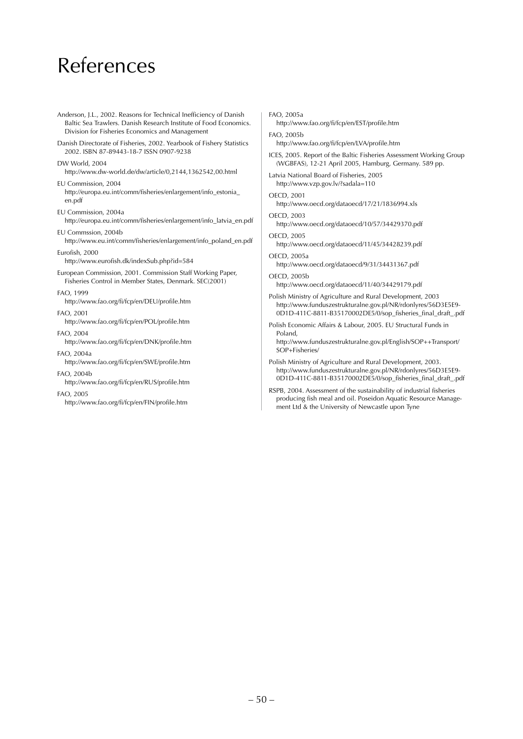# References

Anderson, J.L., 2002. Reasons for Technical Inefficiency of Danish Baltic Sea Trawlers. Danish Research Institute of Food Economics. Division for Fisheries Economics and Management

Danish Directorate of Fisheries, 2002. Yearbook of Fishery Statistics 2002. ISBN 87-89443-18-7 ISSN 0907-9238

DW World, 2004
http://www.dw-world.de/dw/article/0,2144,1362542,00.html

EU Commission, 2004
http://europa.eu.int/comm/fisheries/enlargement/info_estonia_en.pdf

EU Commission, 2004a
http://europa.eu.int/comm/fisheries/enlargement/info_latvia_en.pdf

EU Commssion, 2004b
http://www.eu.int/comm/fisheries/enlargement/info_poland_en.pdf

Eurofish, 2000
http://www.eurofish.dk/indexSub.php?id=584

European Commission, 2001. Commission Staff Working Paper, Fisheries Control in Member States, Denmark. SEC(2001)

FAO, 1999
http://www.fao.org/fi/fcp/en/DEU/profile.htm

FAO, 2001
http://www.fao.org/fi/fcp/en/POL/profile.htm

FAO, 2004
http://www.fao.org/fi/fcp/en/DNK/profile.htm

FAO, 2004a
http://www.fao.org/fi/fcp/en/SWE/profile.htm

FAO, 2004b
http://www.fao.org/fi/fcp/en/RUS/profile.htm

FAO, 2005
http://www.fao.org/fi/fcp/en/FIN/profile.htm

FAO, 2005a
http://www.fao.org/fi/fcp/en/EST/profile.htm

FAO, 2005b
http://www.fao.org/fi/fcp/en/LVA/profile.htm

ICES, 2005. Report of the Baltic Fisheries Assessment Working Group (WGBFAS), 12-21 April 2005, Hamburg, Germany. 589 pp.

Latvia National Board of Fisheries, 2005
http://www.vzp.gov.lv/?sadala=110

OECD, 2001
http://www.oecd.org/dataoecd/17/21/1836994.xls

OECD, 2003
http://www.oecd.org/dataoecd/10/57/34429370.pdf

OECD, 2005
http://www.oecd.org/dataoecd/11/45/34428239.pdf

OECD, 2005a
http://www.oecd.org/dataoecd/9/31/34431367.pdf

OECD, 2005b
http://www.oecd.org/dataoecd/11/40/34429179.pdf

Polish Ministry of Agriculture and Rural Development, 2003
http://www.funduszestrukturalne.gov.pl/NR/rdonlyres/56D3E5E9-0D1D-411C-8811-B35170002DE5/0/sop_fisheries_final_draft_.pdf

Polish Economic Affairs & Labour, 2005. EU Structural Funds in Poland,
http://www.funduszestrukturalne.gov.pl/English/SOP++Transport/SOP+Fisheries/

Polish Ministry of Agriculture and Rural Development, 2003.
http://www.funduszestrukturalne.gov.pl/NR/rdonlyres/56D3E5E9-0D1D-411C-8811-B35170002DE5/0/sop_fisheries_final_draft_.pdf

RSPB, 2004. Assessment of the sustainability of industrial fisheries producing fish meal and oil. Poseidon Aquatic Resource Management Ltd & the University of Newcastle upon Tyne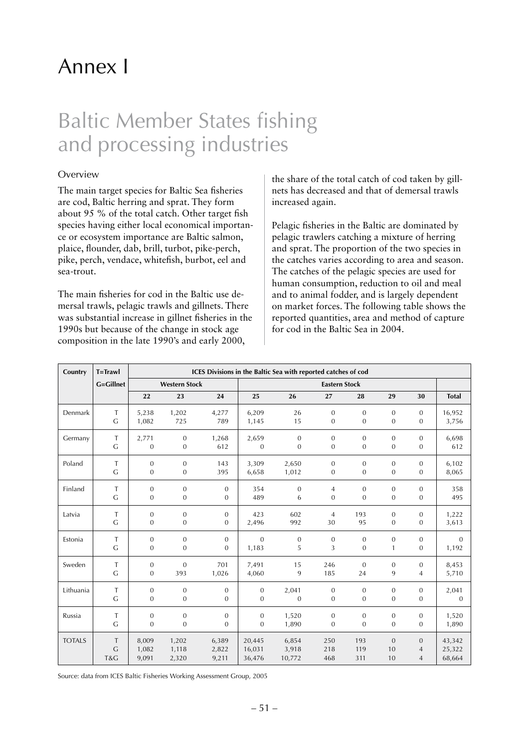# Annex I

# Baltic Member States fishing and processing industries

## Overview

The main target species for Baltic Sea fisheries are cod, Baltic herring and sprat. They form about 95 % of the total catch. Other target fish species having either local economical importance or ecosystem importance are Baltic salmon, plaice, flounder, dab, brill, turbot, pike-perch, pike, perch, vendace, whitefish, burbot, eel and sea-trout.

The main fisheries for cod in the Baltic use demersal trawls, pelagic trawls and gillnets. There was substantial increase in gillnet fisheries in the 1990s but because of the change in stock age composition in the late 1990's and early 2000, the share of the total catch of cod taken by gillnets has decreased and that of demersal trawls increased again.

Pelagic fisheries in the Baltic are dominated by pelagic trawlers catching a mixture of herring and sprat. The proportion of the two species in the catches varies according to area and season. The catches of the pelagic species are used for human consumption, reduction to oil and meal and to animal fodder, and is largely dependent on market forces. The following table shows the reported quantities, area and method of capture for cod in the Baltic Sea in 2004.

| Country | T=Trawl G=Gillnet | ICES Divisions in the Baltic Sea with reported catches of cod | | | | | | | | | |
|---|---|---|---|---|---|---|---|---|---|---|---|
| | | Western Stock | | | Eastern Stock | | | | | | |
| | | 22 | 23 | 24 | 25 | 26 | 27 | 28 | 29 | 30 | Total |
| Denmark | T | 5,238 | 1,202 | 4,277 | 6,209 | 26 | 0 | 0 | 0 | 0 | 16,952 |
| | G | 1,082 | 725 | 789 | 1,145 | 15 | 0 | 0 | 0 | 0 | 3,756 |
| Germany | T | 2,771 | 0 | 1,268 | 2,659 | 0 | 0 | 0 | 0 | 0 | 6,698 |
| | G | 0 | 0 | 612 | 0 | 0 | 0 | 0 | 0 | 0 | 612 |
| Poland | T | 0 | 0 | 143 | 3,309 | 2,650 | 0 | 0 | 0 | 0 | 6,102 |
| | G | 0 | 0 | 395 | 6,658 | 1,012 | 0 | 0 | 0 | 0 | 8,065 |
| Finland | T | 0 | 0 | 0 | 354 | 0 | 4 | 0 | 0 | 0 | 358 |
| | G | 0 | 0 | 0 | 489 | 6 | 0 | 0 | 0 | 0 | 495 |
| Latvia | T | 0 | 0 | 0 | 423 | 602 | 4 | 193 | 0 | 0 | 1,222 |
| | G | 0 | 0 | 0 | 2,496 | 992 | 30 | 95 | 0 | 0 | 3,613 |
| Estonia | T | 0 | 0 | 0 | 0 | 0 | 0 | 0 | 0 | 0 | 0 |
| | G | 0 | 0 | 0 | 1,183 | 5 | 3 | 0 | 1 | 0 | 1,192 |
| Sweden | T | 0 | 0 | 701 | 7,491 | 15 | 246 | 0 | 0 | 0 | 8,453 |
| | G | 0 | 393 | 1,026 | 4,060 | 9 | 185 | 24 | 9 | 4 | 5,710 |
| Lithuania | T | 0 | 0 | 0 | 0 | 2,041 | 0 | 0 | 0 | 0 | 2,041 |
| | G | 0 | 0 | 0 | 0 | 0 | 0 | 0 | 0 | 0 | 0 |
| Russia | T | 0 | 0 | 0 | 0 | 1,520 | 0 | 0 | 0 | 0 | 1,520 |
| | G | 0 | 0 | 0 | 0 | 1,890 | 0 | 0 | 0 | 0 | 1,890 |
| TOTALS | T | 8,009 | 1,202 | 6,389 | 20,445 | 6,854 | 250 | 193 | 0 | 0 | 43,342 |
| | G | 1,082 | 1,118 | 2,822 | 16,031 | 3,918 | 218 | 119 | 10 | 4 | 25,322 |
| | T&G | 9,091 | 2,320 | 9,211 | 36,476 | 10,772 | 468 | 311 | 10 | 4 | 68,664 |

Source: data from ICES Baltic Fisheries Working Assessment Group, 2005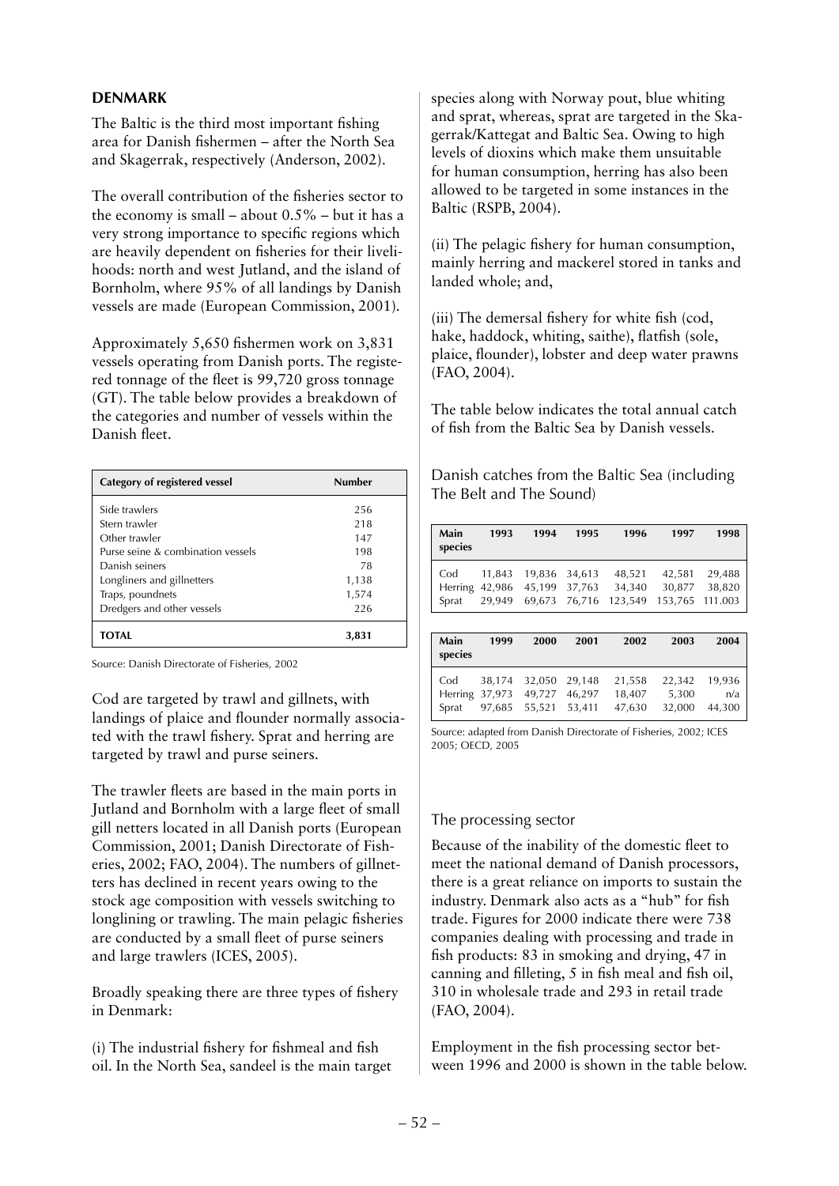## DENMARK

The Baltic is the third most important fishing area for Danish fishermen – after the North Sea and Skagerrak, respectively (Anderson, 2002).

The overall contribution of the fisheries sector to the economy is small – about 0.5% – but it has a very strong importance to specific regions which are heavily dependent on fisheries for their livelihoods: north and west Jutland, and the island of Bornholm, where 95% of all landings by Danish vessels are made (European Commission, 2001).

Approximately 5,650 fishermen work on 3,831 vessels operating from Danish ports. The registered tonnage of the fleet is 99,720 gross tonnage (GT). The table below provides a breakdown of the categories and number of vessels within the Danish fleet.

| Category of registered vessel | Number |
|---|---|
| Side trawlers | 256 |
| Stern trawler | 218 |
| Other trawler | 147 |
| Purse seine & combination vessels | 198 |
| Danish seiners | 78 |
| Longliners and gillnetters | 1,138 |
| Traps, poundnets | 1,574 |
| Dredgers and other vessels | 226 |
| **TOTAL** | **3,831** |

Source: Danish Directorate of Fisheries, 2002

Cod are targeted by trawl and gillnets, with landings of plaice and flounder normally associated with the trawl fishery. Sprat and herring are targeted by trawl and purse seiners.

The trawler fleets are based in the main ports in Jutland and Bornholm with a large fleet of small gill netters located in all Danish ports (European Commission, 2001; Danish Directorate of Fisheries, 2002; FAO, 2004). The numbers of gillnetters has declined in recent years owing to the stock age composition with vessels switching to longlining or trawling. The main pelagic fisheries are conducted by a small fleet of purse seiners and large trawlers (ICES, 2005).

Broadly speaking there are three types of fishery in Denmark:

(i) The industrial fishery for fishmeal and fish oil. In the North Sea, sandeel is the main target species along with Norway pout, blue whiting and sprat, whereas, sprat are targeted in the Skagerrak/Kattegat and Baltic Sea. Owing to high levels of dioxins which make them unsuitable for human consumption, herring has also been allowed to be targeted in some instances in the Baltic (RSPB, 2004).

(ii) The pelagic fishery for human consumption, mainly herring and mackerel stored in tanks and landed whole; and,

(iii) The demersal fishery for white fish (cod, hake, haddock, whiting, saithe), flatfish (sole, plaice, flounder), lobster and deep water prawns (FAO, 2004).

The table below indicates the total annual catch of fish from the Baltic Sea by Danish vessels.

Danish catches from the Baltic Sea (including The Belt and The Sound)

| Main species | 1993 | 1994 | 1995 | 1996 | 1997 | 1998 |
|---|---|---|---|---|---|---|
| Cod | 11,843 | 19,836 | 34,613 | 48,521 | 42,581 | 29,488 |
| Herring | 42,986 | 45,199 | 37,763 | 34,340 | 30,877 | 38,820 |
| Sprat | 29,949 | 69,673 | 76,716 | 123,549 | 153,765 | 111.003 |

| Main species | 1999 | 2000 | 2001 | 2002 | 2003 | 2004 |
|---|---|---|---|---|---|---|
| Cod | 38,174 | 32,050 | 29,148 | 21,558 | 22,342 | 19,936 |
| Herring | 37,973 | 49,727 | 46,297 | 18,407 | 5,300 | n/a |
| Sprat | 97,685 | 55,521 | 53,411 | 47,630 | 32,000 | 44,300 |

Source: adapted from Danish Directorate of Fisheries, 2002; ICES 2005; OECD, 2005

### The processing sector

Because of the inability of the domestic fleet to meet the national demand of Danish processors, there is a great reliance on imports to sustain the industry. Denmark also acts as a "hub" for fish trade. Figures for 2000 indicate there were 738 companies dealing with processing and trade in fish products: 83 in smoking and drying, 47 in canning and filleting, 5 in fish meal and fish oil, 310 in wholesale trade and 293 in retail trade (FAO, 2004).

Employment in the fish processing sector between 1996 and 2000 is shown in the table below.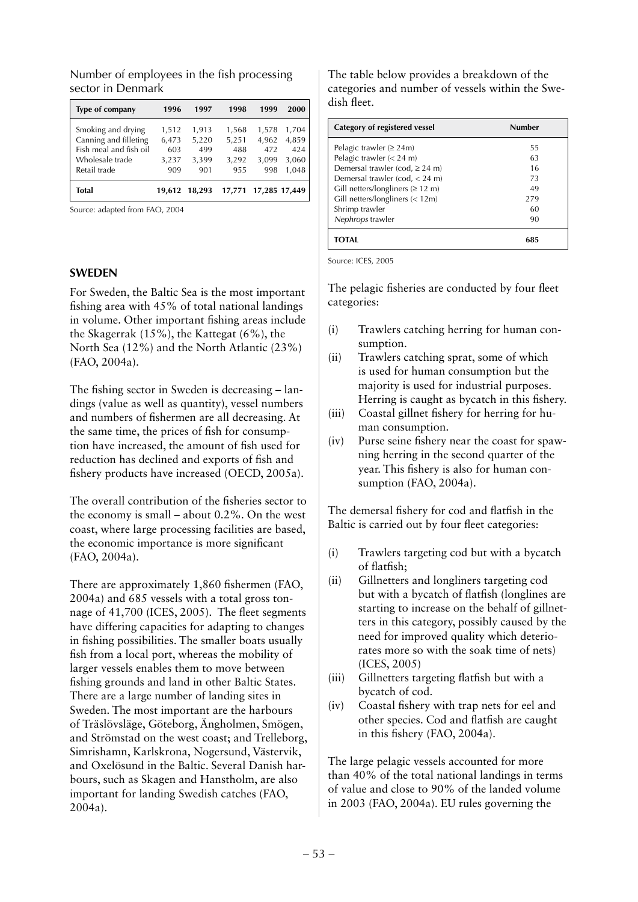Number of employees in the fish processing sector in Denmark

| Type of company | 1996 | 1997 | 1998 | 1999 | 2000 |
|---|---|---|---|---|---|
| Smoking and drying | 1,512 | 1,913 | 1,568 | 1,578 | 1,704 |
| Canning and filleting | 6,473 | 5,220 | 5,251 | 4,962 | 4,859 |
| Fish meal and fish oil | 603 | 499 | 488 | 472 | 424 |
| Wholesale trade | 3,237 | 3,399 | 3,292 | 3,099 | 3,060 |
| Retail trade | 909 | 901 | 955 | 998 | 1,048 |
| **Total** | **19,612** | **18,293** | **17,771** | **17,285** | **17,449** |

Source: adapted from FAO, 2004

## SWEDEN

For Sweden, the Baltic Sea is the most important fishing area with 45% of total national landings in volume. Other important fishing areas include the Skagerrak (15%), the Kattegat (6%), the North Sea (12%) and the North Atlantic (23%) (FAO, 2004a).

The fishing sector in Sweden is decreasing – landings (value as well as quantity), vessel numbers and numbers of fishermen are all decreasing. At the same time, the prices of fish for consumption have increased, the amount of fish used for reduction has declined and exports of fish and fishery products have increased (OECD, 2005a).

The overall contribution of the fisheries sector to the economy is small – about 0.2%. On the west coast, where large processing facilities are based, the economic importance is more significant (FAO, 2004a).

There are approximately 1,860 fishermen (FAO, 2004a) and 685 vessels with a total gross tonnage of 41,700 (ICES, 2005). The fleet segments have differing capacities for adapting to changes in fishing possibilities. The smaller boats usually fish from a local port, whereas the mobility of larger vessels enables them to move between fishing grounds and land in other Baltic States. There are a large number of landing sites in Sweden. The most important are the harbours of Träslövsläge, Göteborg, Ängholmen, Smögen, and Strömstad on the west coast; and Trelleborg, Simrishamn, Karlskrona, Nogersund, Västervik, and Oxelösund in the Baltic. Several Danish harbours, such as Skagen and Hanstholm, are also important for landing Swedish catches (FAO, 2004a).

The table below provides a breakdown of the categories and number of vessels within the Swedish fleet.

| Category of registered vessel | Number |
|---|---|
| Pelagic trawler (≥ 24m) | 55 |
| Pelagic trawler (< 24 m) | 63 |
| Demersal trawler (cod, ≥ 24 m) | 16 |
| Demersal trawler (cod, < 24 m) | 73 |
| Gill netters/longliners (≥ 12 m) | 49 |
| Gill netters/longliners (< 12m) | 279 |
| Shrimp trawler | 60 |
| *Nephrops* trawler | 90 |
| **TOTAL** | **685** |

Source: ICES, 2005

The pelagic fisheries are conducted by four fleet categories:

(i) Trawlers catching herring for human consumption.
(ii) Trawlers catching sprat, some of which is used for human consumption but the majority is used for industrial purposes. Herring is caught as bycatch in this fishery.
(iii) Coastal gillnet fishery for herring for human consumption.
(iv) Purse seine fishery near the coast for spawning herring in the second quarter of the year. This fishery is also for human consumption (FAO, 2004a).

The demersal fishery for cod and flatfish in the Baltic is carried out by four fleet categories:

(i) Trawlers targeting cod but with a bycatch of flatfish;
(ii) Gillnetters and longliners targeting cod but with a bycatch of flatfish (longlines are starting to increase on the behalf of gillnetters in this category, possibly caused by the need for improved quality which deteriorates more so with the soak time of nets) (ICES, 2005)
(iii) Gillnetters targeting flatfish but with a bycatch of cod.
(iv) Coastal fishery with trap nets for eel and other species. Cod and flatfish are caught in this fishery (FAO, 2004a).

The large pelagic vessels accounted for more than 40% of the total national landings in terms of value and close to 90% of the landed volume in 2003 (FAO, 2004a). EU rules governing the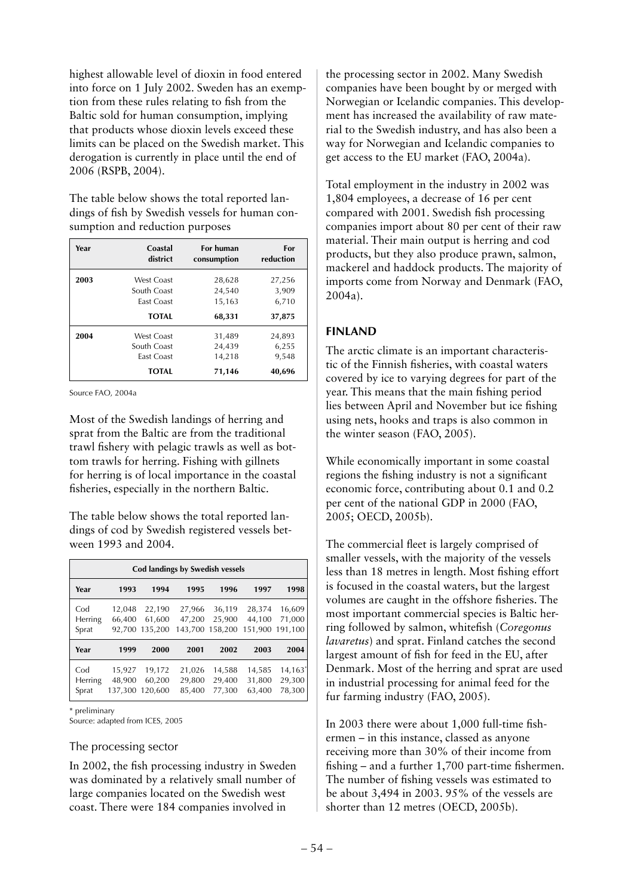highest allowable level of dioxin in food entered into force on 1 July 2002. Sweden has an exemption from these rules relating to fish from the Baltic sold for human consumption, implying that products whose dioxin levels exceed these limits can be placed on the Swedish market. This derogation is currently in place until the end of 2006 (RSPB, 2004).

The table below shows the total reported landings of fish by Swedish vessels for human consumption and reduction purposes

| Year | Coastal district | For human consumption | For reduction |
|---|---|---|---|
| 2003 | West Coast | 28,628 | 27,256 |
| | South Coast | 24,540 | 3,909 |
| | East Coast | 15,163 | 6,710 |
| | **TOTAL** | **68,331** | **37,875** |
| 2004 | West Coast | 31,489 | 24,893 |
| | South Coast | 24,439 | 6,255 |
| | East Coast | 14,218 | 9,548 |
| | **TOTAL** | **71,146** | **40,696** |

Source FAO, 2004a

Most of the Swedish landings of herring and sprat from the Baltic are from the traditional trawl fishery with pelagic trawls as well as bottom trawls for herring. Fishing with gillnets for herring is of local importance in the coastal fisheries, especially in the northern Baltic.

The table below shows the total reported landings of cod by Swedish registered vessels between 1993 and 2004.

| Cod landings by Swedish vessels | | | | | | |
|---|---|---|---|---|---|---|
| **Year** | **1993** | **1994** | **1995** | **1996** | **1997** | **1998** |
| Cod | 12,048 | 22,190 | 27,966 | 36,119 | 28,374 | 16,609 |
| Herring | 66,400 | 61,600 | 47,200 | 25,900 | 44,100 | 71,000 |
| Sprat | 92,700 | 135,200 | 143,700 | 158,200 | 151,900 | 191,100 |
| **Year** | **1999** | **2000** | **2001** | **2002** | **2003** | **2004** |
| Cod | 15,927 | 19,172 | 21,026 | 14,588 | 14,585 | 14,163* |
| Herring | 48,900 | 60,200 | 29,800 | 29,400 | 31,800 | 29,300 |
| Sprat | 137,300 | 120,600 | 85,400 | 77,300 | 63,400 | 78,300 |

\* preliminary
Source: adapted from ICES, 2005

### The processing sector

In 2002, the fish processing industry in Sweden was dominated by a relatively small number of large companies located on the Swedish west coast. There were 184 companies involved in the processing sector in 2002. Many Swedish companies have been bought by or merged with Norwegian or Icelandic companies. This development has increased the availability of raw material to the Swedish industry, and has also been a way for Norwegian and Icelandic companies to get access to the EU market (FAO, 2004a).

Total employment in the industry in 2002 was 1,804 employees, a decrease of 16 per cent compared with 2001. Swedish fish processing companies import about 80 per cent of their raw material. Their main output is herring and cod products, but they also produce prawn, salmon, mackerel and haddock products. The majority of imports come from Norway and Denmark (FAO, 2004a).

## FINLAND

The arctic climate is an important characteristic of the Finnish fisheries, with coastal waters covered by ice to varying degrees for part of the year. This means that the main fishing period lies between April and November but ice fishing using nets, hooks and traps is also common in the winter season (FAO, 2005).

While economically important in some coastal regions the fishing industry is not a significant economic force, contributing about 0.1 and 0.2 per cent of the national GDP in 2000 (FAO, 2005; OECD, 2005b).

The commercial fleet is largely comprised of smaller vessels, with the majority of the vessels less than 18 metres in length. Most fishing effort is focused in the coastal waters, but the largest volumes are caught in the offshore fisheries. The most important commercial species is Baltic herring followed by salmon, whitefish (*Coregonus lavaretus*) and sprat. Finland catches the second largest amount of fish for feed in the EU, after Denmark. Most of the herring and sprat are used in industrial processing for animal feed for the fur farming industry (FAO, 2005).

In 2003 there were about 1,000 full-time fishermen – in this instance, classed as anyone receiving more than 30% of their income from fishing – and a further 1,700 part-time fishermen. The number of fishing vessels was estimated to be about 3,494 in 2003. 95% of the vessels are shorter than 12 metres (OECD, 2005b).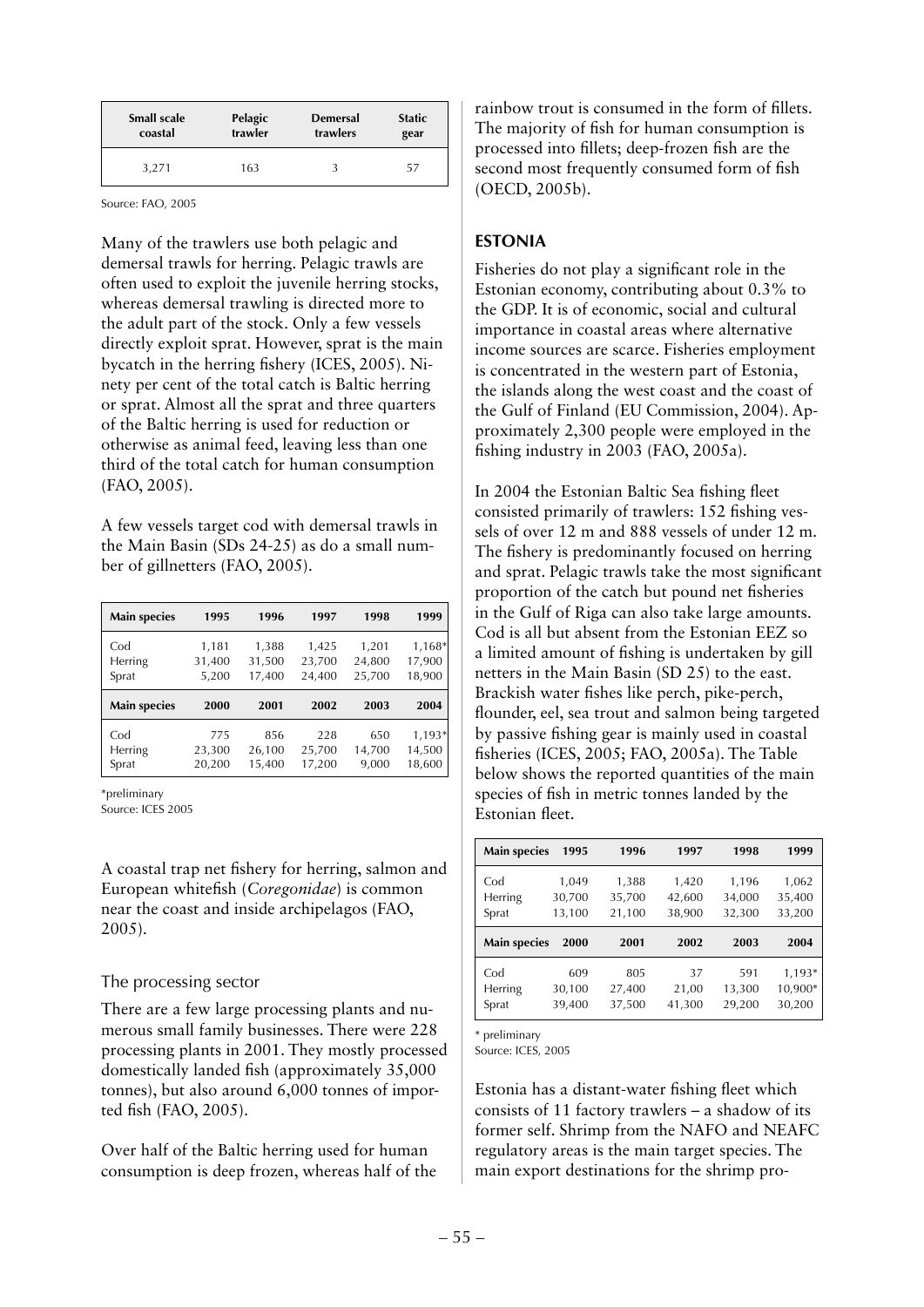| Small scale coastal | Pelagic trawler | Demersal trawlers | Static gear |
|---|---|---|---|
| 3,271 | 163 | 3 | 57 |

Source: FAO, 2005

Many of the trawlers use both pelagic and demersal trawls for herring. Pelagic trawls are often used to exploit the juvenile herring stocks, whereas demersal trawling is directed more to the adult part of the stock. Only a few vessels directly exploit sprat. However, sprat is the main bycatch in the herring fishery (ICES, 2005). Ninety per cent of the total catch is Baltic herring or sprat. Almost all the sprat and three quarters of the Baltic herring is used for reduction or otherwise as animal feed, leaving less than one third of the total catch for human consumption (FAO, 2005).

A few vessels target cod with demersal trawls in the Main Basin (SDs 24-25) as do a small number of gillnetters (FAO, 2005).

| Main species | 1995 | 1996 | 1997 | 1998 | 1999 |
|---|---|---|---|---|---|
| Cod | 1,181 | 1,388 | 1,425 | 1,201 | 1,168* |
| Herring | 31,400 | 31,500 | 23,700 | 24,800 | 17,900 |
| Sprat | 5,200 | 17,400 | 24,400 | 25,700 | 18,900 |
| **Main species** | **2000** | **2001** | **2002** | **2003** | **2004** |
| Cod | 775 | 856 | 228 | 650 | 1,193* |
| Herring | 23,300 | 26,100 | 25,700 | 14,700 | 14,500 |
| Sprat | 20,200 | 15,400 | 17,200 | 9,000 | 18,600 |

*preliminary
Source: ICES 2005

A coastal trap net fishery for herring, salmon and European whitefish (*Coregonidae*) is common near the coast and inside archipelagos (FAO, 2005).

### The processing sector

There are a few large processing plants and numerous small family businesses. There were 228 processing plants in 2001. They mostly processed domestically landed fish (approximately 35,000 tonnes), but also around 6,000 tonnes of imported fish (FAO, 2005).

Over half of the Baltic herring used for human consumption is deep frozen, whereas half of the rainbow trout is consumed in the form of fillets. The majority of fish for human consumption is processed into fillets; deep-frozen fish are the second most frequently consumed form of fish (OECD, 2005b).

## ESTONIA

Fisheries do not play a significant role in the Estonian economy, contributing about 0.3% to the GDP. It is of economic, social and cultural importance in coastal areas where alternative income sources are scarce. Fisheries employment is concentrated in the western part of Estonia, the islands along the west coast and the coast of the Gulf of Finland (EU Commission, 2004). Approximately 2,300 people were employed in the fishing industry in 2003 (FAO, 2005a).

In 2004 the Estonian Baltic Sea fishing fleet consisted primarily of trawlers: 152 fishing vessels of over 12 m and 888 vessels of under 12 m. The fishery is predominantly focused on herring and sprat. Pelagic trawls take the most significant proportion of the catch but pound net fisheries in the Gulf of Riga can also take large amounts. Cod is all but absent from the Estonian EEZ so a limited amount of fishing is undertaken by gill netters in the Main Basin (SD 25) to the east. Brackish water fishes like perch, pike-perch, flounder, eel, sea trout and salmon being targeted by passive fishing gear is mainly used in coastal fisheries (ICES, 2005; FAO, 2005a). The Table below shows the reported quantities of the main species of fish in metric tonnes landed by the Estonian fleet.

| Main species | 1995 | 1996 | 1997 | 1998 | 1999 |
|---|---|---|---|---|---|
| Cod | 1,049 | 1,388 | 1,420 | 1,196 | 1,062 |
| Herring | 30,700 | 35,700 | 42,600 | 34,000 | 35,400 |
| Sprat | 13,100 | 21,100 | 38,900 | 32,300 | 33,200 |
| **Main species** | **2000** | **2001** | **2002** | **2003** | **2004** |
| Cod | 609 | 805 | 37 | 591 | 1,193* |
| Herring | 30,100 | 27,400 | 21,00 | 13,300 | 10,900* |
| Sprat | 39,400 | 37,500 | 41,300 | 29,200 | 30,200 |

\* preliminary
Source: ICES, 2005

Estonia has a distant-water fishing fleet which consists of 11 factory trawlers – a shadow of its former self. Shrimp from the NAFO and NEAFC regulatory areas is the main target species. The main export destinations for the shrimp pro-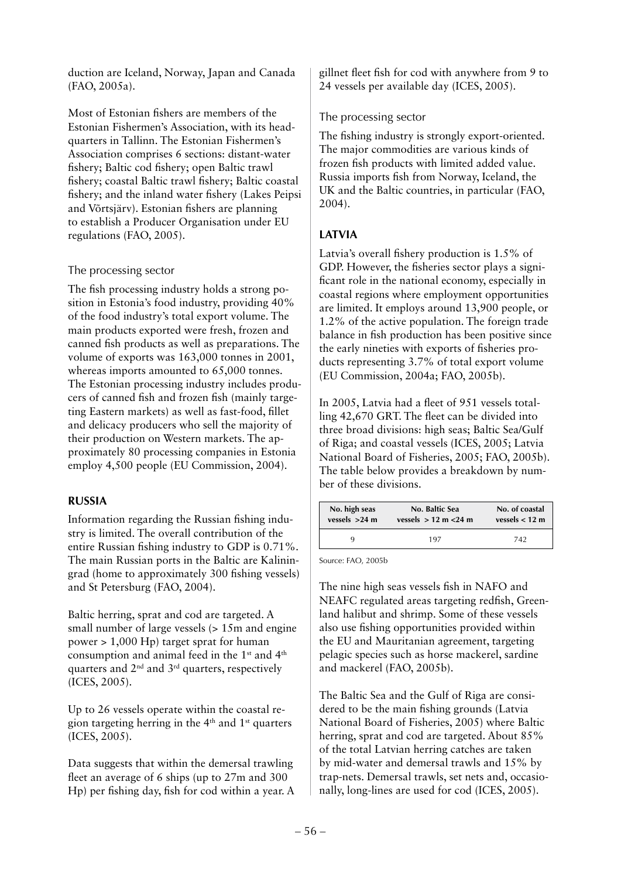duction are Iceland, Norway, Japan and Canada (FAO, 2005a).

Most of Estonian fishers are members of the Estonian Fishermen's Association, with its headquarters in Tallinn. The Estonian Fishermen's Association comprises 6 sections: distant-water fishery; Baltic cod fishery; open Baltic trawl fishery; coastal Baltic trawl fishery; Baltic coastal fishery; and the inland water fishery (Lakes Peipsi and Võrtsjärv). Estonian fishers are planning to establish a Producer Organisation under EU regulations (FAO, 2005).

### The processing sector

The fish processing industry holds a strong position in Estonia's food industry, providing 40% of the food industry's total export volume. The main products exported were fresh, frozen and canned fish products as well as preparations. The volume of exports was 163,000 tonnes in 2001, whereas imports amounted to 65,000 tonnes. The Estonian processing industry includes producers of canned fish and frozen fish (mainly targeting Eastern markets) as well as fast-food, fillet and delicacy producers who sell the majority of their production on Western markets. The approximately 80 processing companies in Estonia employ 4,500 people (EU Commission, 2004).

## RUSSIA

Information regarding the Russian fishing industry is limited. The overall contribution of the entire Russian fishing industry to GDP is 0.71%. The main Russian ports in the Baltic are Kaliningrad (home to approximately 300 fishing vessels) and St Petersburg (FAO, 2004).

Baltic herring, sprat and cod are targeted. A small number of large vessels (> 15m and engine power > 1,000 Hp) target sprat for human consumption and animal feed in the 1st and 4th quarters and 2nd and 3rd quarters, respectively (ICES, 2005).

Up to 26 vessels operate within the coastal region targeting herring in the 4th and 1st quarters (ICES, 2005).

Data suggests that within the demersal trawling fleet an average of 6 ships (up to 27m and 300 Hp) per fishing day, fish for cod within a year. A gillnet fleet fish for cod with anywhere from 9 to 24 vessels per available day (ICES, 2005).

### The processing sector

The fishing industry is strongly export-oriented. The major commodities are various kinds of frozen fish products with limited added value. Russia imports fish from Norway, Iceland, the UK and the Baltic countries, in particular (FAO, 2004).

## LATVIA

Latvia's overall fishery production is 1.5% of GDP. However, the fisheries sector plays a significant role in the national economy, especially in coastal regions where employment opportunities are limited. It employs around 13,900 people, or 1.2% of the active population. The foreign trade balance in fish production has been positive since the early nineties with exports of fisheries products representing 3.7% of total export volume (EU Commission, 2004a; FAO, 2005b).

In 2005, Latvia had a fleet of 951 vessels totalling 42,670 GRT. The fleet can be divided into three broad divisions: high seas; Baltic Sea/Gulf of Riga; and coastal vessels (ICES, 2005; Latvia National Board of Fisheries, 2005; FAO, 2005b). The table below provides a breakdown by number of these divisions.

| No. high seas vessels >24 m | No. Baltic Sea vessels > 12 m <24 m | No. of coastal vessels < 12 m |
|---|---|---|
| 9 | 197 | 742 |

Source: FAO, 2005b

The nine high seas vessels fish in NAFO and NEAFC regulated areas targeting redfish, Greenland halibut and shrimp. Some of these vessels also use fishing opportunities provided within the EU and Mauritanian agreement, targeting pelagic species such as horse mackerel, sardine and mackerel (FAO, 2005b).

The Baltic Sea and the Gulf of Riga are considered to be the main fishing grounds (Latvia National Board of Fisheries, 2005) where Baltic herring, sprat and cod are targeted. About 85% of the total Latvian herring catches are taken by mid-water and demersal trawls and 15% by trap-nets. Demersal trawls, set nets and, occasionally, long-lines are used for cod (ICES, 2005).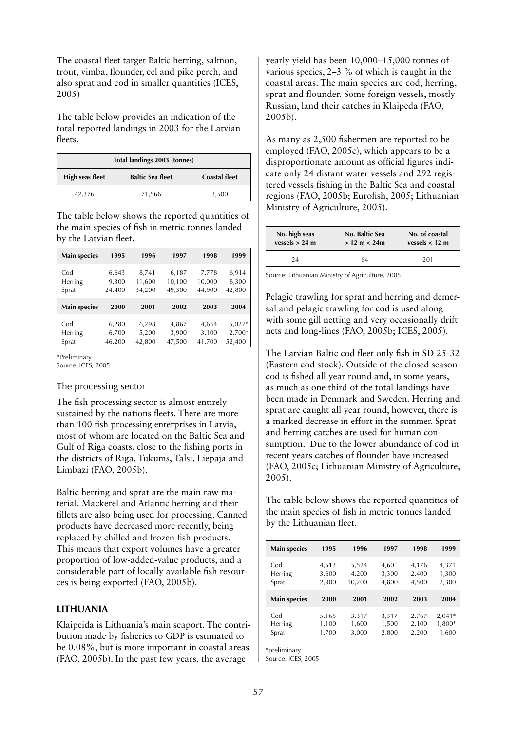The coastal fleet target Baltic herring, salmon, trout, vimba, flounder, eel and pike perch, and also sprat and cod in smaller quantities (ICES, 2005)

The table below provides an indication of the total reported landings in 2003 for the Latvian fleets.

| Total landings 2003 (tonnes) | | |
|---|---|---|
| **High seas fleet** | **Baltic Sea fleet** | **Coastal fleet** |
| 42,376 | 71,566 | 3,500 |

The table below shows the reported quantities of the main species of fish in metric tonnes landed by the Latvian fleet.

| Main species | 1995 | 1996 | 1997 | 1998 | 1999 |
|---|---|---|---|---|---|
| Cod | 6,643 | 8,741 | 6,187 | 7,778 | 6,914 |
| Herring | 9,300 | 11,600 | 10,100 | 10,000 | 8,300 |
| Sprat | 24,400 | 34,200 | 49,300 | 44,900 | 42,800 |
| **Main species** | **2000** | **2001** | **2002** | **2003** | **2004** |
| Cod | 6,280 | 6,298 | 4,867 | 4,634 | 5,027* |
| Herring | 6,700 | 5,200 | 3,900 | 3,100 | 2,700* |
| Sprat | 46,200 | 42,800 | 47,500 | 41,700 | 52,400 |

*Preliminary
Source: ICES, 2005

### The processing sector

The fish processing sector is almost entirely sustained by the nations fleets. There are more than 100 fish processing enterprises in Latvia, most of whom are located on the Baltic Sea and Gulf of Riga coasts, close to the fishing ports in the districts of Riga, Tukums, Talsi, Liepaja and Limbazi (FAO, 2005b).

Baltic herring and sprat are the main raw material. Mackerel and Atlantic herring and their fillets are also being used for processing. Canned products have decreased more recently, being replaced by chilled and frozen fish products. This means that export volumes have a greater proportion of low-added-value products, and a considerable part of locally available fish resources is being exported (FAO, 2005b).

## LITHUANIA

Klaipeida is Lithuania's main seaport. The contribution made by fisheries to GDP is estimated to be 0.08%, but is more important in coastal areas (FAO, 2005b). In the past few years, the average yearly yield has been 10,000–15,000 tonnes of various species, 2–3 % of which is caught in the coastal areas. The main species are cod, herring, sprat and flounder. Some foreign vessels, mostly Russian, land their catches in Klaipëda (FAO, 2005b).

As many as 2,500 fishermen are reported to be employed (FAO, 2005c), which appears to be a disproportionate amount as official figures indicate only 24 distant water vessels and 292 registered vessels fishing in the Baltic Sea and coastal regions (FAO, 2005b; Eurofish, 2005; Lithuanian Ministry of Agriculture, 2005).

| No. high seas vessels > 24 m | No. Baltic Sea > 12 m < 24m | No. of coastal vessels < 12 m |
|---|---|---|
| 24 | 64 | 201 |

Source: Lithuanian Ministry of Agriculture, 2005

Pelagic trawling for sprat and herring and demersal and pelagic trawling for cod is used along with some gill netting and very occasionally drift nets and long-lines (FAO, 2005b; ICES, 2005).

The Latvian Baltic cod fleet only fish in SD 25-32 (Eastern cod stock). Outside of the closed season cod is fished all year round and, in some years, as much as one third of the total landings have been made in Denmark and Sweden. Herring and sprat are caught all year round, however, there is a marked decrease in effort in the summer. Sprat and herring catches are used for human consumption. Due to the lower abundance of cod in recent years catches of flounder have increased (FAO, 2005c; Lithuanian Ministry of Agriculture, 2005).

The table below shows the reported quantities of the main species of fish in metric tonnes landed by the Lithuanian fleet.

| Main species | 1995 | 1996 | 1997 | 1998 | 1999 |
|---|---|---|---|---|---|
| Cod | 4,513 | 5,524 | 4,601 | 4,176 | 4,371 |
| Herring | 3,600 | 4,200 | 3,300 | 2,400 | 1,300 |
| Sprat | 2,900 | 10,200 | 4,800 | 4,500 | 2,300 |
| **Main species** | **2000** | **2001** | **2002** | **2003** | **2004** |
| Cod | 5,165 | 3,317 | 3,317 | 2,767 | 2,041* |
| Herring | 1,100 | 1,600 | 1,500 | 2,100 | 1,800* |
| Sprat | 1,700 | 3,000 | 2,800 | 2,200 | 1,600 |

*preliminary
Source: ICES, 2005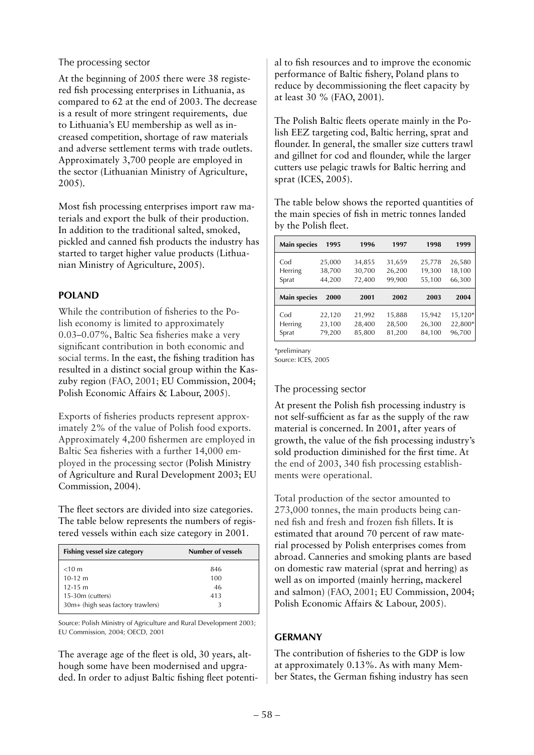### The processing sector

At the beginning of 2005 there were 38 registered fish processing enterprises in Lithuania, as compared to 62 at the end of 2003. The decrease is a result of more stringent requirements, due to Lithuania's EU membership as well as increased competition, shortage of raw materials and adverse settlement terms with trade outlets. Approximately 3,700 people are employed in the sector (Lithuanian Ministry of Agriculture, 2005).

Most fish processing enterprises import raw materials and export the bulk of their production. In addition to the traditional salted, smoked, pickled and canned fish products the industry has started to target higher value products (Lithuanian Ministry of Agriculture, 2005).

## POLAND

While the contribution of fisheries to the Polish economy is limited to approximately 0.03–0.07%, Baltic Sea fisheries make a very significant contribution in both economic and social terms. In the east, the fishing tradition has resulted in a distinct social group within the Kaszuby region (FAO, 2001; EU Commission, 2004; Polish Economic Affairs & Labour, 2005).

Exports of fisheries products represent approximately 2% of the value of Polish food exports. Approximately 4,200 fishermen are employed in Baltic Sea fisheries with a further 14,000 employed in the processing sector (Polish Ministry of Agriculture and Rural Development 2003; EU Commission, 2004).

The fleet sectors are divided into size categories. The table below represents the numbers of registered vessels within each size category in 2001.

| Fishing vessel size category | Number of vessels |
|---|---|
| <10 m | 846 |
| 10-12 m | 100 |
| 12-15 m | 46 |
| 15-30m (cutters) | 413 |
| 30m+ (high seas factory trawlers) | 3 |

Source: Polish Ministry of Agriculture and Rural Development 2003; EU Commission, 2004; OECD, 2001

The average age of the fleet is old, 30 years, although some have been modernised and upgraded. In order to adjust Baltic fishing fleet potential to fish resources and to improve the economic performance of Baltic fishery, Poland plans to reduce by decommissioning the fleet capacity by at least 30 % (FAO, 2001).

The Polish Baltic fleets operate mainly in the Polish EEZ targeting cod, Baltic herring, sprat and flounder. In general, the smaller size cutters trawl and gillnet for cod and flounder, while the larger cutters use pelagic trawls for Baltic herring and sprat (ICES, 2005).

The table below shows the reported quantities of the main species of fish in metric tonnes landed by the Polish fleet.

| Main species | 1995 | 1996 | 1997 | 1998 | 1999 |
|---|---|---|---|---|---|
| Cod | 25,000 | 34,855 | 31,659 | 25,778 | 26,580 |
| Herring | 38,700 | 30,700 | 26,200 | 19,300 | 18,100 |
| Sprat | 44,200 | 72,400 | 99,900 | 55,100 | 66,300 |
| **Main species** | **2000** | **2001** | **2002** | **2003** | **2004** |
| Cod | 22,120 | 21,992 | 15,888 | 15,942 | 15,120* |
| Herring | 23,100 | 28,400 | 28,500 | 26,300 | 22,800* |
| Sprat | 79,200 | 85,800 | 81,200 | 84,100 | 96,700 |

*preliminary
Source: ICES, 2005

### The processing sector

At present the Polish fish processing industry is not self-sufficient as far as the supply of the raw material is concerned. In 2001, after years of growth, the value of the fish processing industry's sold production diminished for the first time. At the end of 2003, 340 fish processing establishments were operational.

Total production of the sector amounted to 273,000 tonnes, the main products being canned fish and fresh and frozen fish fillets. It is estimated that around 70 percent of raw material processed by Polish enterprises comes from abroad. Canneries and smoking plants are based on domestic raw material (sprat and herring) as well as on imported (mainly herring, mackerel and salmon) (FAO, 2001; EU Commission, 2004; Polish Economic Affairs & Labour, 2005).

## GERMANY

The contribution of fisheries to the GDP is low at approximately 0.13%. As with many Member States, the German fishing industry has seen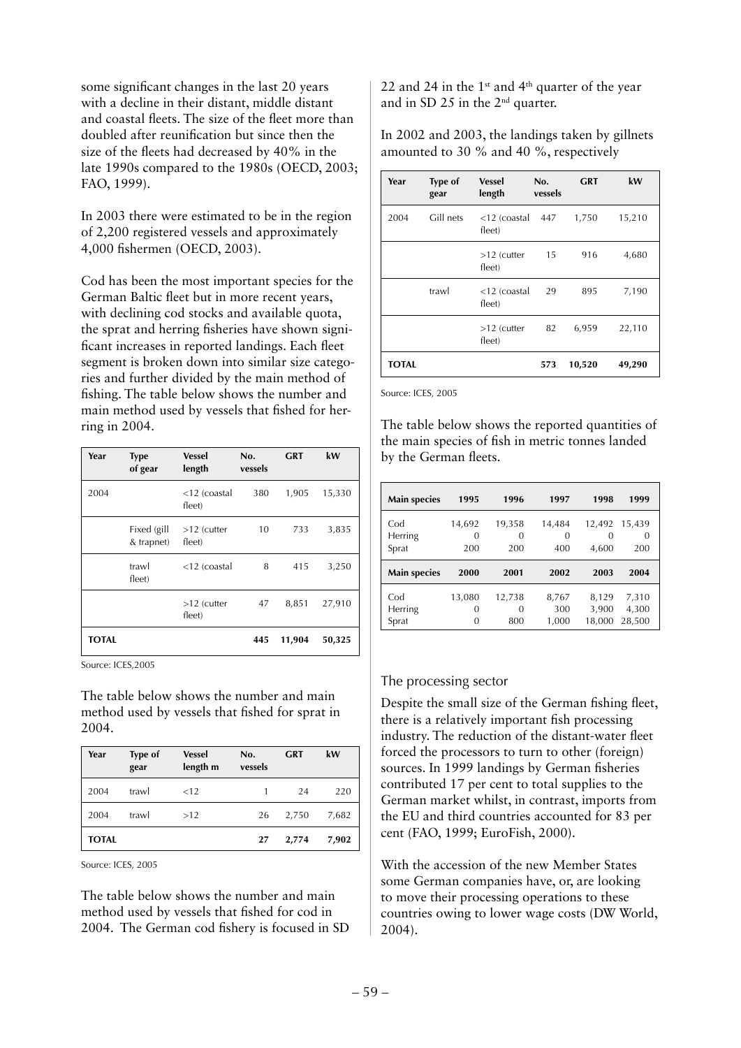some significant changes in the last 20 years with a decline in their distant, middle distant and coastal fleets. The size of the fleet more than doubled after reunification but since then the size of the fleets had decreased by 40% in the late 1990s compared to the 1980s (OECD, 2003; FAO, 1999).

In 2003 there were estimated to be in the region of 2,200 registered vessels and approximately 4,000 fishermen (OECD, 2003).

Cod has been the most important species for the German Baltic fleet but in more recent years, with declining cod stocks and available quota, the sprat and herring fisheries have shown significant increases in reported landings. Each fleet segment is broken down into similar size categories and further divided by the main method of fishing. The table below shows the number and main method used by vessels that fished for herring in 2004.

| Year | Type of gear | Vessel length | No. vessels | GRT | kW |
|---|---|---|---|---|---|
| 2004 | | <12 (coastal fleet) | 380 | 1,905 | 15,330 |
| | Fixed (gill & trapnet) | >12 (cutter fleet) | 10 | 733 | 3,835 |
| | trawl fleet) | <12 (coastal | 8 | 415 | 3,250 |
| | | >12 (cutter fleet) | 47 | 8,851 | 27,910 |
| **TOTAL** | | | **445** | **11,904** | **50,325** |

Source: ICES,2005

The table below shows the number and main method used by vessels that fished for sprat in 2004.

| Year | Type of gear | Vessel length m | No. vessels | GRT | kW |
|---|---|---|---|---|---|
| 2004 | trawl | <12 | 1 | 24 | 220 |
| 2004 | trawl | >12 | 26 | 2,750 | 7,682 |
| **TOTAL** | | | **27** | **2,774** | **7,902** |

Source: ICES, 2005

The table below shows the number and main method used by vessels that fished for cod in 2004. The German cod fishery is focused in SD 22 and 24 in the 1st and 4th quarter of the year and in SD 25 in the 2nd quarter.

In 2002 and 2003, the landings taken by gillnets amounted to 30 % and 40 %, respectively

| Year | Type of gear | Vessel length | No. vessels | GRT | kW |
|---|---|---|---|---|---|
| 2004 | Gill nets | <12 (coastal fleet) | 447 | 1,750 | 15,210 |
| | | >12 (cutter fleet) | 15 | 916 | 4,680 |
| | trawl | <12 (coastal fleet) | 29 | 895 | 7,190 |
| | | >12 (cutter fleet) | 82 | 6,959 | 22,110 |
| **TOTAL** | | | **573** | **10,520** | **49,290** |

Source: ICES, 2005

The table below shows the reported quantities of the main species of fish in metric tonnes landed by the German fleets.

| Main species | 1995 | 1996 | 1997 | 1998 | 1999 |
|---|---|---|---|---|---|
| Cod | 14,692 | 19,358 | 14,484 | 12,492 | 15,439 |
| Herring | 0 | 0 | 0 | 0 | 0 |
| Sprat | 200 | 200 | 400 | 4,600 | 200 |
| **Main species** | **2000** | **2001** | **2002** | **2003** | **2004** |
| Cod | 13,080 | 12,738 | 8,767 | 8,129 | 7,310 |
| Herring | 0 | 0 | 300 | 3,900 | 4,300 |
| Sprat | 0 | 800 | 1,000 | 18,000 | 28,500 |

## The processing sector

Despite the small size of the German fishing fleet, there is a relatively important fish processing industry. The reduction of the distant-water fleet forced the processors to turn to other (foreign) sources. In 1999 landings by German fisheries contributed 17 per cent to total supplies to the German market whilst, in contrast, imports from the EU and third countries accounted for 83 per cent (FAO, 1999; EuroFish, 2000).

With the accession of the new Member States some German companies have, or, are looking to move their processing operations to these countries owing to lower wage costs (DW World, 2004).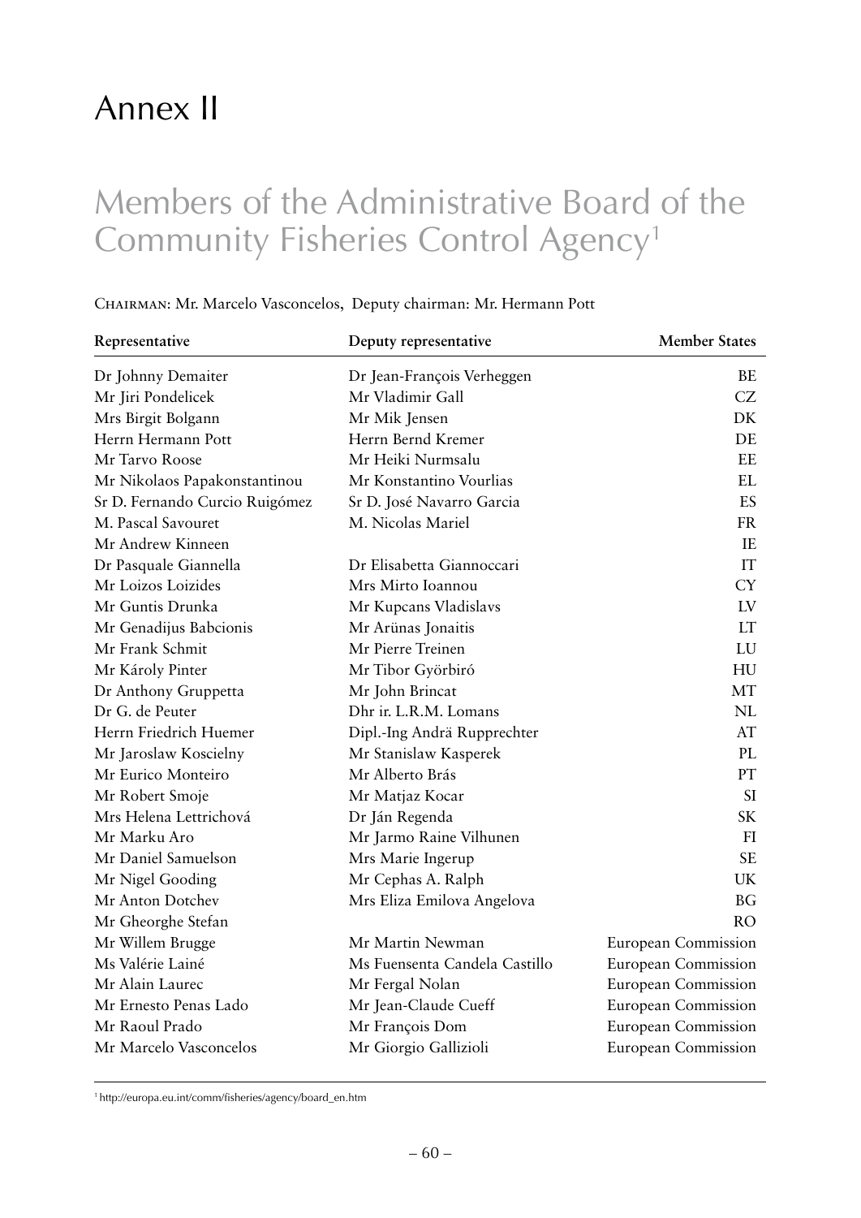# Annex II

## Members of the Administrative Board of the Community Fisheries Control Agency[1]

CHAIRMAN: Mr. Marcelo Vasconcelos, Deputy chairman: Mr. Hermann Pott

| Representative | Deputy representative | Member States |
|---|---|---|
| Dr Johnny Demaiter | Dr Jean-François Verheggen | BE |
| Mr Jiri Pondelicek | Mr Vladimir Gall | CZ |
| Mrs Birgit Bolgann | Mr Mik Jensen | DK |
| Herrn Hermann Pott | Herrn Bernd Kremer | DE |
| Mr Tarvo Roose | Mr Heiki Nurmsalu | EE |
| Mr Nikolaos Papakonstantinou | Mr Konstantino Vourlias | EL |
| Sr D. Fernando Curcio Ruigómez | Sr D. José Navarro Garcia | ES |
| M. Pascal Savouret | M. Nicolas Mariel | FR |
| Mr Andrew Kinneen | | IE |
| Dr Pasquale Giannella | Dr Elisabetta Giannoccari | IT |
| Mr Loizos Loizides | Mrs Mirto Ioannou | CY |
| Mr Guntis Drunka | Mr Kupcans Vladislavs | LV |
| Mr Genadijus Babcionis | Mr Arünas Jonaitis | LT |
| Mr Frank Schmit | Mr Pierre Treinen | LU |
| Mr Károly Pinter | Mr Tibor Györbiró | HU |
| Dr Anthony Gruppetta | Mr John Brincat | MT |
| Dr G. de Peuter | Dhr ir. L.R.M. Lomans | NL |
| Herrn Friedrich Huemer | Dipl.-Ing Andrä Rupprechter | AT |
| Mr Jaroslaw Koscielny | Mr Stanislaw Kasperek | PL |
| Mr Eurico Monteiro | Mr Alberto Brás | PT |
| Mr Robert Smoje | Mr Matjaz Kocar | SI |
| Mrs Helena Lettrichová | Dr Ján Regenda | SK |
| Mr Marku Aro | Mr Jarmo Raine Vilhunen | FI |
| Mr Daniel Samuelson | Mrs Marie Ingerup | SE |
| Mr Nigel Gooding | Mr Cephas A. Ralph | UK |
| Mr Anton Dotchev | Mrs Eliza Emilova Angelova | BG |
| Mr Gheorghe Stefan | | RO |
| Mr Willem Brugge | Mr Martin Newman | European Commission |
| Ms Valérie Lainé | Ms Fuensenta Candela Castillo | European Commission |
| Mr Alain Laurec | Mr Fergal Nolan | European Commission |
| Mr Ernesto Penas Lado | Mr Jean-Claude Cueff | European Commission |
| Mr Raoul Prado | Mr François Dom | European Commission |
| Mr Marcelo Vasconcelos | Mr Giorgio Gallizioli | European Commission |

[1] http://europa.eu.int/comm/fisheries/agency/board_en.htm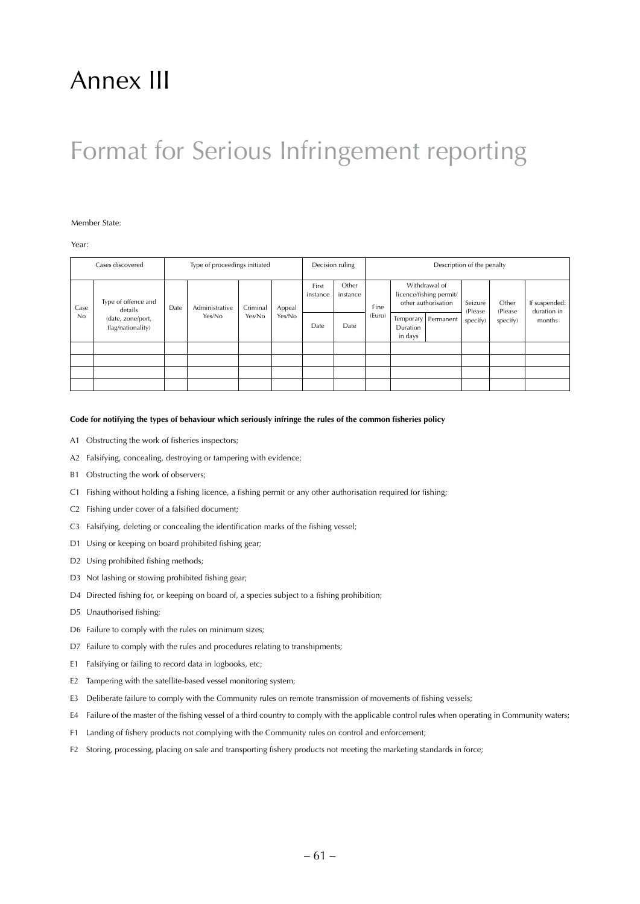／

# Annex III

# Format for Serious Infringement reporting

Member State:

Year:

| Cases discovered | | Type of proceedings initiated | | | | Decision ruling | | Description of the penalty | | | | | |
|---|---|---|---|---|---|---|---|---|---|---|---|---|---|
| Case No | Type of offence and details (date, zone/port, flag/nationality) | Date | Administrative Yes/No | Criminal Yes/No | Appeal Yes/No | First instance | Other instance | Fine (Euro) | Withdrawal of licence/fishing permit/ other authorisation | | Seizure (Please specify) | Other (Please specify) | If suspended: duration in months |
| | | | | | | Date | Date | | Temporary Duration in days | Permanent | | | |
| | | | | | | | | | | | | | |
| | | | | | | | | | | | | | |
| | | | | | | | | | | | | | |
| | | | | | | | | | | | | | |

**Code for notifying the types of behaviour which seriously infringe the rules of the common fisheries policy**

A1 Obstructing the work of fisheries inspectors;

A2 Falsifying, concealing, destroying or tampering with evidence;

B1 Obstructing the work of observers;

C1 Fishing without holding a fishing licence, a fishing permit or any other authorisation required for fishing;

C2 Fishing under cover of a falsified document;

C3 Falsifying, deleting or concealing the identification marks of the fishing vessel;

D1 Using or keeping on board prohibited fishing gear;

D2 Using prohibited fishing methods;

D3 Not lashing or stowing prohibited fishing gear;

D4 Directed fishing for, or keeping on board of, a species subject to a fishing prohibition;

D5 Unauthorised fishing;

D6 Failure to comply with the rules on minimum sizes;

D7 Failure to comply with the rules and procedures relating to transhipments;

E1 Falsifying or failing to record data in logbooks, etc;

E2 Tampering with the satellite-based vessel monitoring system;

E3 Deliberate failure to comply with the Community rules on remote transmission of movements of fishing vessels;

E4 Failure of the master of the fishing vessel of a third country to comply with the applicable control rules when operating in Community waters;

F1 Landing of fishery products not complying with the Community rules on control and enforcement;

F2 Storing, processing, placing on sale and transporting fishery products not meeting the marketing standards in force;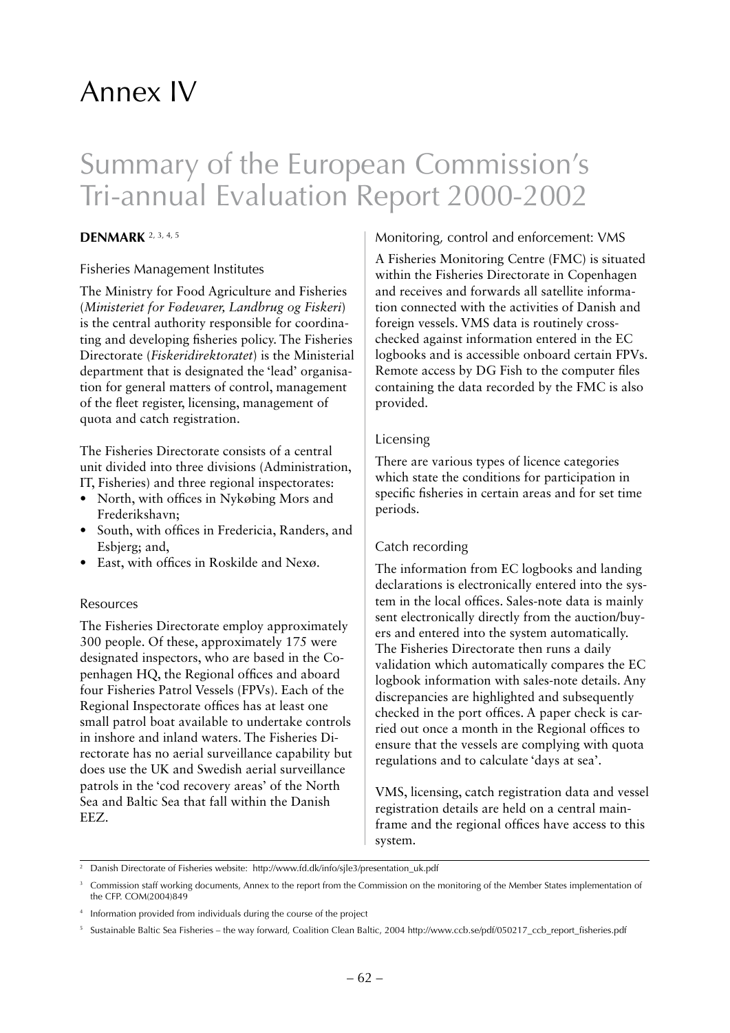# Annex IV

# Summary of the European Commission's Tri-annual Evaluation Report 2000-2002

## DENMARK [2, 3, 4, 5]

### Fisheries Management Institutes

The Ministry for Food Agriculture and Fisheries (*Ministeriet for Fødevarer, Landbrug og Fiskeri*) is the central authority responsible for coordinating and developing fisheries policy. The Fisheries Directorate (*Fiskeridirektoratet*) is the Ministerial department that is designated the 'lead' organisation for general matters of control, management of the fleet register, licensing, management of quota and catch registration.

The Fisheries Directorate consists of a central unit divided into three divisions (Administration, IT, Fisheries) and three regional inspectorates:

- North, with offices in Nykøbing Mors and Frederikshavn;
- South, with offices in Fredericia, Randers, and Esbjerg; and,
- East, with offices in Roskilde and Nexø.

### Resources

The Fisheries Directorate employ approximately 300 people. Of these, approximately 175 were designated inspectors, who are based in the Copenhagen HQ, the Regional offices and aboard four Fisheries Patrol Vessels (FPVs). Each of the Regional Inspectorate offices has at least one small patrol boat available to undertake controls in inshore and inland waters. The Fisheries Directorate has no aerial surveillance capability but does use the UK and Swedish aerial surveillance patrols in the 'cod recovery areas' of the North Sea and Baltic Sea that fall within the Danish EEZ.

### Monitoring, control and enforcement: VMS

A Fisheries Monitoring Centre (FMC) is situated within the Fisheries Directorate in Copenhagen and receives and forwards all satellite information connected with the activities of Danish and foreign vessels. VMS data is routinely cross-checked against information entered in the EC logbooks and is accessible onboard certain FPVs. Remote access by DG Fish to the computer files containing the data recorded by the FMC is also provided.

### Licensing

There are various types of licence categories which state the conditions for participation in specific fisheries in certain areas and for set time periods.

### Catch recording

The information from EC logbooks and landing declarations is electronically entered into the system in the local offices. Sales-note data is mainly sent electronically directly from the auction/buyers and entered into the system automatically. The Fisheries Directorate then runs a daily validation which automatically compares the EC logbook information with sales-note details. Any discrepancies are highlighted and subsequently checked in the port offices. A paper check is carried out once a month in the Regional offices to ensure that the vessels are complying with quota regulations and to calculate 'days at sea'.

VMS, licensing, catch registration data and vessel registration details are held on a central mainframe and the regional offices have access to this system.

---

[2] Danish Directorate of Fisheries website: http://www.fd.dk/info/sjle3/presentation_uk.pdf

[3] Commission staff working documents, Annex to the report from the Commission on the monitoring of the Member States implementation of the CFP. COM(2004)849

[4] Information provided from individuals during the course of the project

[5] Sustainable Baltic Sea Fisheries – the way forward, Coalition Clean Baltic, 2004 http://www.ccb.se/pdf/050217_ccb_report_fisheries.pdf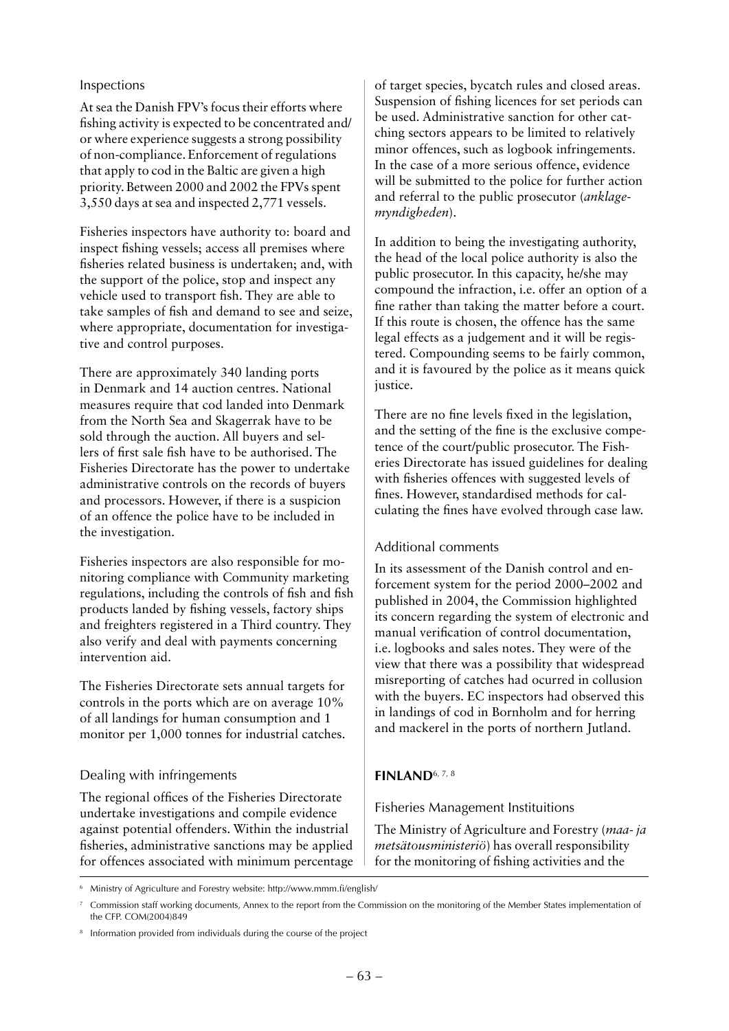### Inspections

At sea the Danish FPV's focus their efforts where fishing activity is expected to be concentrated and/or where experience suggests a strong possibility of non-compliance. Enforcement of regulations that apply to cod in the Baltic are given a high priority. Between 2000 and 2002 the FPVs spent 3,550 days at sea and inspected 2,771 vessels.

Fisheries inspectors have authority to: board and inspect fishing vessels; access all premises where fisheries related business is undertaken; and, with the support of the police, stop and inspect any vehicle used to transport fish. They are able to take samples of fish and demand to see and seize, where appropriate, documentation for investigative and control purposes.

There are approximately 340 landing ports in Denmark and 14 auction centres. National measures require that cod landed into Denmark from the North Sea and Skagerrak have to be sold through the auction. All buyers and sellers of first sale fish have to be authorised. The Fisheries Directorate has the power to undertake administrative controls on the records of buyers and processors. However, if there is a suspicion of an offence the police have to be included in the investigation.

Fisheries inspectors are also responsible for monitoring compliance with Community marketing regulations, including the controls of fish and fish products landed by fishing vessels, factory ships and freighters registered in a Third country. They also verify and deal with payments concerning intervention aid.

The Fisheries Directorate sets annual targets for controls in the ports which are on average 10% of all landings for human consumption and 1 monitor per 1,000 tonnes for industrial catches.

### Dealing with infringements

The regional offices of the Fisheries Directorate undertake investigations and compile evidence against potential offenders. Within the industrial fisheries, administrative sanctions may be applied for offences associated with minimum percentage of target species, bycatch rules and closed areas. Suspension of fishing licences for set periods can be used. Administrative sanction for other catching sectors appears to be limited to relatively minor offences, such as logbook infringements. In the case of a more serious offence, evidence will be submitted to the police for further action and referral to the public prosecutor (*anklagemyndigheden*).

In addition to being the investigating authority, the head of the local police authority is also the public prosecutor. In this capacity, he/she may compound the infraction, i.e. offer an option of a fine rather than taking the matter before a court. If this route is chosen, the offence has the same legal effects as a judgement and it will be registered. Compounding seems to be fairly common, and it is favoured by the police as it means quick justice.

There are no fine levels fixed in the legislation, and the setting of the fine is the exclusive competence of the court/public prosecutor. The Fisheries Directorate has issued guidelines for dealing with fisheries offences with suggested levels of fines. However, standardised methods for calculating the fines have evolved through case law.

### Additional comments

In its assessment of the Danish control and enforcement system for the period 2000–2002 and published in 2004, the Commission highlighted its concern regarding the system of electronic and manual verification of control documentation, i.e. logbooks and sales notes. They were of the view that there was a possibility that widespread misreporting of catches had ocurred in collusion with the buyers. EC inspectors had observed this in landings of cod in Bornholm and for herring and mackerel in the ports of northern Jutland.

## FINLAND[6, 7, 8]

### Fisheries Management Instituitions

The Ministry of Agriculture and Forestry (*maa- ja metsätousministeriö*) has overall responsibility for the monitoring of fishing activities and the

[6] Ministry of Agriculture and Forestry website: http://www.mmm.fi/english/

[7] Commission staff working documents, Annex to the report from the Commission on the monitoring of the Member States implementation of the CFP. COM(2004)849

[8] Information provided from individuals during the course of the project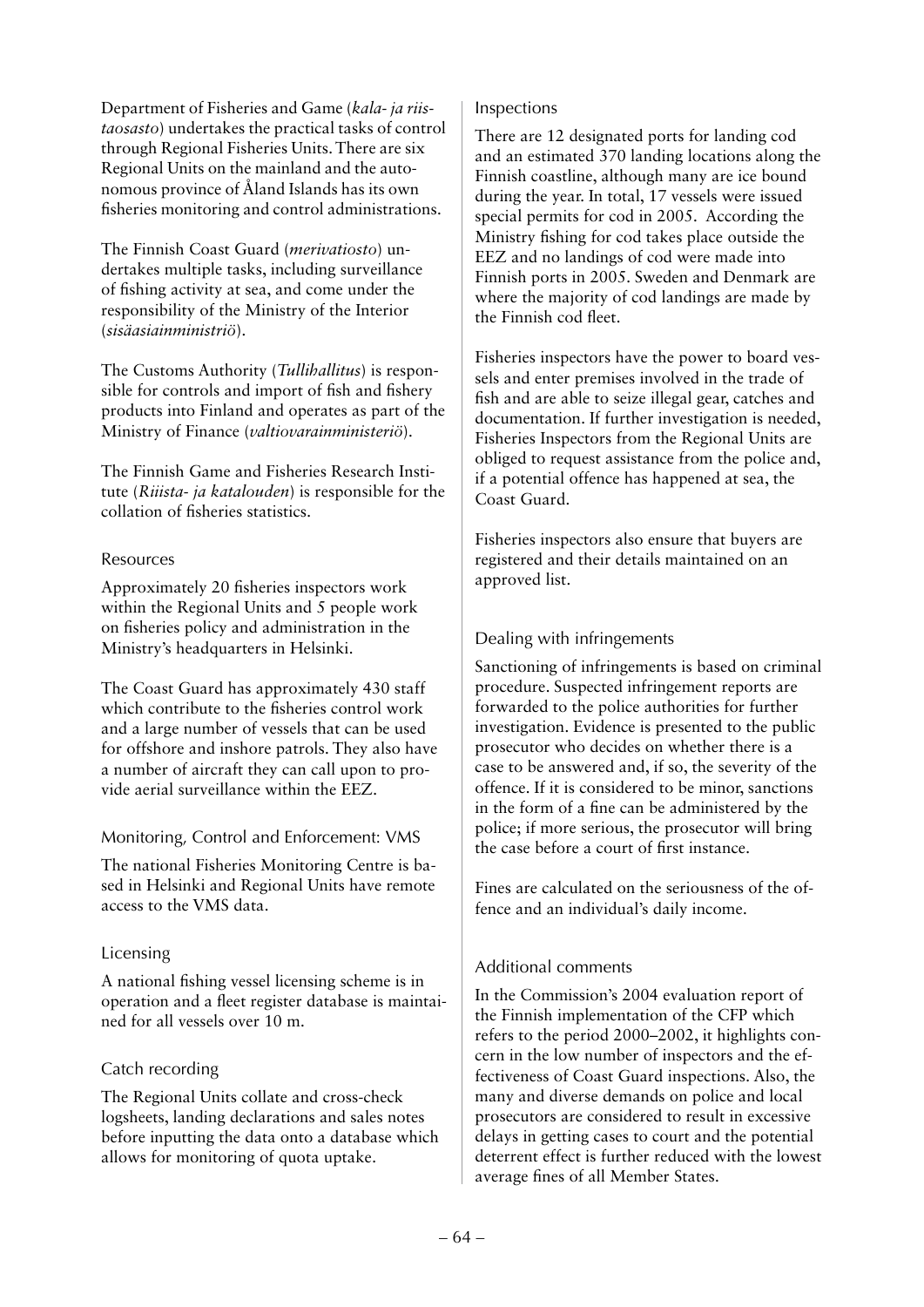Department of Fisheries and Game (*kala- ja riistaosasto*) undertakes the practical tasks of control through Regional Fisheries Units. There are six Regional Units on the mainland and the autonomous province of Åland Islands has its own fisheries monitoring and control administrations.

The Finnish Coast Guard (*merivatiosto*) undertakes multiple tasks, including surveillance of fishing activity at sea, and come under the responsibility of the Ministry of the Interior (*sisäasiainministriö*).

The Customs Authority (*Tullihallitus*) is responsible for controls and import of fish and fishery products into Finland and operates as part of the Ministry of Finance (*valtiovarainministeriö*).

The Finnish Game and Fisheries Research Institute (*Riista- ja katalouden*) is responsible for the collation of fisheries statistics.

### Resources

Approximately 20 fisheries inspectors work within the Regional Units and 5 people work on fisheries policy and administration in the Ministry's headquarters in Helsinki.

The Coast Guard has approximately 430 staff which contribute to the fisheries control work and a large number of vessels that can be used for offshore and inshore patrols. They also have a number of aircraft they can call upon to provide aerial surveillance within the EEZ.

### Monitoring, Control and Enforcement: VMS

The national Fisheries Monitoring Centre is based in Helsinki and Regional Units have remote access to the VMS data.

### Licensing

A national fishing vessel licensing scheme is in operation and a fleet register database is maintained for all vessels over 10 m.

### Catch recording

The Regional Units collate and cross-check logsheets, landing declarations and sales notes before inputting the data onto a database which allows for monitoring of quota uptake.

### Inspections

There are 12 designated ports for landing cod and an estimated 370 landing locations along the Finnish coastline, although many are ice bound during the year. In total, 17 vessels were issued special permits for cod in 2005. According the Ministry fishing for cod takes place outside the EEZ and no landings of cod were made into Finnish ports in 2005. Sweden and Denmark are where the majority of cod landings are made by the Finnish cod fleet.

Fisheries inspectors have the power to board vessels and enter premises involved in the trade of fish and are able to seize illegal gear, catches and documentation. If further investigation is needed, Fisheries Inspectors from the Regional Units are obliged to request assistance from the police and, if a potential offence has happened at sea, the Coast Guard.

Fisheries inspectors also ensure that buyers are registered and their details maintained on an approved list.

### Dealing with infringements

Sanctioning of infringements is based on criminal procedure. Suspected infringement reports are forwarded to the police authorities for further investigation. Evidence is presented to the public prosecutor who decides on whether there is a case to be answered and, if so, the severity of the offence. If it is considered to be minor, sanctions in the form of a fine can be administered by the police; if more serious, the prosecutor will bring the case before a court of first instance.

Fines are calculated on the seriousness of the offence and an individual's daily income.

### Additional comments

In the Commission's 2004 evaluation report of the Finnish implementation of the CFP which refers to the period 2000–2002, it highlights concern in the low number of inspectors and the effectiveness of Coast Guard inspections. Also, the many and diverse demands on police and local prosecutors are considered to result in excessive delays in getting cases to court and the potential deterrent effect is further reduced with the lowest average fines of all Member States.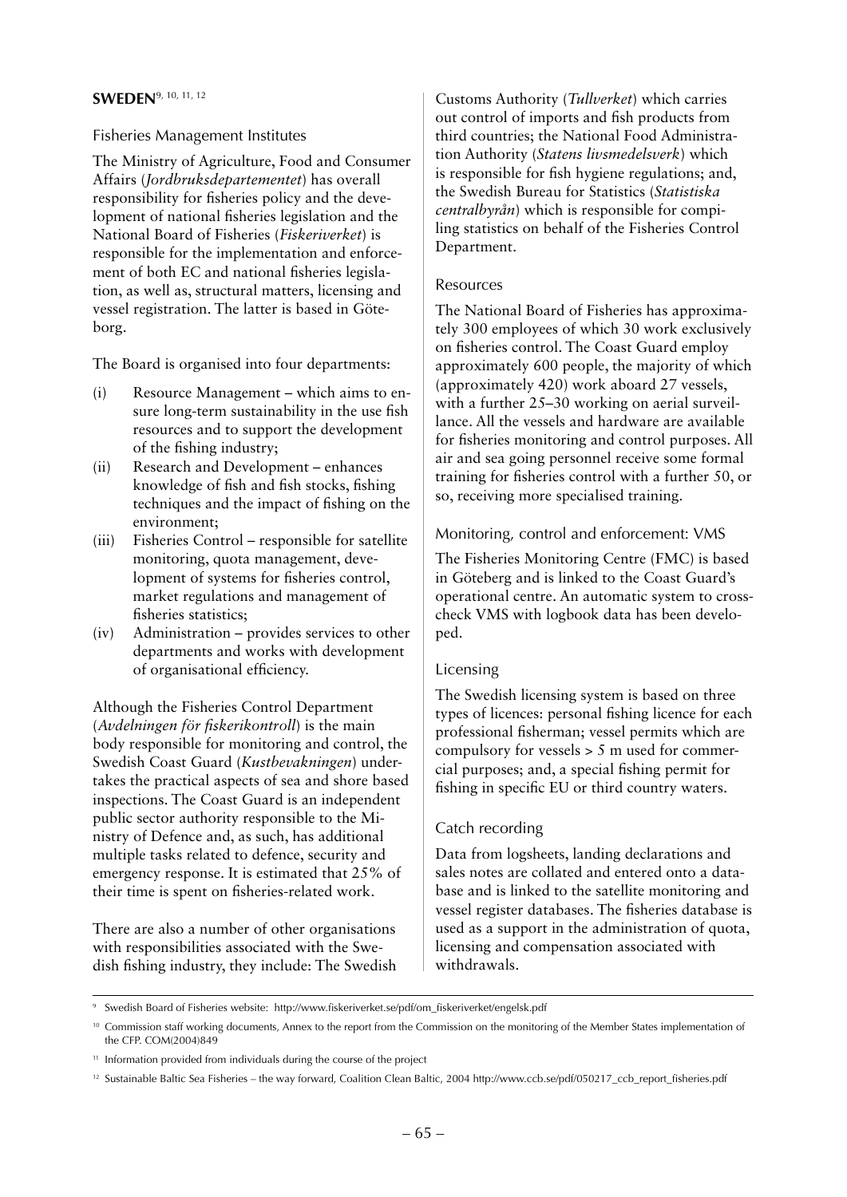## SWEDEN[9, 10, 11, 12]

### Fisheries Management Institutes

The Ministry of Agriculture, Food and Consumer Affairs (*Jordbruksdepartementet*) has overall responsibility for fisheries policy and the development of national fisheries legislation and the National Board of Fisheries (*Fiskeriverket*) is responsible for the implementation and enforcement of both EC and national fisheries legislation, as well as, structural matters, licensing and vessel registration. The latter is based in Göteborg.

The Board is organised into four departments:

(i) Resource Management – which aims to ensure long-term sustainability in the use fish resources and to support the development of the fishing industry;
(ii) Research and Development – enhances knowledge of fish and fish stocks, fishing techniques and the impact of fishing on the environment;
(iii) Fisheries Control – responsible for satellite monitoring, quota management, development of systems for fisheries control, market regulations and management of fisheries statistics;
(iv) Administration – provides services to other departments and works with development of organisational efficiency.

Although the Fisheries Control Department (*Avdelningen för fiskerikontroll*) is the main body responsible for monitoring and control, the Swedish Coast Guard (*Kustbevakningen*) undertakes the practical aspects of sea and shore based inspections. The Coast Guard is an independent public sector authority responsible to the Ministry of Defence and, as such, has additional multiple tasks related to defence, security and emergency response. It is estimated that 25% of their time is spent on fisheries-related work.

There are also a number of other organisations with responsibilities associated with the Swedish fishing industry, they include: The Swedish Customs Authority (*Tullverket*) which carries out control of imports and fish products from third countries; the National Food Administration Authority (*Statens livsmedelsverk*) which is responsible for fish hygiene regulations; and, the Swedish Bureau for Statistics (*Statistiska centralbyrån*) which is responsible for compiling statistics on behalf of the Fisheries Control Department.

### Resources

The National Board of Fisheries has approximately 300 employees of which 30 work exclusively on fisheries control. The Coast Guard employ approximately 600 people, the majority of which (approximately 420) work aboard 27 vessels, with a further 25–30 working on aerial surveillance. All the vessels and hardware are available for fisheries monitoring and control purposes. All air and sea going personnel receive some formal training for fisheries control with a further 50, or so, receiving more specialised training.

### Monitoring, control and enforcement: VMS

The Fisheries Monitoring Centre (FMC) is based in Göteberg and is linked to the Coast Guard's operational centre. An automatic system to crosscheck VMS with logbook data has been developed.

### Licensing

The Swedish licensing system is based on three types of licences: personal fishing licence for each professional fisherman; vessel permits which are compulsory for vessels > 5 m used for commercial purposes; and, a special fishing permit for fishing in specific EU or third country waters.

### Catch recording

Data from logsheets, landing declarations and sales notes are collated and entered onto a database and is linked to the satellite monitoring and vessel register databases. The fisheries database is used as a support in the administration of quota, licensing and compensation associated with withdrawals.

---

[9] Swedish Board of Fisheries website: http://www.fiskeriverket.se/pdf/om_fiskeriverket/engelsk.pdf

[10] Commission staff working documents, Annex to the report from the Commission on the monitoring of the Member States implementation of the CFP. COM(2004)849

[11] Information provided from individuals during the course of the project

[12] Sustainable Baltic Sea Fisheries – the way forward, Coalition Clean Baltic, 2004 http://www.ccb.se/pdf/050217_ccb_report_fisheries.pdf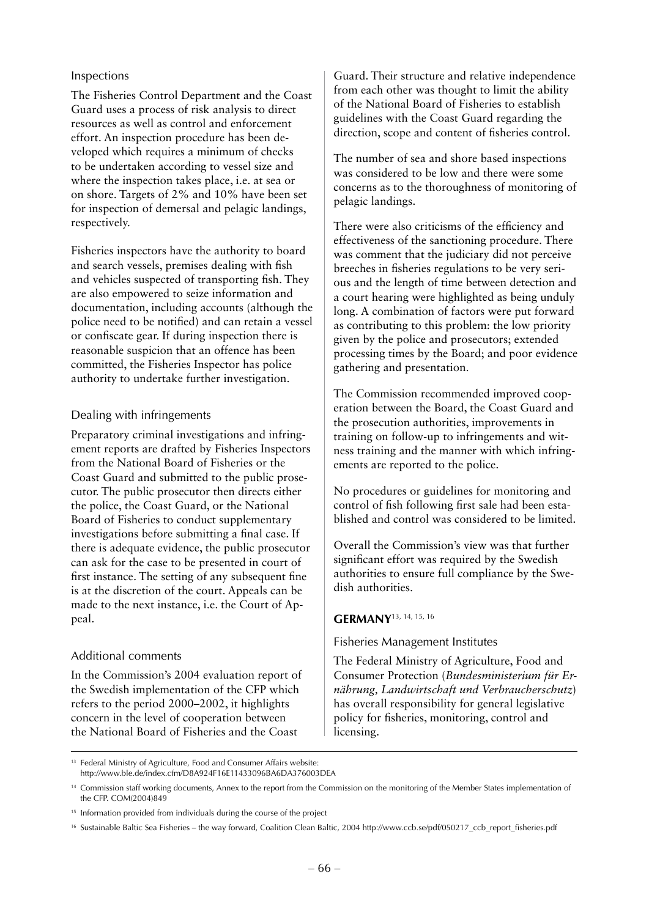### Inspections

The Fisheries Control Department and the Coast Guard uses a process of risk analysis to direct resources as well as control and enforcement effort. An inspection procedure has been developed which requires a minimum of checks to be undertaken according to vessel size and where the inspection takes place, i.e. at sea or on shore. Targets of 2% and 10% have been set for inspection of demersal and pelagic landings, respectively.

Fisheries inspectors have the authority to board and search vessels, premises dealing with fish and vehicles suspected of transporting fish. They are also empowered to seize information and documentation, including accounts (although the police need to be notified) and can retain a vessel or confiscate gear. If during inspection there is reasonable suspicion that an offence has been committed, the Fisheries Inspector has police authority to undertake further investigation.

### Dealing with infringements

Preparatory criminal investigations and infringement reports are drafted by Fisheries Inspectors from the National Board of Fisheries or the Coast Guard and submitted to the public prosecutor. The public prosecutor then directs either the police, the Coast Guard, or the National Board of Fisheries to conduct supplementary investigations before submitting a final case. If there is adequate evidence, the public prosecutor can ask for the case to be presented in court of first instance. The setting of any subsequent fine is at the discretion of the court. Appeals can be made to the next instance, i.e. the Court of Appeal.

### Additional comments

In the Commission's 2004 evaluation report of the Swedish implementation of the CFP which refers to the period 2000–2002, it highlights concern in the level of cooperation between the National Board of Fisheries and the Coast Guard. Their structure and relative independence from each other was thought to limit the ability of the National Board of Fisheries to establish guidelines with the Coast Guard regarding the direction, scope and content of fisheries control.

The number of sea and shore based inspections was considered to be low and there were some concerns as to the thoroughness of monitoring of pelagic landings.

There were also criticisms of the efficiency and effectiveness of the sanctioning procedure. There was comment that the judiciary did not perceive breeches in fisheries regulations to be very serious and the length of time between detection and a court hearing were highlighted as being unduly long. A combination of factors were put forward as contributing to this problem: the low priority given by the police and prosecutors; extended processing times by the Board; and poor evidence gathering and presentation.

The Commission recommended improved cooperation between the Board, the Coast Guard and the prosecution authorities, improvements in training on follow-up to infringements and witness training and the manner with which infringements are reported to the police.

No procedures or guidelines for monitoring and control of fish following first sale had been established and control was considered to be limited.

Overall the Commission's view was that further significant effort was required by the Swedish authorities to ensure full compliance by the Swedish authorities.

## GERMANY[13, 14, 15, 16]

### Fisheries Management Institutes

The Federal Ministry of Agriculture, Food and Consumer Protection (*Bundesministerium für Ernährung, Landwirtschaft und Verbraucherschutz*) has overall responsibility for general legislative policy for fisheries, monitoring, control and licensing.

---

[13] Federal Ministry of Agriculture, Food and Consumer Affairs website: http://www.ble.de/index.cfm/D8A924F16E11433096BA6DA376003DEA

[14] Commission staff working documents, Annex to the report from the Commission on the monitoring of the Member States implementation of the CFP. COM(2004)849

[15] Information provided from individuals during the course of the project

[16] Sustainable Baltic Sea Fisheries – the way forward, Coalition Clean Baltic, 2004 http://www.ccb.se/pdf/050217_ccb_report_fisheries.pdf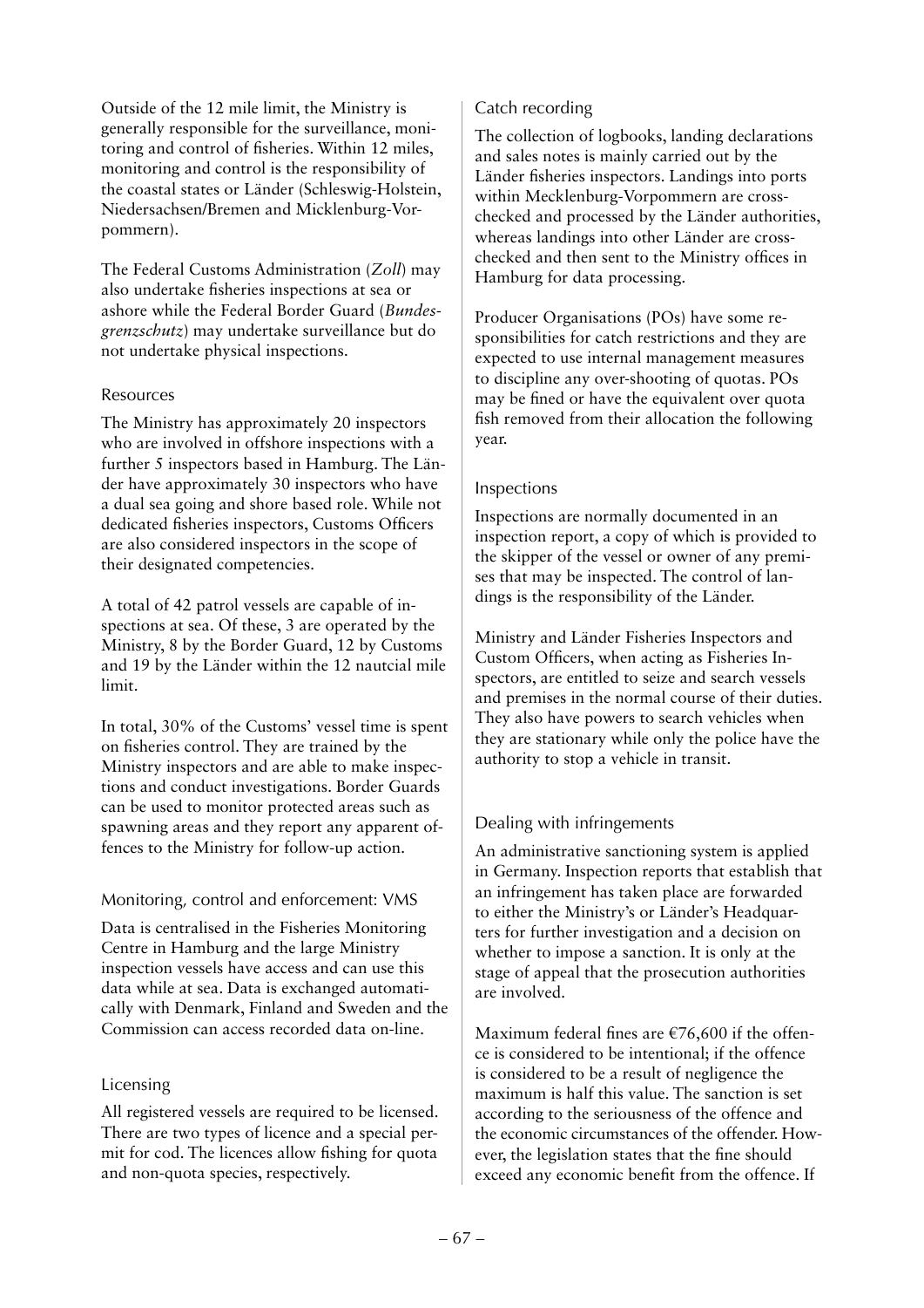Outside of the 12 mile limit, the Ministry is generally responsible for the surveillance, monitoring and control of fisheries. Within 12 miles, monitoring and control is the responsibility of the coastal states or Länder (Schleswig-Holstein, Niedersachsen/Bremen and Micklenburg-Vorpommern).

The Federal Customs Administration (*Zoll*) may also undertake fisheries inspections at sea or ashore while the Federal Border Guard (*Bundesgrenzschutz*) may undertake surveillance but do not undertake physical inspections.

### Resources

The Ministry has approximately 20 inspectors who are involved in offshore inspections with a further 5 inspectors based in Hamburg. The Länder have approximately 30 inspectors who have a dual sea going and shore based role. While not dedicated fisheries inspectors, Customs Officers are also considered inspectors in the scope of their designated competencies.

A total of 42 patrol vessels are capable of inspections at sea. Of these, 3 are operated by the Ministry, 8 by the Border Guard, 12 by Customs and 19 by the Länder within the 12 nautcial mile limit.

In total, 30% of the Customs' vessel time is spent on fisheries control. They are trained by the Ministry inspectors and are able to make inspections and conduct investigations. Border Guards can be used to monitor protected areas such as spawning areas and they report any apparent offences to the Ministry for follow-up action.

### Monitoring, control and enforcement: VMS

Data is centralised in the Fisheries Monitoring Centre in Hamburg and the large Ministry inspection vessels have access and can use this data while at sea. Data is exchanged automatically with Denmark, Finland and Sweden and the Commission can access recorded data on-line.

### Licensing

All registered vessels are required to be licensed. There are two types of licence and a special permit for cod. The licences allow fishing for quota and non-quota species, respectively.

### Catch recording

The collection of logbooks, landing declarations and sales notes is mainly carried out by the Länder fisheries inspectors. Landings into ports within Mecklenburg-Vorpommern are cross-checked and processed by the Länder authorities, whereas landings into other Länder are cross-checked and then sent to the Ministry offices in Hamburg for data processing.

Producer Organisations (POs) have some responsibilities for catch restrictions and they are expected to use internal management measures to discipline any over-shooting of quotas. POs may be fined or have the equivalent over quota fish removed from their allocation the following year.

### Inspections

Inspections are normally documented in an inspection report, a copy of which is provided to the skipper of the vessel or owner of any premises that may be inspected. The control of landings is the responsibility of the Länder.

Ministry and Länder Fisheries Inspectors and Custom Officers, when acting as Fisheries Inspectors, are entitled to seize and search vessels and premises in the normal course of their duties. They also have powers to search vehicles when they are stationary while only the police have the authority to stop a vehicle in transit.

### Dealing with infringements

An administrative sanctioning system is applied in Germany. Inspection reports that establish that an infringement has taken place are forwarded to either the Ministry's or Länder's Headquarters for further investigation and a decision on whether to impose a sanction. It is only at the stage of appeal that the prosecution authorities are involved.

Maximum federal fines are €76,600 if the offence is considered to be intentional; if the offence is considered to be a result of negligence the maximum is half this value. The sanction is set according to the seriousness of the offence and the economic circumstances of the offender. However, the legislation states that the fine should exceed any economic benefit from the offence. If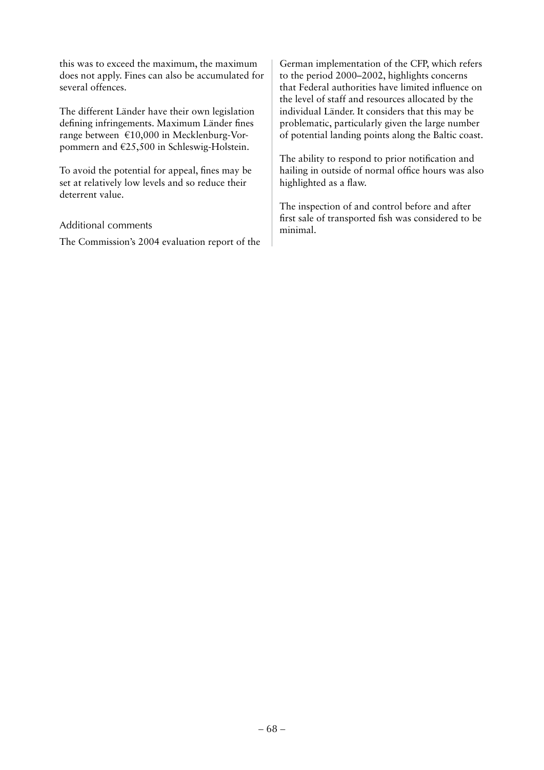this was to exceed the maximum, the maximum does not apply. Fines can also be accumulated for several offences.

The different Länder have their own legislation defining infringements. Maximum Länder fines range between €10,000 in Mecklenburg-Vorpommern and €25,500 in Schleswig-Holstein.

To avoid the potential for appeal, fines may be set at relatively low levels and so reduce their deterrent value.

### Additional comments

The Commission's 2004 evaluation report of the German implementation of the CFP, which refers to the period 2000–2002, highlights concerns that Federal authorities have limited influence on the level of staff and resources allocated by the individual Länder. It considers that this may be problematic, particularly given the large number of potential landing points along the Baltic coast.

The ability to respond to prior notification and hailing in outside of normal office hours was also highlighted as a flaw.

The inspection of and control before and after first sale of transported fish was considered to be minimal.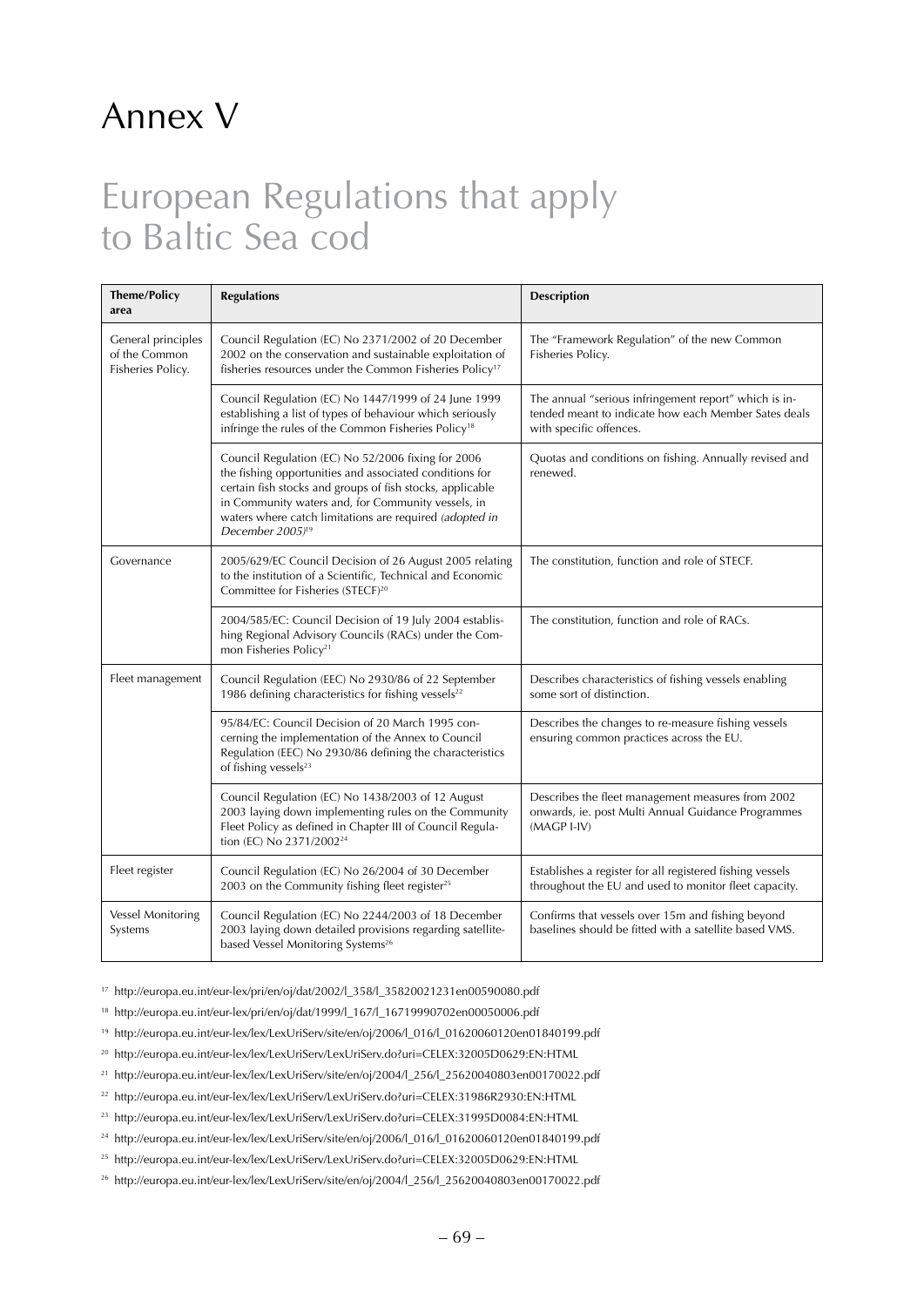# Annex V

## European Regulations that apply to Baltic Sea cod

| Theme/Policy area | Regulations | Description |
|---|---|---|
| General principles of the Common Fisheries Policy. | Council Regulation (EC) No 2371/2002 of 20 December 2002 on the conservation and sustainable exploitation of fisheries resources under the Common Fisheries Policy[17] | The "Framework Regulation" of the new Common Fisheries Policy. |
| | Council Regulation (EC) No 1447/1999 of 24 June 1999 establishing a list of types of behaviour which seriously infringe the rules of the Common Fisheries Policy[18] | The annual "serious infringement report" which is intended meant to indicate how each Member Sates deals with specific offences. |
| | Council Regulation (EC) No 52/2006 fixing for 2006 the fishing opportunities and associated conditions for certain fish stocks and groups of fish stocks, applicable in Community waters and, for Community vessels, in waters where catch limitations are required *(adopted in December 2005)*[19] | Quotas and conditions on fishing. Annually revised and renewed. |
| Governance | 2005/629/EC Council Decision of 26 August 2005 relating to the institution of a Scientific, Technical and Economic Committee for Fisheries (STECF)[20] | The constitution, function and role of STECF. |
| | 2004/585/EC: Council Decision of 19 July 2004 establishing Regional Advisory Councils (RACs) under the Common Fisheries Policy[21] | The constitution, function and role of RACs. |
| Fleet management | Council Regulation (EEC) No 2930/86 of 22 September 1986 defining characteristics for fishing vessels[22] | Describes characteristics of fishing vessels enabling some sort of distinction. |
| | 95/84/EC: Council Decision of 20 March 1995 concerning the implementation of the Annex to Council Regulation (EEC) No 2930/86 defining the characteristics of fishing vessels[23] | Describes the changes to re-measure fishing vessels ensuring common practices across the EU. |
| | Council Regulation (EC) No 1438/2003 of 12 August 2003 laying down implementing rules on the Community Fleet Policy as defined in Chapter III of Council Regulation (EC) No 2371/2002[24] | Describes the fleet management measures from 2002 onwards, ie. post Multi Annual Guidance Programmes (MAGP I-IV) |
| Fleet register | Council Regulation (EC) No 26/2004 of 30 December 2003 on the Community fishing fleet register[25] | Establishes a register for all registered fishing vessels throughout the EU and used to monitor fleet capacity. |
| Vessel Monitoring Systems | Council Regulation (EC) No 2244/2003 of 18 December 2003 laying down detailed provisions regarding satellite-based Vessel Monitoring Systems[26] | Confirms that vessels over 15m and fishing beyond baselines should be fitted with a satellite based VMS. |

[17] http://europa.eu.int/eur-lex/pri/en/oj/dat/2002/l_358/l_35820021231en00590080.pdf

[18] http://europa.eu.int/eur-lex/pri/en/oj/dat/1999/l_167/l_16719990702en00050006.pdf

[19] http://europa.eu.int/eur-lex/lex/LexUriServ/site/en/oj/2006/l_016/l_01620060120en01840199.pdf

[20] http://europa.eu.int/eur-lex/lex/LexUriServ/LexUriServ.do?uri=CELEX:32005D0629:EN:HTML

[21] http://europa.eu.int/eur-lex/lex/LexUriServ/site/en/oj/2004/l_256/l_25620040803en00170022.pdf

[22] http://europa.eu.int/eur-lex/lex/LexUriServ/LexUriServ.do?uri=CELEX:31986R2930:EN:HTML

[23] http://europa.eu.int/eur-lex/lex/LexUriServ/LexUriServ.do?uri=CELEX:31995D0084:EN:HTML

[24] http://europa.eu.int/eur-lex/lex/LexUriServ/site/en/oj/2006/l_016/l_01620060120en01840199.pdf

[25] http://europa.eu.int/eur-lex/lex/LexUriServ/LexUriServ.do?uri=CELEX:32005D0629:EN:HTML

[26] http://europa.eu.int/eur-lex/lex/LexUriServ/site/en/oj/2004/l_256/l_25620040803en00170022.pdf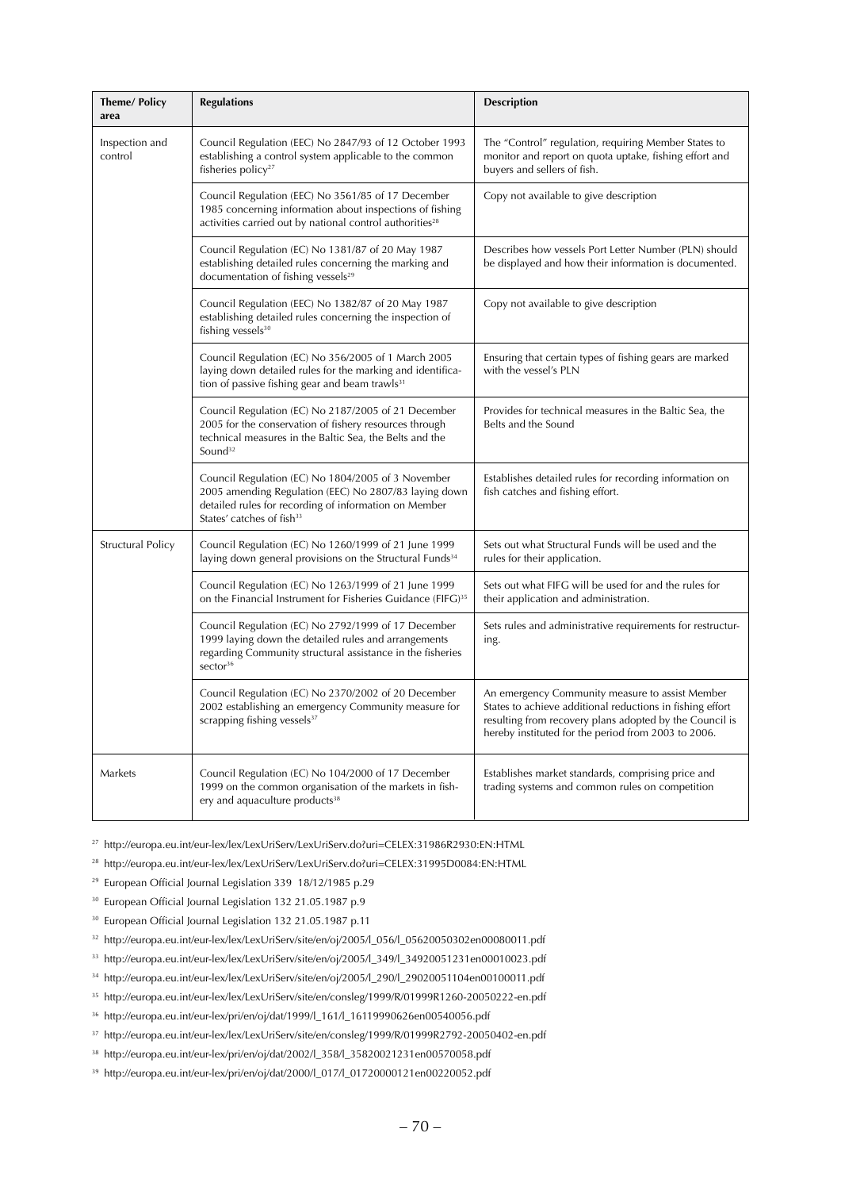| Theme/ Policy area | Regulations | Description |
|---|---|---|
| Inspection and control | Council Regulation (EEC) No 2847/93 of 12 October 1993 establishing a control system applicable to the common fisheries policy[27] | The "Control" regulation, requiring Member States to monitor and report on quota uptake, fishing effort and buyers and sellers of fish. |
| | Council Regulation (EEC) No 3561/85 of 17 December 1985 concerning information about inspections of fishing activities carried out by national control authorities[28] | Copy not available to give description |
| | Council Regulation (EC) No 1381/87 of 20 May 1987 establishing detailed rules concerning the marking and documentation of fishing vessels[29] | Describes how vessels Port Letter Number (PLN) should be displayed and how their information is documented. |
| | Council Regulation (EEC) No 1382/87 of 20 May 1987 establishing detailed rules concerning the inspection of fishing vessels[30] | Copy not available to give description |
| | Council Regulation (EC) No 356/2005 of 1 March 2005 laying down detailed rules for the marking and identification of passive fishing gear and beam trawls[31] | Ensuring that certain types of fishing gears are marked with the vessel's PLN |
| | Council Regulation (EC) No 2187/2005 of 21 December 2005 for the conservation of fishery resources through technical measures in the Baltic Sea, the Belts and the Sound[32] | Provides for technical measures in the Baltic Sea, the Belts and the Sound |
| | Council Regulation (EC) No 1804/2005 of 3 November 2005 amending Regulation (EEC) No 2807/83 laying down detailed rules for recording of information on Member States' catches of fish[33] | Establishes detailed rules for recording information on fish catches and fishing effort. |
| Structural Policy | Council Regulation (EC) No 1260/1999 of 21 June 1999 laying down general provisions on the Structural Funds[34] | Sets out what Structural Funds will be used and the rules for their application. |
| | Council Regulation (EC) No 1263/1999 of 21 June 1999 on the Financial Instrument for Fisheries Guidance (FIFG)[35] | Sets out what FIFG will be used for and the rules for their application and administration. |
| | Council Regulation (EC) No 2792/1999 of 17 December 1999 laying down the detailed rules and arrangements regarding Community structural assistance in the fisheries sector[36] | Sets rules and administrative requirements for restructuring. |
| | Council Regulation (EC) No 2370/2002 of 20 December 2002 establishing an emergency Community measure for scrapping fishing vessels[37] | An emergency Community measure to assist Member States to achieve additional reductions in fishing effort resulting from recovery plans adopted by the Council is hereby instituted for the period from 2003 to 2006. |
| Markets | Council Regulation (EC) No 104/2000 of 17 December 1999 on the common organisation of the markets in fishery and aquaculture products[38] | Establishes market standards, comprising price and trading systems and common rules on competition |

[27] http://europa.eu.int/eur-lex/lex/LexUriServ/LexUriServ.do?uri=CELEX:31986R2930:EN:HTML

[28] http://europa.eu.int/eur-lex/lex/LexUriServ/LexUriServ.do?uri=CELEX:31995D0084:EN:HTML

[29] European Official Journal Legislation 339 18/12/1985 p.29

[30] European Official Journal Legislation 132 21.05.1987 p.9

[30] European Official Journal Legislation 132 21.05.1987 p.11

[32] http://europa.eu.int/eur-lex/lex/LexUriServ/site/en/oj/2005/l_056/l_05620050302en00080011.pdf

[33] http://europa.eu.int/eur-lex/lex/LexUriServ/site/en/oj/2005/l_349/l_34920051231en00010023.pdf

[34] http://europa.eu.int/eur-lex/lex/LexUriServ/site/en/oj/2005/l_290/l_29020051104en00100011.pdf

[35] http://europa.eu.int/eur-lex/lex/LexUriServ/site/en/consleg/1999/R/01999R1260-20050222-en.pdf

[36] http://europa.eu.int/eur-lex/pri/en/oj/dat/1999/l_161/l_16119990626en00540056.pdf

[37] http://europa.eu.int/eur-lex/lex/LexUriServ/site/en/consleg/1999/R/01999R2792-20050402-en.pdf

[38] http://europa.eu.int/eur-lex/pri/en/oj/dat/2002/l_358/l_35820021231en00570058.pdf

[39] http://europa.eu.int/eur-lex/pri/en/oj/dat/2000/l_017/l_01720000121en00220052.pdf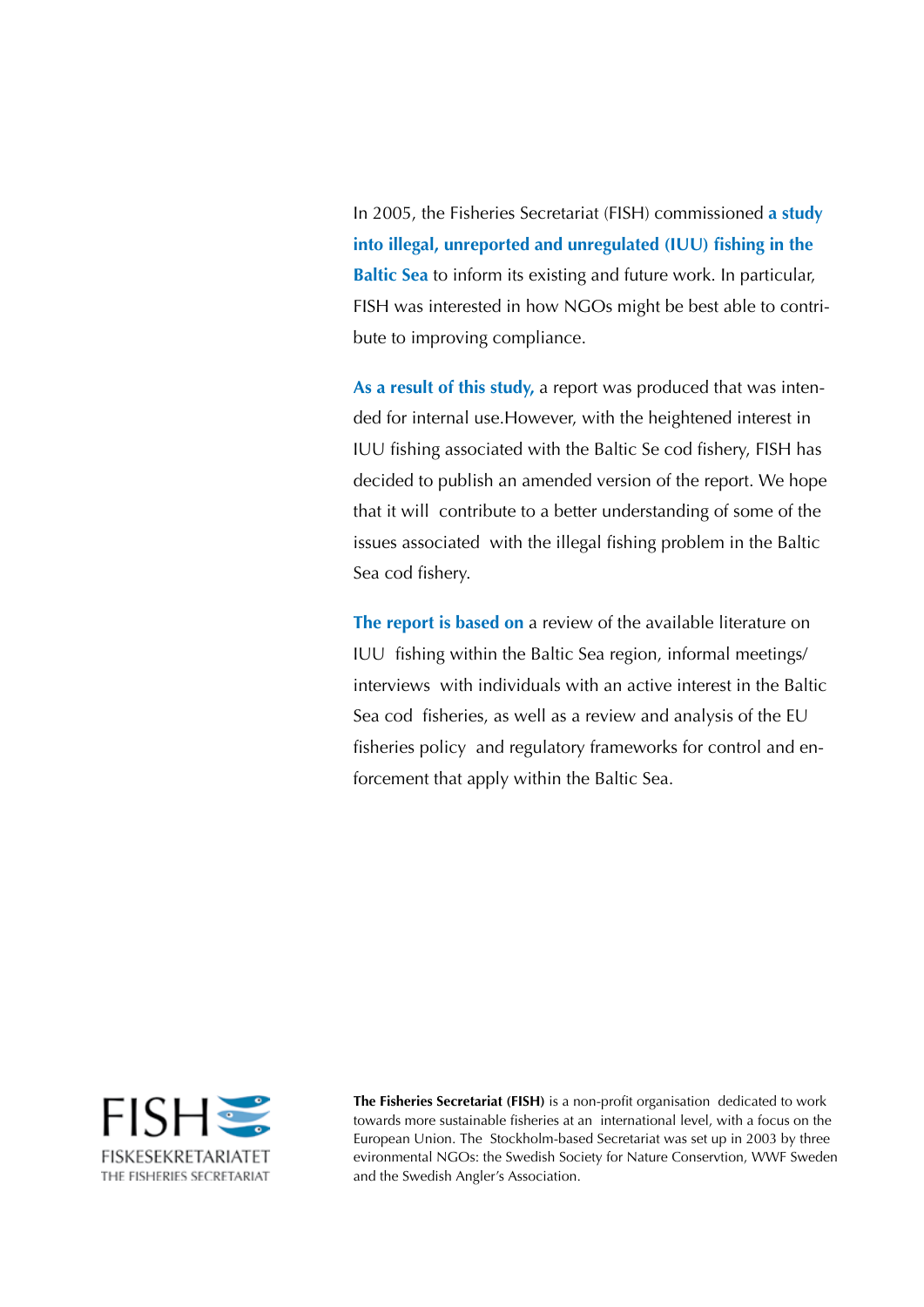In 2005, the Fisheries Secretariat (FISH) commissioned **a study into illegal, unreported and unregulated (IUU) fishing in the Baltic Sea** to inform its existing and future work. In particular, FISH was interested in how NGOs might be best able to contribute to improving compliance.

**As a result of this study,** a report was produced that was intended for internal use.However, with the heightened interest in IUU fishing associated with the Baltic Se cod fishery, FISH has decided to publish an amended version of the report. We hope that it will contribute to a better understanding of some of the issues associated with the illegal fishing problem in the Baltic Sea cod fishery.

**The report is based on** a review of the available literature on IUU fishing within the Baltic Sea region, informal meetings/ interviews with individuals with an active interest in the Baltic Sea cod fisheries, as well as a review and analysis of the EU fisheries policy and regulatory frameworks for control and enforcement that apply within the Baltic Sea.

FISH
FISKESEKRETARIATET
THE FISHERIES SECRETARIAT

**The Fisheries Secretariat (FISH)** is a non-profit organisation dedicated to work towards more sustainable fisheries at an international level, with a focus on the European Union. The Stockholm-based Secretariat was set up in 2003 by three evironmental NGOs: the Swedish Society for Nature Conservtion, WWF Sweden and the Swedish Angler's Association.